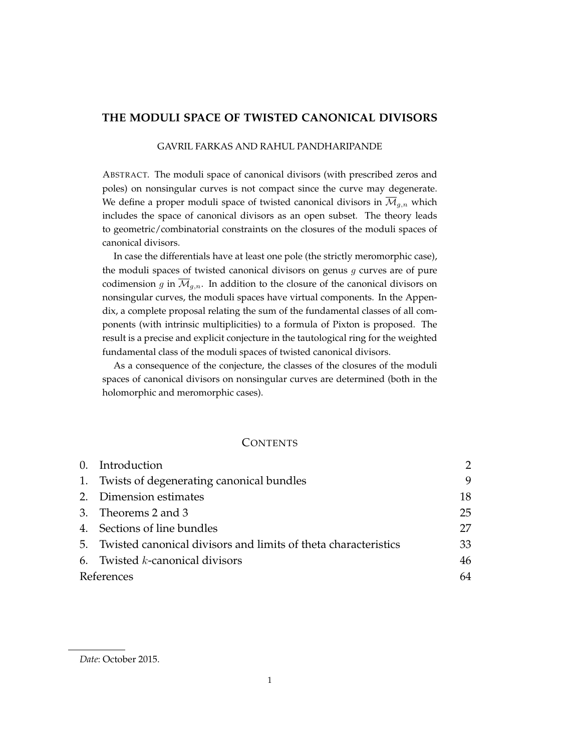# THE MODULI SPACE OF TWISTED CANONICAL DIVISORS

GAVRIL FARKAS AND RAHUL PANDHARIPANDE

ABSTRACT. The moduli space of canonical divisors (with prescribed zeros and poles) on nonsingular curves is not compact since the curve may degenerate. We define a proper moduli space of twisted canonical divisors in $\overline{\mathcal{M}}_{g,n}$ which includes the space of canonical divisors as an open subset. The theory leads to geometric/combinatorial constraints on the closures of the moduli spaces of canonical divisors.

In case the differentials have at least one pole (the strictly meromorphic case), the moduli spaces of twisted canonical divisors on genus $g$ curves are of pure codimension $g$ in $\overline{\mathcal{M}}_{g,n}$. In addition to the closure of the canonical divisors on nonsingular curves, the moduli spaces have virtual components. In the Appendix, a complete proposal relating the sum of the fundamental classes of all components (with intrinsic multiplicities) to a formula of Pixton is proposed. The result is a precise and explicit conjecture in the tautological ring for the weighted fundamental class of the moduli spaces of twisted canonical divisors.

As a consequence of the conjecture, the classes of the closures of the moduli spaces of canonical divisors on nonsingular curves are determined (both in the holomorphic and meromorphic cases).

## CONTENTS

| | | |
|---|---|---|
| 0. | Introduction | 2 |
| 1. | Twists of degenerating canonical bundles | 9 |
| 2. | Dimension estimates | 18 |
| 3. | Theorems 2 and 3 | 25 |
| 4. | Sections of line bundles | 27 |
| 5. | Twisted canonical divisors and limits of theta characteristics | 33 |
| 6. | Twisted $k$-canonical divisors | 46 |
| | References | 64 |

*Date*: October 2015.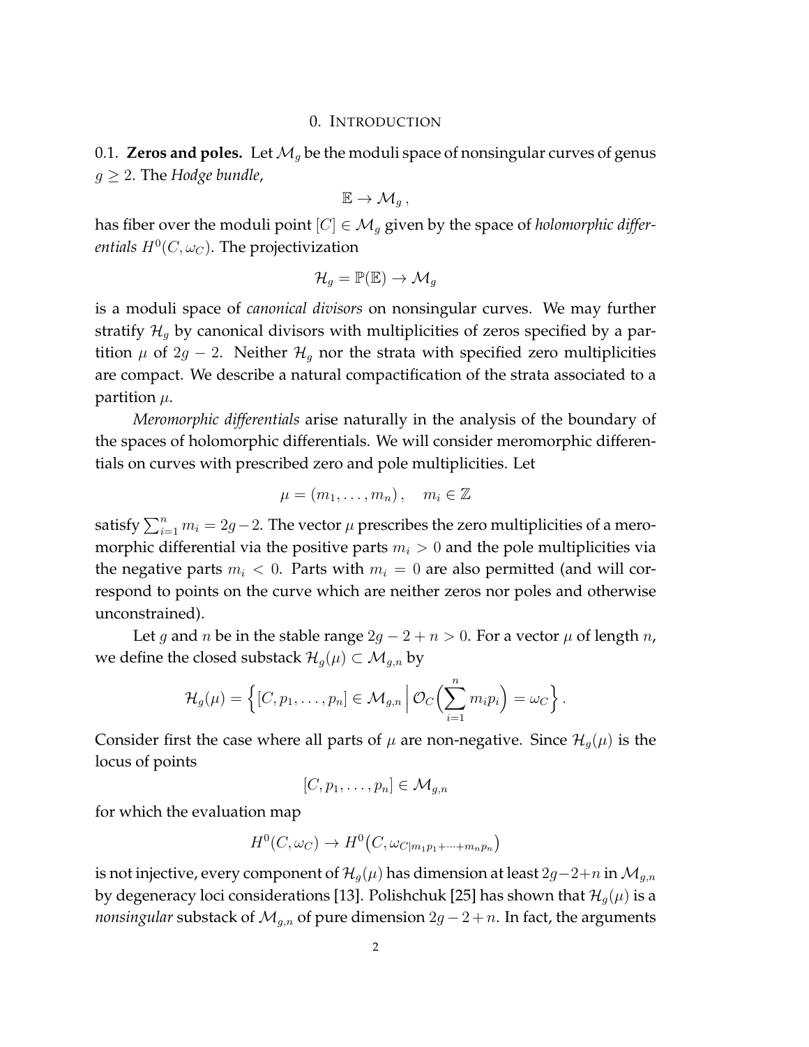# 0. Introduction

0.1. **Zeros and poles.** Let $\mathcal{M}_g$ be the moduli space of nonsingular curves of genus $g \geq 2$. The *Hodge bundle*,

$$\mathbb{E} \to \mathcal{M}_g \,,$$

has fiber over the moduli point $[C] \in \mathcal{M}_g$ given by the space of *holomorphic differentials* $H^0(C, \omega_C)$. The projectivization

$$\mathcal{H}_g = \mathbb{P}(\mathbb{E}) \to \mathcal{M}_g$$

is a moduli space of *canonical divisors* on nonsingular curves. We may further stratify $\mathcal{H}_g$ by canonical divisors with multiplicities of zeros specified by a partition $\mu$ of $2g-2$. Neither $\mathcal{H}_g$ nor the strata with specified zero multiplicities are compact. We describe a natural compactification of the strata associated to a partition $\mu$.

*Meromorphic differentials* arise naturally in the analysis of the boundary of the spaces of holomorphic differentials. We will consider meromorphic differentials on curves with prescribed zero and pole multiplicities. Let

$$\mu = (m_1, \ldots, m_n)\,, \quad m_i \in \mathbb{Z}$$

satisfy $\sum_{i=1}^n m_i = 2g-2$. The vector $\mu$ prescribes the zero multiplicities of a meromorphic differential via the positive parts $m_i > 0$ and the pole multiplicities via the negative parts $m_i < 0$. Parts with $m_i = 0$ are also permitted (and will correspond to points on the curve which are neither zeros nor poles and otherwise unconstrained).

Let $g$ and $n$ be in the stable range $2g-2+n > 0$. For a vector $\mu$ of length $n$, we define the closed substack $\mathcal{H}_g(\mu) \subset \mathcal{M}_{g,n}$ by

$$\mathcal{H}_g(\mu) = \left\{ [C, p_1, \ldots, p_n] \in \mathcal{M}_{g,n} \,\middle|\, \mathcal{O}_C\Big(\sum_{i=1}^n m_i p_i\Big) = \omega_C \right\}.$$

Consider first the case where all parts of $\mu$ are non-negative. Since $\mathcal{H}_g(\mu)$ is the locus of points

$$[C, p_1, \ldots, p_n] \in \mathcal{M}_{g,n}$$

for which the evaluation map

$$H^0(C, \omega_C) \to H^0\big(C, \omega_{C|m_1p_1 + \cdots + m_np_n}\big)$$

is not injective, every component of $\mathcal{H}_g(\mu)$ has dimension at least $2g-2+n$ in $\mathcal{M}_{g,n}$ by degeneracy loci considerations [13]. Polishchuk [25] has shown that $\mathcal{H}_g(\mu)$ is a *nonsingular* substack of $\mathcal{M}_{g,n}$ of pure dimension $2g-2+n$. In fact, the arguments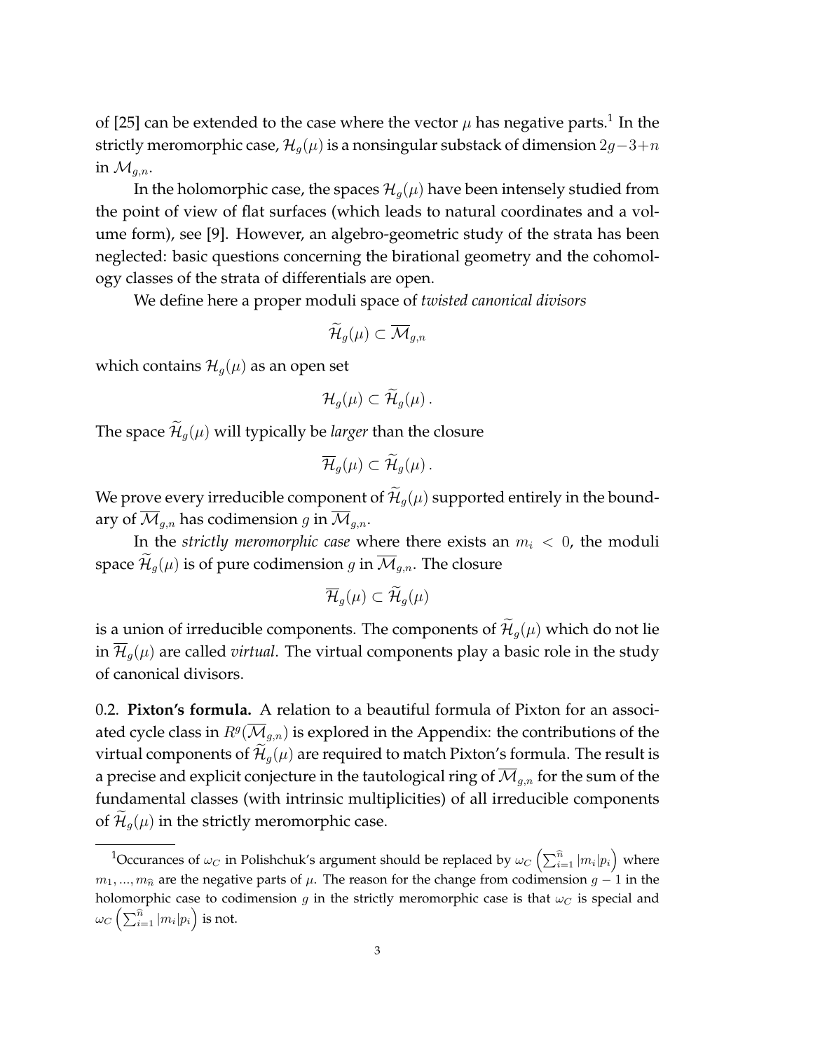of [25] can be extended to the case where the vector $\mu$ has negative parts.[1] In the strictly meromorphic case, $\mathcal{H}_g(\mu)$ is a nonsingular substack of dimension $2g-3+n$ in $\mathcal{M}_{g,n}$.

In the holomorphic case, the spaces $\mathcal{H}_g(\mu)$ have been intensely studied from the point of view of flat surfaces (which leads to natural coordinates and a volume form), see [9]. However, an algebro-geometric study of the strata has been neglected: basic questions concerning the birational geometry and the cohomology classes of the strata of differentials are open.

We define here a proper moduli space of *twisted canonical divisors*

$$\widetilde{\mathcal{H}}_g(\mu) \subset \overline{\mathcal{M}}_{g,n}$$

which contains $\mathcal{H}_g(\mu)$ as an open set

$$\mathcal{H}_g(\mu) \subset \widetilde{\mathcal{H}}_g(\mu)\,.$$

The space $\widetilde{\mathcal{H}}_g(\mu)$ will typically be *larger* than the closure

$$\overline{\mathcal{H}}_g(\mu) \subset \widetilde{\mathcal{H}}_g(\mu)\,.$$

We prove every irreducible component of $\widetilde{\mathcal{H}}_g(\mu)$ supported entirely in the boundary of $\overline{\mathcal{M}}_{g,n}$ has codimension $g$ in $\overline{\mathcal{M}}_{g,n}$.

In the *strictly meromorphic case* where there exists an $m_i < 0$, the moduli space $\widetilde{\mathcal{H}}_g(\mu)$ is of pure codimension $g$ in $\overline{\mathcal{M}}_{g,n}$. The closure

$$\overline{\mathcal{H}}_g(\mu) \subset \widetilde{\mathcal{H}}_g(\mu)$$

is a union of irreducible components. The components of $\widetilde{\mathcal{H}}_g(\mu)$ which do not lie in $\overline{\mathcal{H}}_g(\mu)$ are called *virtual*. The virtual components play a basic role in the study of canonical divisors.

0.2. **Pixton's formula.** A relation to a beautiful formula of Pixton for an associated cycle class in $R^g(\overline{\mathcal{M}}_{g,n})$ is explored in the Appendix: the contributions of the virtual components of $\widetilde{\mathcal{H}}_g(\mu)$ are required to match Pixton's formula. The result is a precise and explicit conjecture in the tautological ring of $\overline{\mathcal{M}}_{g,n}$ for the sum of the fundamental classes (with intrinsic multiplicities) of all irreducible components of $\widetilde{\mathcal{H}}_g(\mu)$ in the strictly meromorphic case.

---

[1] Occurances of $\omega_C$ in Polishchuk's argument should be replaced by $\omega_C\left(\sum_{i=1}^{\widehat{n}} |m_i| p_i\right)$ where $m_1, ..., m_{\widehat{n}}$ are the negative parts of $\mu$. The reason for the change from codimension $g-1$ in the holomorphic case to codimension $g$ in the strictly meromorphic case is that $\omega_C$ is special and $\omega_C\left(\sum_{i=1}^{\widehat{n}} |m_i| p_i\right)$ is not.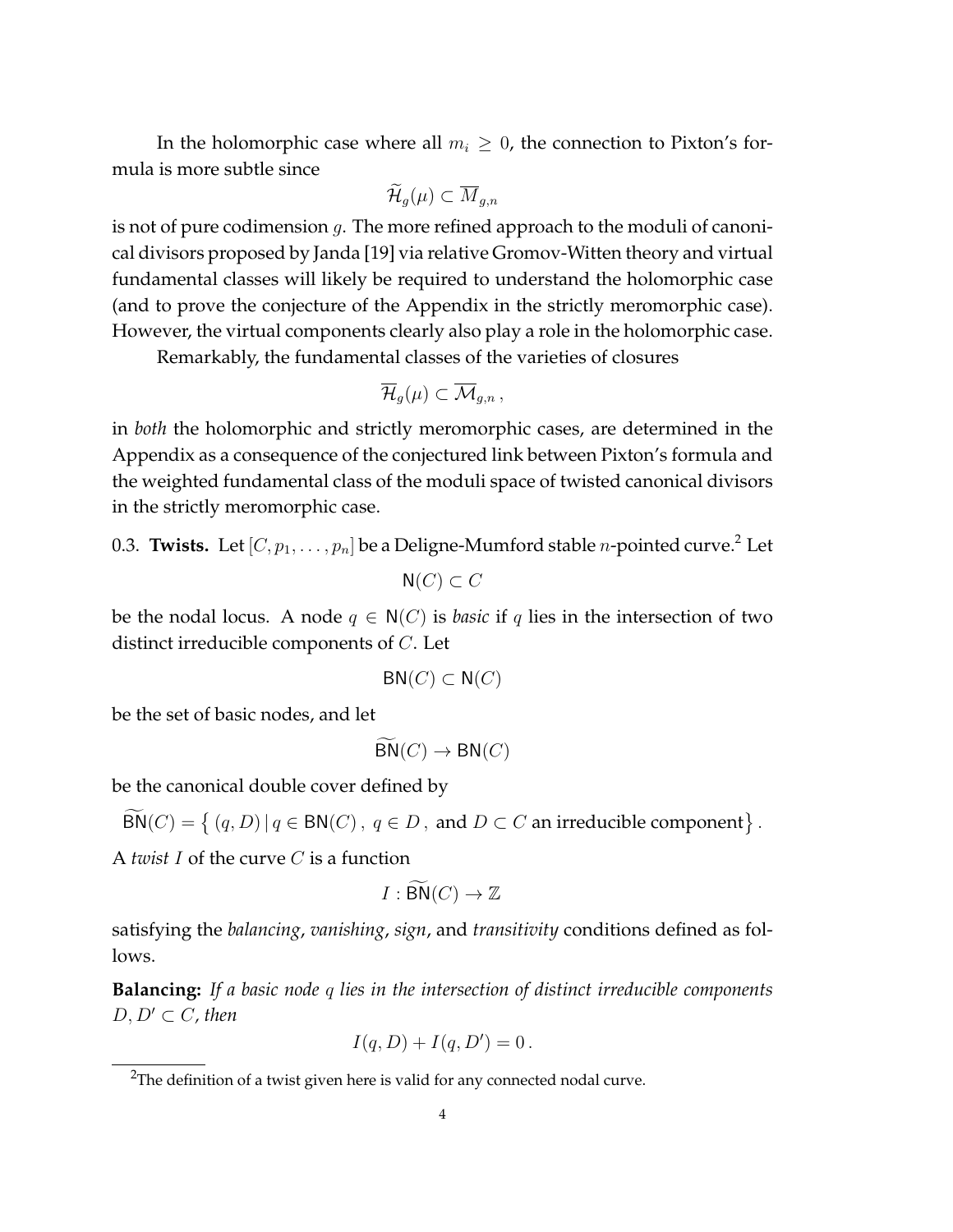In the holomorphic case where all $m_i \geq 0$, the connection to Pixton's formula is more subtle since

$$\widetilde{\mathcal{H}}_g(\mu) \subset \overline{M}_{g,n}$$

is not of pure codimension $g$. The more refined approach to the moduli of canonical divisors proposed by Janda [19] via relative Gromov-Witten theory and virtual fundamental classes will likely be required to understand the holomorphic case (and to prove the conjecture of the Appendix in the strictly meromorphic case). However, the virtual components clearly also play a role in the holomorphic case.

Remarkably, the fundamental classes of the varieties of closures

$$\overline{\mathcal{H}}_g(\mu) \subset \overline{\mathcal{M}}_{g,n}\,,$$

in *both* the holomorphic and strictly meromorphic cases, are determined in the Appendix as a consequence of the conjectured link between Pixton's formula and the weighted fundamental class of the moduli space of twisted canonical divisors in the strictly meromorphic case.

0.3. **Twists.** Let $[C, p_1, \ldots, p_n]$ be a Deligne-Mumford stable $n$-pointed curve.[2] Let

$$\mathsf{N}(C) \subset C$$

be the nodal locus. A node $q \in \mathsf{N}(C)$ is *basic* if $q$ lies in the intersection of two distinct irreducible components of $C$. Let

$$\mathsf{BN}(C) \subset \mathsf{N}(C)$$

be the set of basic nodes, and let

$$\widetilde{\mathsf{BN}}(C) \to \mathsf{BN}(C)$$

be the canonical double cover defined by

$$\widetilde{\mathsf{BN}}(C) = \left\{ (q, D) \,|\, q \in \mathsf{BN}(C)\,,\ q \in D\,,\ \text{and } D \subset C \text{ an irreducible component} \right\}.$$

A *twist* $I$ of the curve $C$ is a function

$$I : \widetilde{\mathsf{BN}}(C) \to \mathbb{Z}$$

satisfying the *balancing*, *vanishing*, *sign*, and *transitivity* conditions defined as follows.

**Balancing:** *If a basic node $q$ lies in the intersection of distinct irreducible components $D, D' \subset C$, then*

$$I(q, D) + I(q, D') = 0\,.$$

[2] The definition of a twist given here is valid for any connected nodal curve.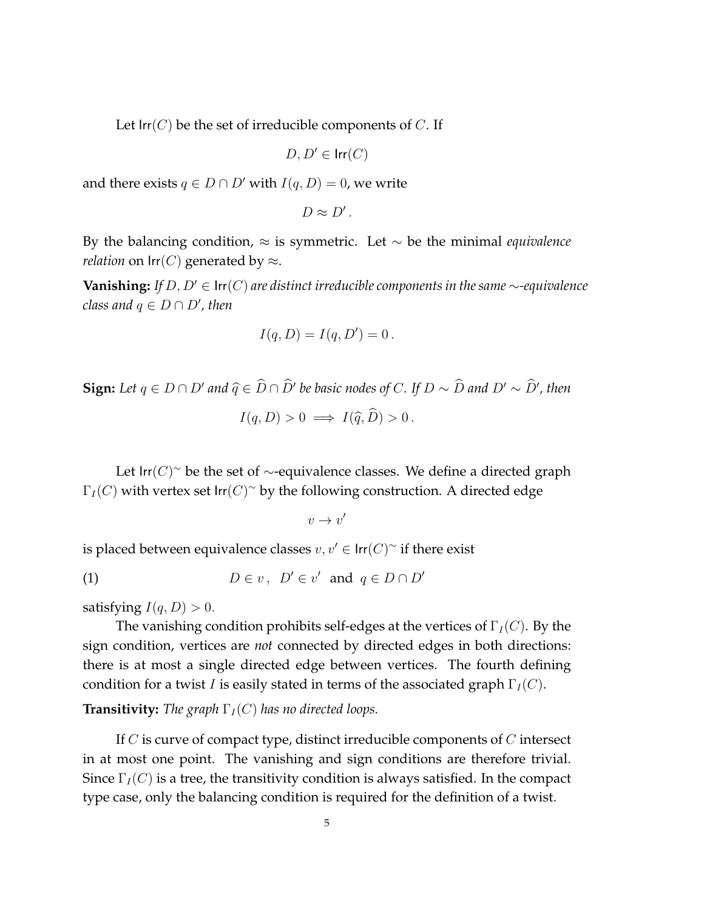Let $\mathsf{Irr}(C)$ be the set of irreducible components of $C$. If

$$D, D' \in \mathsf{Irr}(C)$$

and there exists $q \in D \cap D'$ with $I(q, D) = 0$, we write

$$D \approx D' .$$

By the balancing condition, $\approx$ is symmetric. Let $\sim$ be the minimal *equivalence relation* on $\mathsf{Irr}(C)$ generated by $\approx$.

**Vanishing:** *If $D, D' \in \mathsf{Irr}(C)$ are distinct irreducible components in the same $\sim$-equivalence class and $q \in D \cap D'$, then*

$$I(q, D) = I(q, D') = 0 .$$

**Sign:** *Let $q \in D \cap D'$ and $\widehat{q} \in \widehat{D} \cap \widehat{D}'$ be basic nodes of $C$. If $D \sim \widehat{D}$ and $D' \sim \widehat{D}'$, then*

$$I(q, D) > 0 \implies I(\widehat{q}, \widehat{D}) > 0 .$$

Let $\mathsf{Irr}(C)^\sim$ be the set of $\sim$-equivalence classes. We define a directed graph $\Gamma_I(C)$ with vertex set $\mathsf{Irr}(C)^\sim$ by the following construction. A directed edge

$$v \to v'$$

is placed between equivalence classes $v, v' \in \mathsf{Irr}(C)^\sim$ if there exist

$$D \in v\,, \quad D' \in v' \quad \text{and} \quad q \in D \cap D' \tag{1}$$

satisfying $I(q, D) > 0$.

The vanishing condition prohibits self-edges at the vertices of $\Gamma_I(C)$. By the sign condition, vertices are *not* connected by directed edges in both directions: there is at most a single directed edge between vertices. The fourth defining condition for a twist $I$ is easily stated in terms of the associated graph $\Gamma_I(C)$.

**Transitivity:** *The graph $\Gamma_I(C)$ has no directed loops.*

If $C$ is curve of compact type, distinct irreducible components of $C$ intersect in at most one point. The vanishing and sign conditions are therefore trivial. Since $\Gamma_I(C)$ is a tree, the transitivity condition is always satisfied. In the compact type case, only the balancing condition is required for the definition of a twist.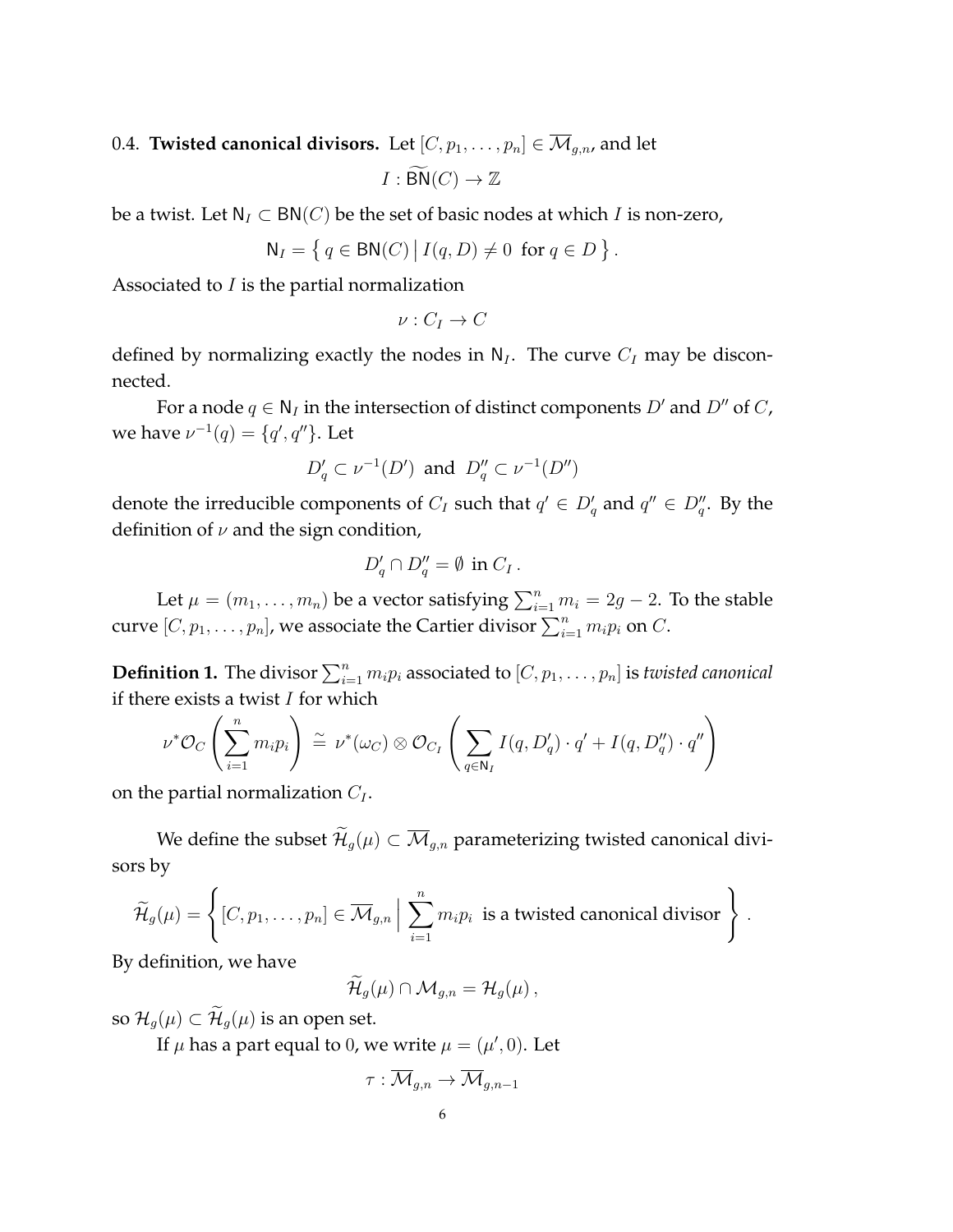0.4. **Twisted canonical divisors.** Let $[C, p_1, \ldots, p_n] \in \overline{\mathcal{M}}_{g,n}$, and let

$$I : \widetilde{\mathsf{BN}}(C) \to \mathbb{Z}$$

be a twist. Let $\mathsf{N}_I \subset \mathsf{BN}(C)$ be the set of basic nodes at which $I$ is non-zero,

$$\mathsf{N}_I = \left\{ q \in \mathsf{BN}(C) \,\middle|\, I(q, D) \neq 0 \ \text{ for } q \in D \right\}.$$

Associated to $I$ is the partial normalization

$$\nu : C_I \to C$$

defined by normalizing exactly the nodes in $\mathsf{N}_I$. The curve $C_I$ may be disconnected.

For a node $q \in \mathsf{N}_I$ in the intersection of distinct components $D'$ and $D''$ of $C$, we have $\nu^{-1}(q) = \{q', q''\}$. Let

$$D'_q \subset \nu^{-1}(D') \ \text{ and } \ D''_q \subset \nu^{-1}(D'')$$

denote the irreducible components of $C_I$ such that $q' \in D'_q$ and $q'' \in D''_q$. By the definition of $\nu$ and the sign condition,

$$D'_q \cap D''_q = \emptyset \ \text{ in } C_I\,.$$

Let $\mu = (m_1, \ldots, m_n)$ be a vector satisfying $\sum_{i=1}^n m_i = 2g-2$. To the stable curve $[C, p_1, \ldots, p_n]$, we associate the Cartier divisor $\sum_{i=1}^n m_i p_i$ on $C$.

**Definition 1.** The divisor $\sum_{i=1}^n m_i p_i$ associated to $[C, p_1, \ldots, p_n]$ is *twisted canonical* if there exists a twist $I$ for which

$$\nu^* \mathcal{O}_C\left(\sum_{i=1}^n m_i p_i\right) \stackrel{\sim}{=} \nu^*(\omega_C) \otimes \mathcal{O}_{C_I}\left(\sum_{q \in \mathsf{N}_I} I(q, D'_q) \cdot q' + I(q, D''_q) \cdot q''\right)$$

on the partial normalization $C_I$.

We define the subset $\widetilde{\mathcal{H}}_g(\mu) \subset \overline{\mathcal{M}}_{g,n}$ parameterizing twisted canonical divisors by

$$\widetilde{\mathcal{H}}_g(\mu) = \left\{ [C, p_1, \ldots, p_n] \in \overline{\mathcal{M}}_{g,n} \,\middle|\, \sum_{i=1}^n m_i p_i \ \text{ is a twisted canonical divisor} \right\}.$$

By definition, we have

$$\widetilde{\mathcal{H}}_g(\mu) \cap \mathcal{M}_{g,n} = \mathcal{H}_g(\mu)\,,$$

so $\mathcal{H}_g(\mu) \subset \widetilde{\mathcal{H}}_g(\mu)$ is an open set.

If $\mu$ has a part equal to $0$, we write $\mu = (\mu', 0)$. Let

$$\tau : \overline{\mathcal{M}}_{g,n} \to \overline{\mathcal{M}}_{g,n-1}$$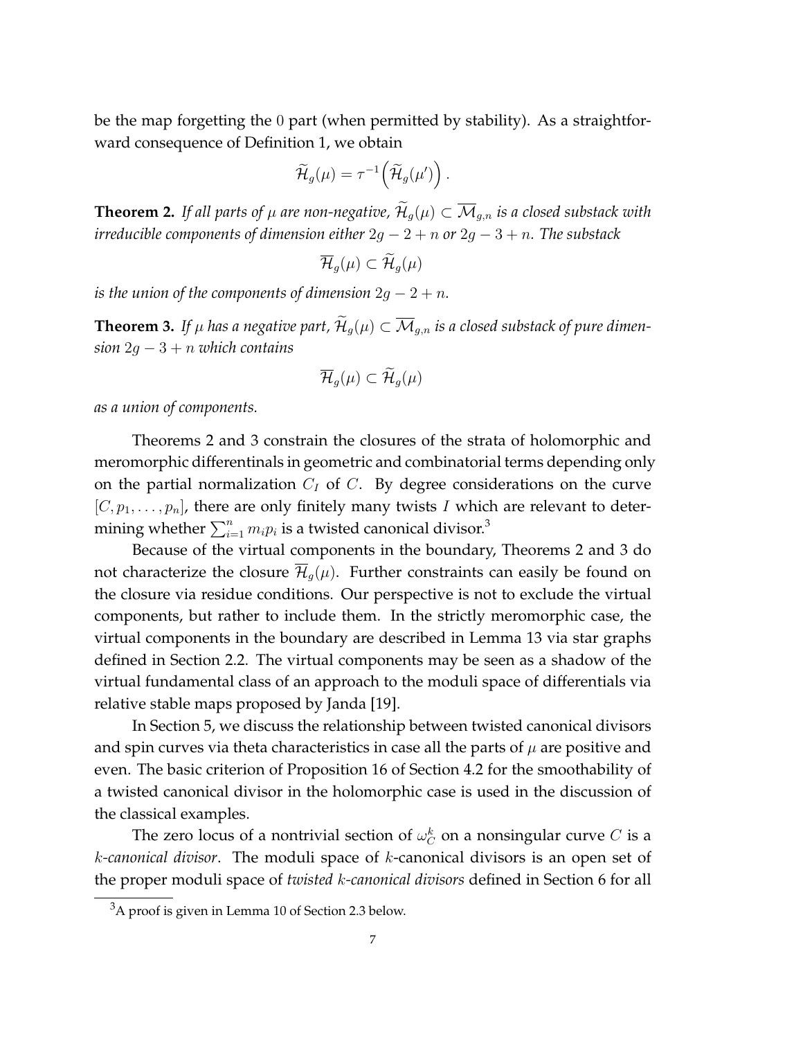be the map forgetting the $0$ part (when permitted by stability). As a straightforward consequence of Definition 1, we obtain

$$\widetilde{\mathcal{H}}_g(\mu) = \tau^{-1}\Big(\widetilde{\mathcal{H}}_g(\mu')\Big)\,.$$

**Theorem 2.** *If all parts of $\mu$ are non-negative, $\widetilde{\mathcal{H}}_g(\mu) \subset \overline{\mathcal{M}}_{g,n}$ is a closed substack with irreducible components of dimension either $2g-2+n$ or $2g-3+n$. The substack*

$$\overline{\mathcal{H}}_g(\mu) \subset \widetilde{\mathcal{H}}_g(\mu)$$

*is the union of the components of dimension $2g-2+n$.*

**Theorem 3.** *If $\mu$ has a negative part, $\widetilde{\mathcal{H}}_g(\mu) \subset \overline{\mathcal{M}}_{g,n}$ is a closed substack of pure dimension $2g-3+n$ which contains*

$$\overline{\mathcal{H}}_g(\mu) \subset \widetilde{\mathcal{H}}_g(\mu)$$

*as a union of components.*

Theorems 2 and 3 constrain the closures of the strata of holomorphic and meromorphic differentinals in geometric and combinatorial terms depending only on the partial normalization $C_I$ of $C$. By degree considerations on the curve $[C, p_1, \ldots, p_n]$, there are only finitely many twists $I$ which are relevant to determining whether $\sum_{i=1}^n m_i p_i$ is a twisted canonical divisor.[3]

Because of the virtual components in the boundary, Theorems 2 and 3 do not characterize the closure $\overline{\mathcal{H}}_g(\mu)$. Further constraints can easily be found on the closure via residue conditions. Our perspective is not to exclude the virtual components, but rather to include them. In the strictly meromorphic case, the virtual components in the boundary are described in Lemma 13 via star graphs defined in Section 2.2. The virtual components may be seen as a shadow of the virtual fundamental class of an approach to the moduli space of differentials via relative stable maps proposed by Janda [19].

In Section 5, we discuss the relationship between twisted canonical divisors and spin curves via theta characteristics in case all the parts of $\mu$ are positive and even. The basic criterion of Proposition 16 of Section 4.2 for the smoothability of a twisted canonical divisor in the holomorphic case is used in the discussion of the classical examples.

The zero locus of a nontrivial section of $\omega_C^k$ on a nonsingular curve $C$ is a *$k$-canonical divisor*. The moduli space of $k$-canonical divisors is an open set of the proper moduli space of *twisted $k$-canonical divisors* defined in Section 6 for all

[3] A proof is given in Lemma 10 of Section 2.3 below.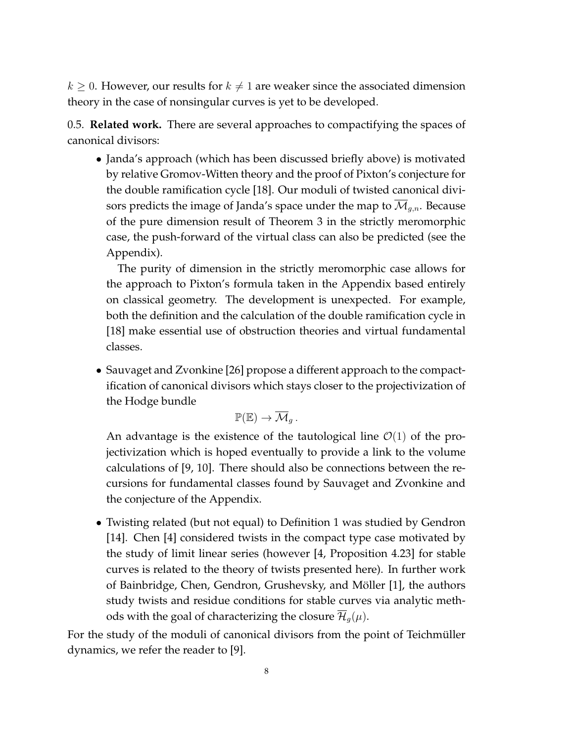$k \geq 0$. However, our results for $k \neq 1$ are weaker since the associated dimension theory in the case of nonsingular curves is yet to be developed.

0.5. **Related work.** There are several approaches to compactifying the spaces of canonical divisors:

- Janda's approach (which has been discussed briefly above) is motivated by relative Gromov-Witten theory and the proof of Pixton's conjecture for the double ramification cycle [18]. Our moduli of twisted canonical divisors predicts the image of Janda's space under the map to $\overline{\mathcal{M}}_{g,n}$. Because of the pure dimension result of Theorem 3 in the strictly meromorphic case, the push-forward of the virtual class can also be predicted (see the Appendix).

  The purity of dimension in the strictly meromorphic case allows for the approach to Pixton's formula taken in the Appendix based entirely on classical geometry. The development is unexpected. For example, both the definition and the calculation of the double ramification cycle in [18] make essential use of obstruction theories and virtual fundamental classes.

- Sauvaget and Zvonkine [26] propose a different approach to the compactification of canonical divisors which stays closer to the projectivization of the Hodge bundle

  $$\mathbb{P}(\mathbb{E}) \to \overline{\mathcal{M}}_g \, .$$

  An advantage is the existence of the tautological line $\mathcal{O}(1)$ of the projectivization which is hoped eventually to provide a link to the volume calculations of [9, 10]. There should also be connections between the recursions for fundamental classes found by Sauvaget and Zvonkine and the conjecture of the Appendix.

- Twisting related (but not equal) to Definition 1 was studied by Gendron [14]. Chen [4] considered twists in the compact type case motivated by the study of limit linear series (however [4, Proposition 4.23] for stable curves is related to the theory of twists presented here). In further work of Bainbridge, Chen, Gendron, Grushevsky, and Möller [1], the authors study twists and residue conditions for stable curves via analytic methods with the goal of characterizing the closure $\overline{\mathcal{H}}_g(\mu)$.

For the study of the moduli of canonical divisors from the point of Teichmüller dynamics, we refer the reader to [9].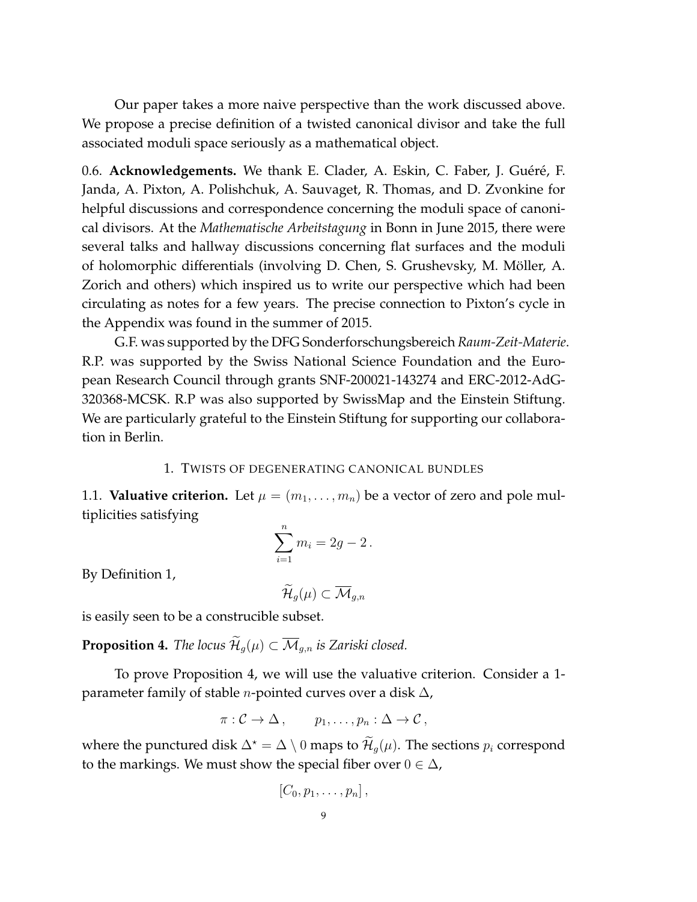Our paper takes a more naive perspective than the work discussed above. We propose a precise definition of a twisted canonical divisor and take the full associated moduli space seriously as a mathematical object.

0.6. **Acknowledgements.** We thank E. Clader, A. Eskin, C. Faber, J. Guéré, F. Janda, A. Pixton, A. Polishchuk, A. Sauvaget, R. Thomas, and D. Zvonkine for helpful discussions and correspondence concerning the moduli space of canonical divisors. At the *Mathematische Arbeitstagung* in Bonn in June 2015, there were several talks and hallway discussions concerning flat surfaces and the moduli of holomorphic differentials (involving D. Chen, S. Grushevsky, M. Möller, A. Zorich and others) which inspired us to write our perspective which had been circulating as notes for a few years. The precise connection to Pixton's cycle in the Appendix was found in the summer of 2015.

G.F. was supported by the DFG Sonderforschungsbereich *Raum-Zeit-Materie*. R.P. was supported by the Swiss National Science Foundation and the European Research Council through grants SNF-200021-143274 and ERC-2012-AdG-320368-MCSK. R.P was also supported by SwissMap and the Einstein Stiftung. We are particularly grateful to the Einstein Stiftung for supporting our collaboration in Berlin.

## 1. Twists of degenerating canonical bundles

1.1. **Valuative criterion.** Let $\mu = (m_1, \ldots, m_n)$ be a vector of zero and pole multiplicities satisfying

$$\sum_{i=1}^{n} m_i = 2g - 2\,.$$

By Definition 1,

$$\widetilde{\mathcal{H}}_g(\mu) \subset \overline{\mathcal{M}}_{g,n}$$

is easily seen to be a construcible subset.

**Proposition 4.** *The locus $\widetilde{\mathcal{H}}_g(\mu) \subset \overline{\mathcal{M}}_{g,n}$ is Zariski closed.*

To prove Proposition 4, we will use the valuative criterion. Consider a 1-parameter family of stable $n$-pointed curves over a disk $\Delta$,

$$\pi : \mathcal{C} \to \Delta\,, \qquad p_1, \ldots, p_n : \Delta \to \mathcal{C}\,,$$

where the punctured disk $\Delta^\star = \Delta \setminus 0$ maps to $\widetilde{\mathcal{H}}_g(\mu)$. The sections $p_i$ correspond to the markings. We must show the special fiber over $0 \in \Delta$,

$$[C_0, p_1, \ldots, p_n]\,,$$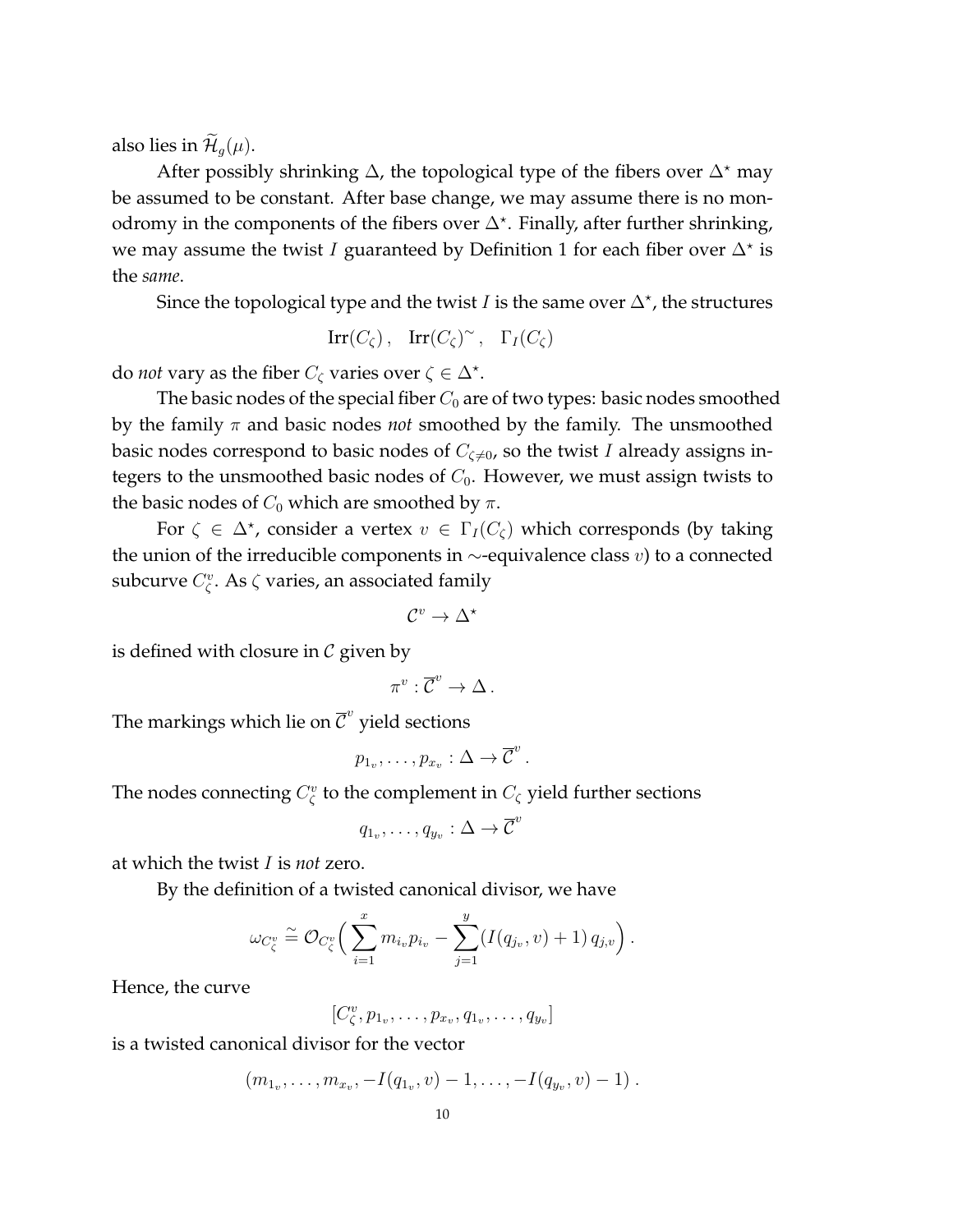also lies in $\widetilde{\mathcal{H}}_g(\mu)$.

After possibly shrinking $\Delta$, the topological type of the fibers over $\Delta^\star$ may be assumed to be constant. After base change, we may assume there is no monodromy in the components of the fibers over $\Delta^\star$. Finally, after further shrinking, we may assume the twist $I$ guaranteed by Definition 1 for each fiber over $\Delta^\star$ is the *same*.

Since the topological type and the twist $I$ is the same over $\Delta^\star$, the structures

$$\text{Irr}(C_\zeta)\,, \quad \text{Irr}(C_\zeta)^\sim\,, \quad \Gamma_I(C_\zeta)$$

do *not* vary as the fiber $C_\zeta$ varies over $\zeta \in \Delta^\star$.

The basic nodes of the special fiber $C_0$ are of two types: basic nodes smoothed by the family $\pi$ and basic nodes *not* smoothed by the family. The unsmoothed basic nodes correspond to basic nodes of $C_{\zeta \neq 0}$, so the twist $I$ already assigns integers to the unsmoothed basic nodes of $C_0$. However, we must assign twists to the basic nodes of $C_0$ which are smoothed by $\pi$.

For $\zeta \in \Delta^\star$, consider a vertex $v \in \Gamma_I(C_\zeta)$ which corresponds (by taking the union of the irreducible components in $\sim$-equivalence class $v$) to a connected subcurve $C^v_\zeta$. As $\zeta$ varies, an associated family

$$\mathcal{C}^v \to \Delta^\star$$

is defined with closure in $\mathcal{C}$ given by

$$\pi^v : \overline{\mathcal{C}}^v \to \Delta\,.$$

The markings which lie on $\overline{\mathcal{C}}^v$ yield sections

$$p_{1_v}, \ldots, p_{x_v} : \Delta \to \overline{\mathcal{C}}^v\,.$$

The nodes connecting $C^v_\zeta$ to the complement in $C_\zeta$ yield further sections

$$q_{1_v}, \ldots, q_{y_v} : \Delta \to \overline{\mathcal{C}}^v$$

at which the twist $I$ is *not* zero.

By the definition of a twisted canonical divisor, we have

$$\omega_{C^v_\zeta} \stackrel{\sim}{=} \mathcal{O}_{C^v_\zeta}\Big(\sum_{i=1}^{x} m_{i_v} p_{i_v} - \sum_{j=1}^{y} (I(q_{j_v}, v) + 1)\, q_{j,v}\Big)\,.$$

Hence, the curve

$$[C^v_\zeta, p_{1_v}, \ldots, p_{x_v}, q_{1_v}, \ldots, q_{y_v}]$$

is a twisted canonical divisor for the vector

$$(m_{1_v}, \ldots, m_{x_v}, -I(q_{1_v}, v) - 1, \ldots, -I(q_{y_v}, v) - 1)\,.$$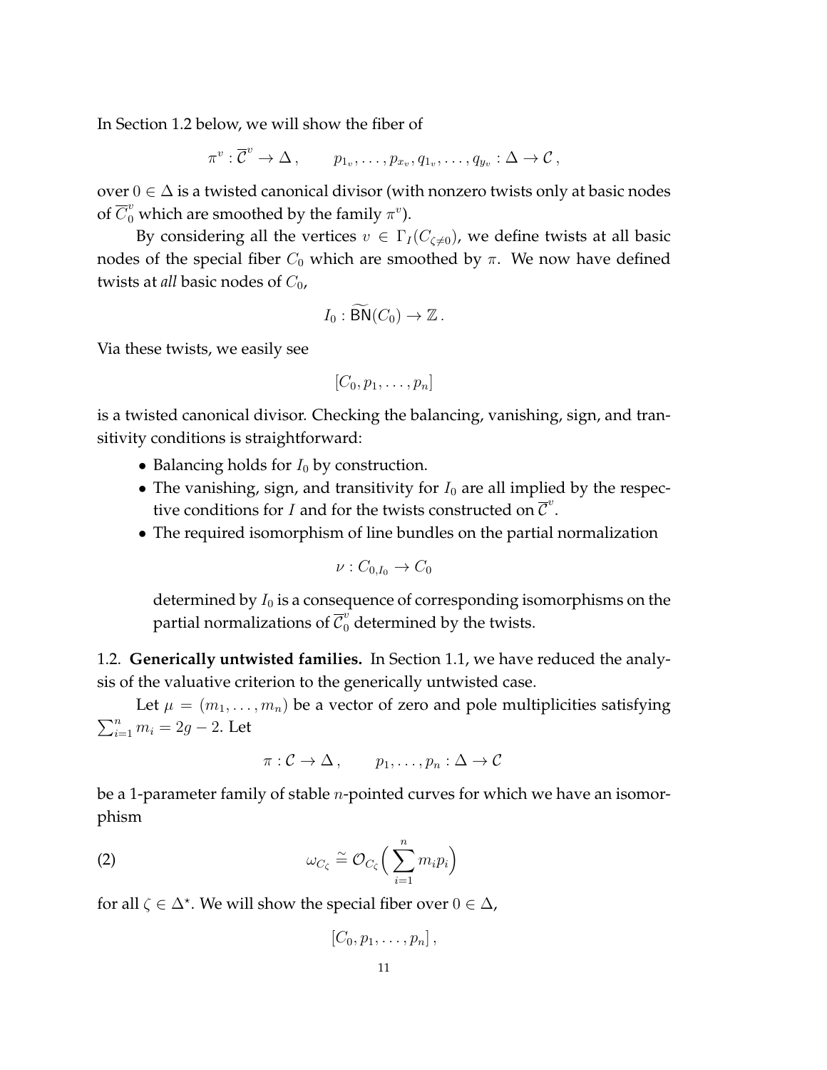In Section 1.2 below, we will show the fiber of

$$\pi^v : \overline{\mathcal{C}}^v \to \Delta\,, \qquad p_{1_v}, \ldots, p_{x_v}, q_{1_v}, \ldots, q_{y_v} : \Delta \to \mathcal{C}\,,$$

over $0 \in \Delta$ is a twisted canonical divisor (with nonzero twists only at basic nodes of $\overline{C}_0^v$ which are smoothed by the family $\pi^v$).

By considering all the vertices $v \in \Gamma_I(C_{\zeta\neq 0})$, we define twists at all basic nodes of the special fiber $C_0$ which are smoothed by $\pi$. We now have defined twists at *all* basic nodes of $C_0$,

$$I_0 : \widetilde{\mathsf{BN}}(C_0) \to \mathbb{Z}\,.$$

Via these twists, we easily see

$$[C_0, p_1, \ldots, p_n]$$

is a twisted canonical divisor. Checking the balancing, vanishing, sign, and transitivity conditions is straightforward:

- Balancing holds for $I_0$ by construction.
- The vanishing, sign, and transitivity for $I_0$ are all implied by the respective conditions for $I$ and for the twists constructed on $\overline{\mathcal{C}}^v$.
- The required isomorphism of line bundles on the partial normalization

  $$\nu : C_{0,I_0} \to C_0$$

  determined by $I_0$ is a consequence of corresponding isomorphisms on the partial normalizations of $\overline{C}_0^v$ determined by the twists.

1.2. **Generically untwisted families.** In Section 1.1, we have reduced the analysis of the valuative criterion to the generically untwisted case.

Let $\mu = (m_1, \ldots, m_n)$ be a vector of zero and pole multiplicities satisfying $\sum_{i=1}^n m_i = 2g-2$. Let

$$\pi : \mathcal{C} \to \Delta\,, \qquad p_1, \ldots, p_n : \Delta \to \mathcal{C}$$

be a 1-parameter family of stable $n$-pointed curves for which we have an isomorphism

$$\omega_{C_\zeta} \stackrel{\sim}{=} \mathcal{O}_{C_\zeta}\Big(\sum_{i=1}^n m_i p_i\Big) \tag{2}$$

for all $\zeta \in \Delta^\star$. We will show the special fiber over $0 \in \Delta$,

$$[C_0, p_1, \ldots, p_n]\,,$$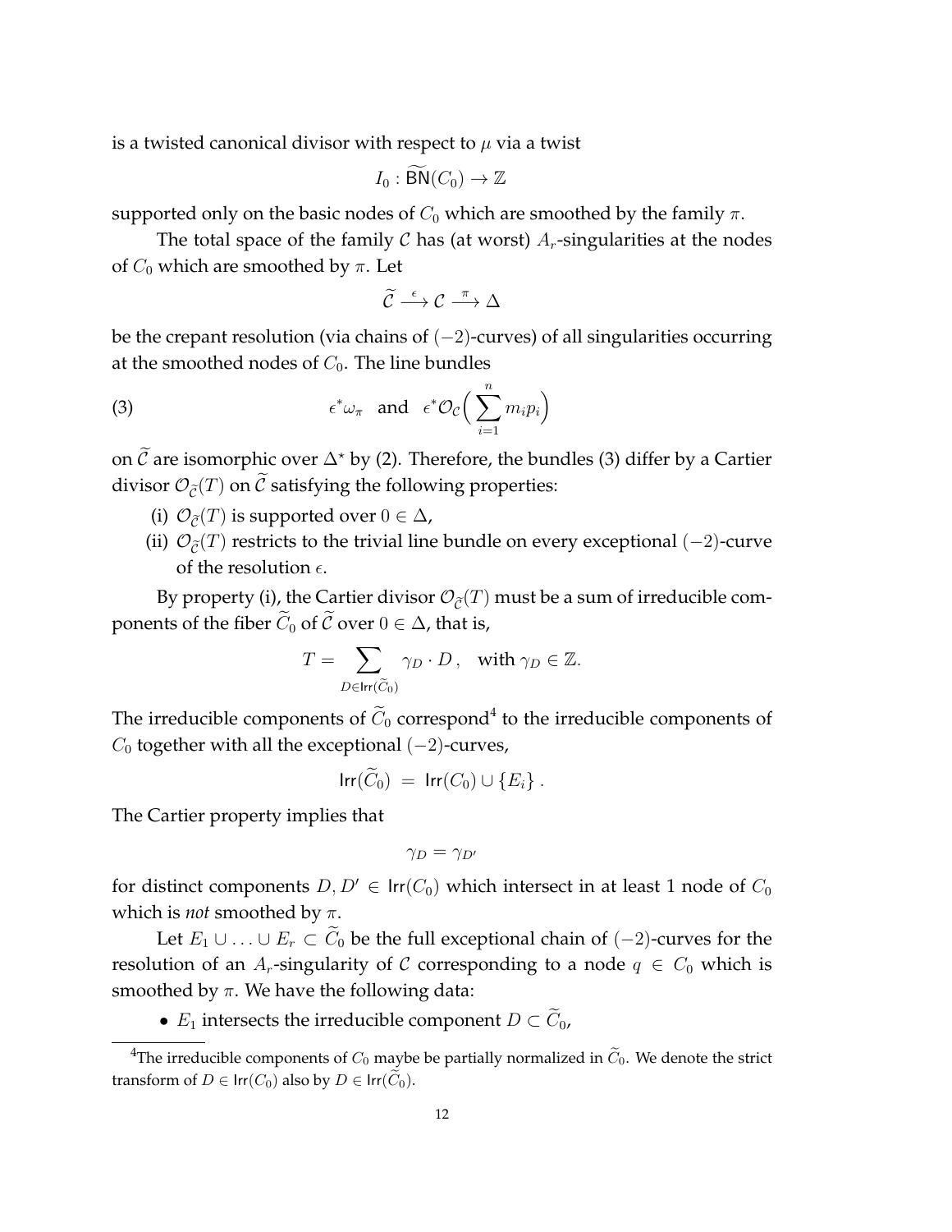is a twisted canonical divisor with respect to $\mu$ via a twist

$$I_0 : \widetilde{\mathsf{BN}}(C_0) \to \mathbb{Z}$$

supported only on the basic nodes of $C_0$ which are smoothed by the family $\pi$.

The total space of the family $\mathcal{C}$ has (at worst) $A_r$-singularities at the nodes of $C_0$ which are smoothed by $\pi$. Let

$$\widetilde{\mathcal{C}} \xrightarrow{\epsilon} \mathcal{C} \xrightarrow{\pi} \Delta$$

be the crepant resolution (via chains of $(-2)$-curves) of all singularities occurring at the smoothed nodes of $C_0$. The line bundles

$$\epsilon^*\omega_\pi \quad \text{and} \quad \epsilon^*\mathcal{O}_{\mathcal{C}}\Big(\sum_{i=1}^n m_i p_i\Big) \tag{3}$$

on $\widetilde{\mathcal{C}}$ are isomorphic over $\Delta^\star$ by (2). Therefore, the bundles (3) differ by a Cartier divisor $\mathcal{O}_{\widetilde{\mathcal{C}}}(T)$ on $\widetilde{\mathcal{C}}$ satisfying the following properties:

(i) $\mathcal{O}_{\widetilde{\mathcal{C}}}(T)$ is supported over $0 \in \Delta$,

(ii) $\mathcal{O}_{\widetilde{\mathcal{C}}}(T)$ restricts to the trivial line bundle on every exceptional $(-2)$-curve of the resolution $\epsilon$.

By property (i), the Cartier divisor $\mathcal{O}_{\widetilde{\mathcal{C}}}(T)$ must be a sum of irreducible components of the fiber $\widetilde{C}_0$ of $\widetilde{\mathcal{C}}$ over $0 \in \Delta$, that is,

$$T = \sum_{D \in \mathsf{Irr}(\widetilde{C}_0)} \gamma_D \cdot D\,, \quad \text{with } \gamma_D \in \mathbb{Z}.$$

The irreducible components of $\widetilde{C}_0$ correspond[4] to the irreducible components of $C_0$ together with all the exceptional $(-2)$-curves,

$$\mathsf{Irr}(\widetilde{C}_0) \;=\; \mathsf{Irr}(C_0) \cup \{E_i\}\,.$$

The Cartier property implies that

$$\gamma_D = \gamma_{D'}$$

for distinct components $D, D' \in \mathsf{Irr}(C_0)$ which intersect in at least 1 node of $C_0$ which is *not* smoothed by $\pi$.

Let $E_1 \cup \ldots \cup E_r \subset \widetilde{C}_0$ be the full exceptional chain of $(-2)$-curves for the resolution of an $A_r$-singularity of $\mathcal{C}$ corresponding to a node $q \in C_0$ which is smoothed by $\pi$. We have the following data:

- $E_1$ intersects the irreducible component $D \subset \widetilde{C}_0$,

[4]The irreducible components of $C_0$ maybe be partially normalized in $\widetilde{C}_0$. We denote the strict transform of $D \in \mathsf{Irr}(C_0)$ also by $D \in \mathsf{Irr}(\widetilde{C}_0)$.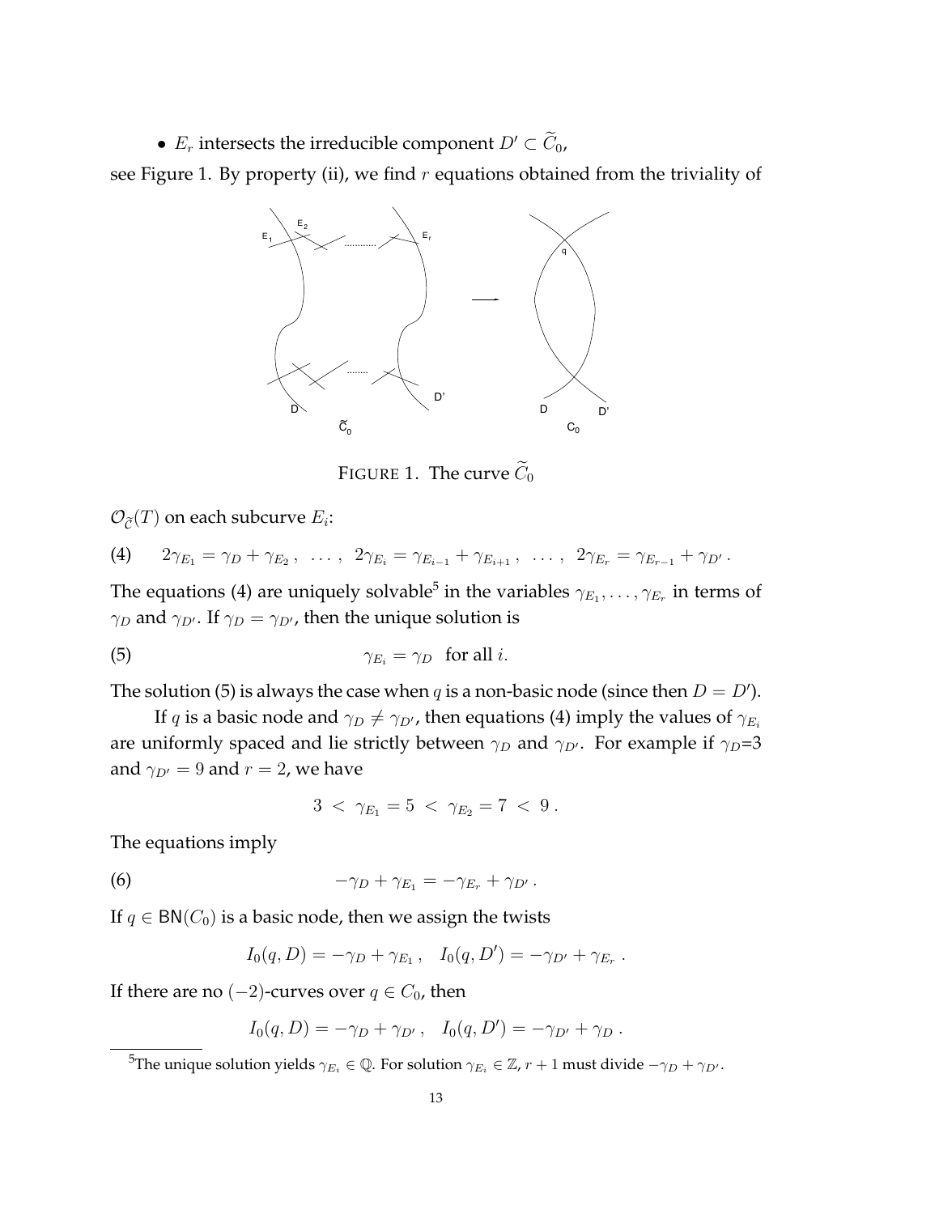- $E_r$ intersects the irreducible component $D' \subset \widetilde{C}_0$,

see Figure 1. By property (ii), we find $r$ equations obtained from the triviality of

FIGURE 1. The curve $\widetilde{C}_0$

$\mathcal{O}_{\widetilde{\mathcal{C}}}(T)$ on each subcurve $E_i$:

$$2\gamma_{E_1} = \gamma_D + \gamma_{E_2}\,,\ \ \ldots\,,\ \ 2\gamma_{E_i} = \gamma_{E_{i-1}} + \gamma_{E_{i+1}}\,,\ \ \ldots\,,\ \ 2\gamma_{E_r} = \gamma_{E_{r-1}} + \gamma_{D'}\,. \tag{4}$$

The equations (4) are uniquely solvable[5] in the variables $\gamma_{E_1}, \ldots, \gamma_{E_r}$ in terms of $\gamma_D$ and $\gamma_{D'}$. If $\gamma_D = \gamma_{D'}$, then the unique solution is

$$\gamma_{E_i} = \gamma_D \ \text{ for all } i. \tag{5}$$

The solution (5) is always the case when $q$ is a non-basic node (since then $D = D'$).

If $q$ is a basic node and $\gamma_D \neq \gamma_{D'}$, then equations (4) imply the values of $\gamma_{E_i}$ are uniformly spaced and lie strictly between $\gamma_D$ and $\gamma_{D'}$. For example if $\gamma_D$=3 and $\gamma_{D'} = 9$ and $r = 2$, we have

$$3 \ < \ \gamma_{E_1} = 5 \ < \ \gamma_{E_2} = 7 \ < \ 9\,.$$

The equations imply

$$-\gamma_D + \gamma_{E_1} = -\gamma_{E_r} + \gamma_{D'}\,. \tag{6}$$

If $q \in \mathsf{BN}(C_0)$ is a basic node, then we assign the twists

$$I_0(q, D) = -\gamma_D + \gamma_{E_1}\,, \quad I_0(q, D') = -\gamma_{D'} + \gamma_{E_r}\,.$$

If there are no $(-2)$-curves over $q \in C_0$, then

$$I_0(q, D) = -\gamma_D + \gamma_{D'}\,, \quad I_0(q, D') = -\gamma_{D'} + \gamma_D\,.$$

[5] The unique solution yields $\gamma_{E_i} \in \mathbb{Q}$. For solution $\gamma_{E_i} \in \mathbb{Z}$, $r+1$ must divide $-\gamma_D + \gamma_{D'}$.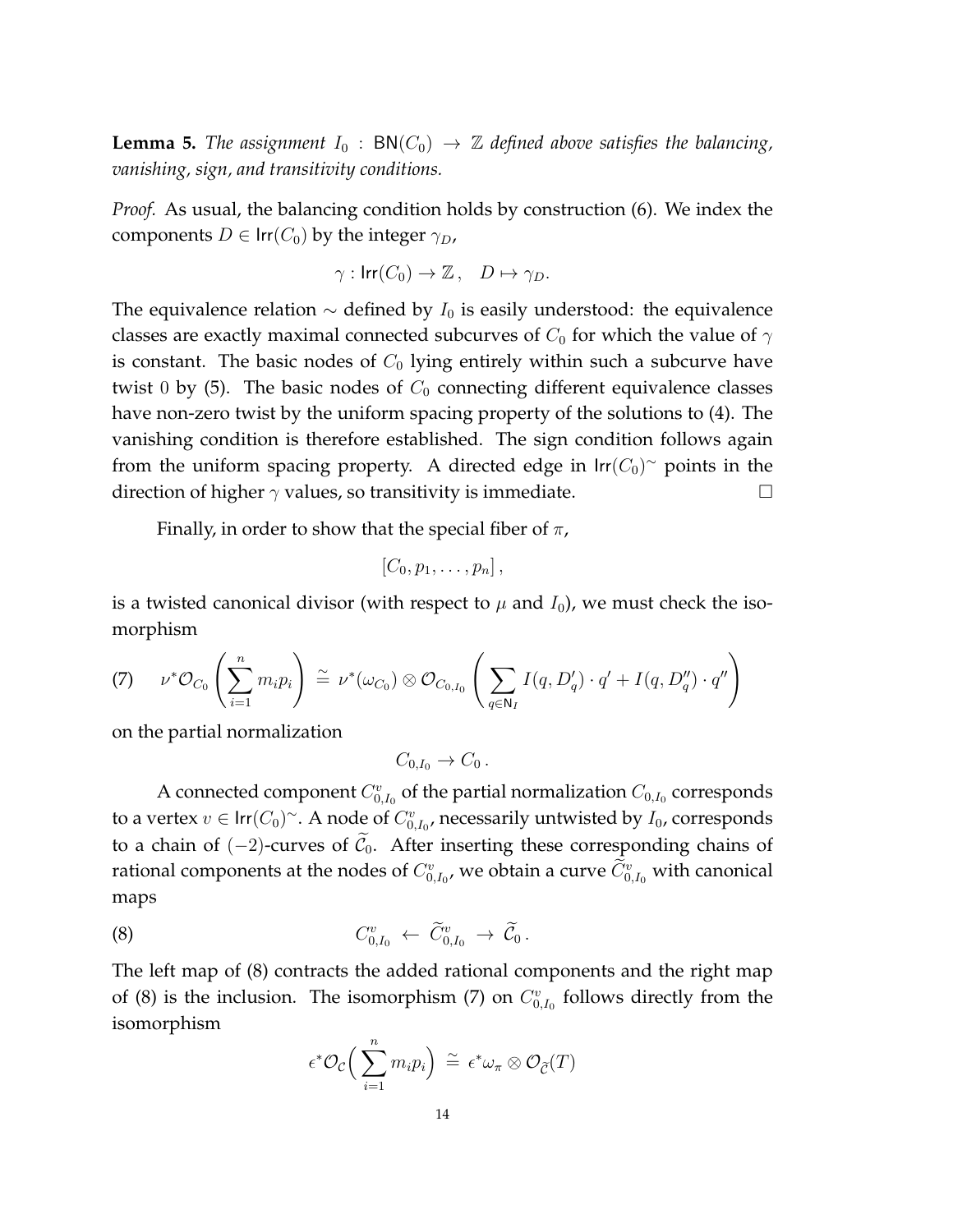**Lemma 5.** *The assignment $I_0 : \mathsf{BN}(C_0) \to \mathbb{Z}$ defined above satisfies the balancing, vanishing, sign, and transitivity conditions.*

*Proof.* As usual, the balancing condition holds by construction (6). We index the components $D \in \mathsf{Irr}(C_0)$ by the integer $\gamma_D$,

$$\gamma : \mathsf{Irr}(C_0) \to \mathbb{Z}\,, \quad D \mapsto \gamma_D.$$

The equivalence relation $\sim$ defined by $I_0$ is easily understood: the equivalence classes are exactly maximal connected subcurves of $C_0$ for which the value of $\gamma$ is constant. The basic nodes of $C_0$ lying entirely within such a subcurve have twist $0$ by (5). The basic nodes of $C_0$ connecting different equivalence classes have non-zero twist by the uniform spacing property of the solutions to (4). The vanishing condition is therefore established. The sign condition follows again from the uniform spacing property. A directed edge in $\mathsf{Irr}(C_0)^\sim$ points in the direction of higher $\gamma$ values, so transitivity is immediate. $\square$

Finally, in order to show that the special fiber of $\pi$,

$$[C_0, p_1, \ldots, p_n]\,,$$

is a twisted canonical divisor (with respect to $\mu$ and $I_0$), we must check the isomorphism

$$\nu^*\mathcal{O}_{C_0}\left(\sum_{i=1}^n m_i p_i\right) \stackrel{\sim}{=} \nu^*(\omega_{C_0}) \otimes \mathcal{O}_{C_{0,I_0}}\left(\sum_{q\in \mathsf{N}_I} I(q, D'_q)\cdot q' + I(q, D''_q)\cdot q''\right) \tag{7}$$

on the partial normalization

$$C_{0,I_0} \to C_0\,.$$

A connected component $C^v_{0,I_0}$ of the partial normalization $C_{0,I_0}$ corresponds to a vertex $v \in \mathsf{Irr}(C_0)^\sim$. A node of $C^v_{0,I_0}$, necessarily untwisted by $I_0$, corresponds to a chain of $(-2)$-curves of $\widetilde{\mathcal{C}}_0$. After inserting these corresponding chains of rational components at the nodes of $C^v_{0,I_0}$, we obtain a curve $\widetilde{C}^v_{0,I_0}$ with canonical maps

$$C^v_{0,I_0} \leftarrow \widetilde{C}^v_{0,I_0} \to \widetilde{\mathcal{C}}_0\,. \tag{8}$$

The left map of (8) contracts the added rational components and the right map of (8) is the inclusion. The isomorphism (7) on $C^v_{0,I_0}$ follows directly from the isomorphism

$$\epsilon^*\mathcal{O}_{\mathcal{C}}\Big(\sum_{i=1}^n m_i p_i\Big) \stackrel{\sim}{=} \epsilon^*\omega_\pi \otimes \mathcal{O}_{\widetilde{\mathcal{C}}}(T)$$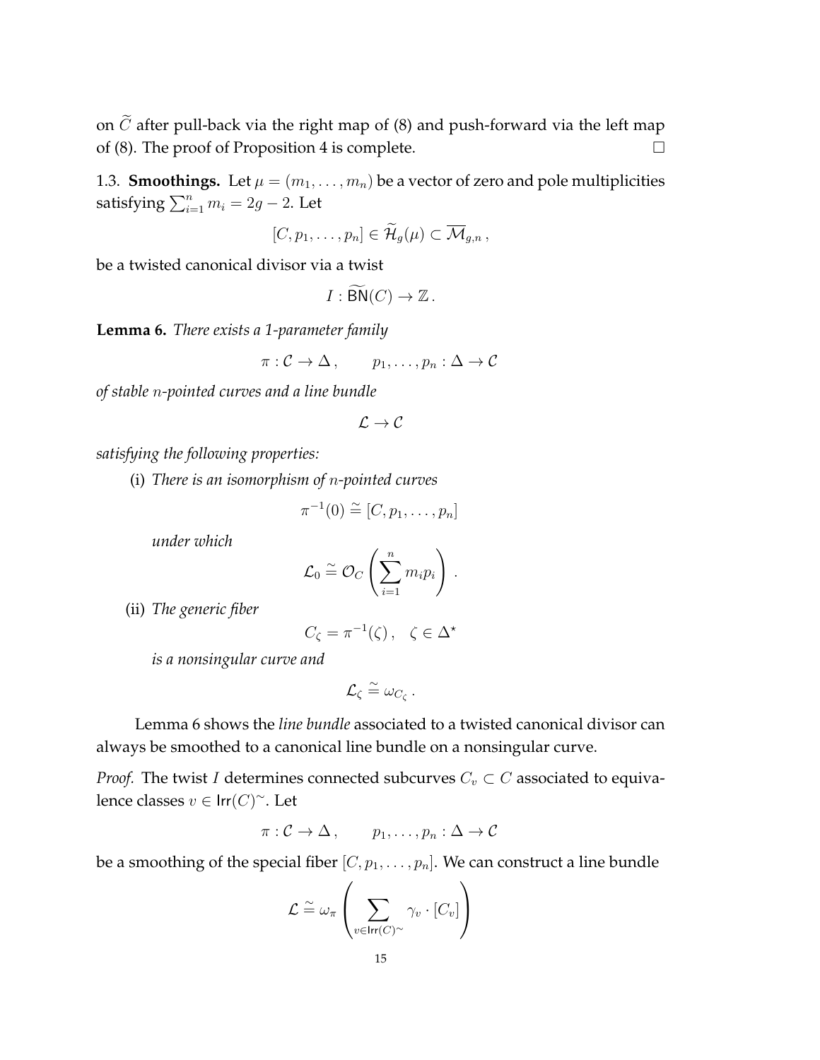on $\widetilde{C}$ after pull-back via the right map of (8) and push-forward via the left map of (8). The proof of Proposition 4 is complete. □

1.3. **Smoothings.** Let $\mu = (m_1, \ldots, m_n)$ be a vector of zero and pole multiplicities satisfying $\sum_{i=1}^n m_i = 2g-2$. Let

$$[C, p_1, \ldots, p_n] \in \widetilde{\mathcal{H}}_g(\mu) \subset \overline{\mathcal{M}}_{g,n}\,,$$

be a twisted canonical divisor via a twist

$$I : \widetilde{\mathsf{BN}}(C) \to \mathbb{Z}\,.$$

**Lemma 6.** *There exists a 1-parameter family*

$$\pi : \mathcal{C} \to \Delta\,, \qquad p_1, \ldots, p_n : \Delta \to \mathcal{C}$$

*of stable $n$-pointed curves and a line bundle*

$$\mathcal{L} \to \mathcal{C}$$

*satisfying the following properties:*

(i) *There is an isomorphism of $n$-pointed curves*

$$\pi^{-1}(0) \stackrel{\sim}{=} [C, p_1, \ldots, p_n]$$

*under which*

$$\mathcal{L}_0 \stackrel{\sim}{=} \mathcal{O}_C\left(\sum_{i=1}^n m_i p_i\right)\,.$$

(ii) *The generic fiber*

$$C_\zeta = \pi^{-1}(\zeta)\,, \quad \zeta \in \Delta^\star$$

*is a nonsingular curve and*

$$\mathcal{L}_\zeta \stackrel{\sim}{=} \omega_{C_\zeta}\,.$$

Lemma 6 shows the *line bundle* associated to a twisted canonical divisor can always be smoothed to a canonical line bundle on a nonsingular curve.

*Proof.* The twist $I$ determines connected subcurves $C_v \subset C$ associated to equivalence classes $v \in \mathsf{Irr}(C)^\sim$. Let

$$\pi : \mathcal{C} \to \Delta\,, \qquad p_1, \ldots, p_n : \Delta \to \mathcal{C}$$

be a smoothing of the special fiber $[C, p_1, \ldots, p_n]$. We can construct a line bundle

$$\mathcal{L} \stackrel{\sim}{=} \omega_\pi\left(\sum_{v \in \mathsf{Irr}(C)^\sim} \gamma_v \cdot [C_v]\right)$$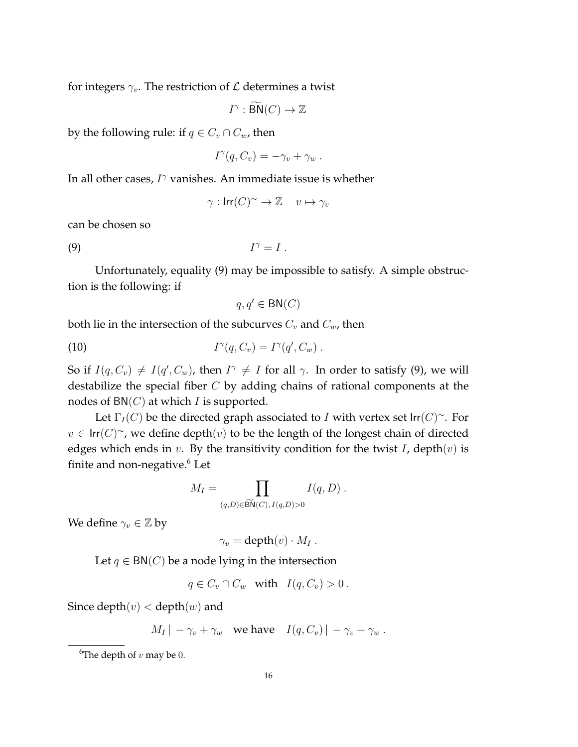for integers $\gamma_v$. The restriction of $\mathcal{L}$ determines a twist

$$I^\gamma : \widetilde{\mathsf{BN}}(C) \to \mathbb{Z}$$

by the following rule: if $q \in C_v \cap C_w$, then

$$I^\gamma(q, C_v) = -\gamma_v + \gamma_w \ .$$

In all other cases, $I^\gamma$ vanishes. An immediate issue is whether

$$\gamma : \mathsf{Irr}(C)^\sim \to \mathbb{Z} \quad v \mapsto \gamma_v$$

can be chosen so

$$I^\gamma = I \ . \tag{9}$$

Unfortunately, equality (9) may be impossible to satisfy. A simple obstruction is the following: if

$$q, q' \in \mathsf{BN}(C)$$

both lie in the intersection of the subcurves $C_v$ and $C_w$, then

$$I^\gamma(q, C_v) = I^\gamma(q', C_w) \ . \tag{10}$$

So if $I(q, C_v) \neq I(q', C_w)$, then $I^\gamma \neq I$ for all $\gamma$. In order to satisfy (9), we will destabilize the special fiber $C$ by adding chains of rational components at the nodes of $\mathsf{BN}(C)$ at which $I$ is supported.

Let $\Gamma_I(C)$ be the directed graph associated to $I$ with vertex set $\mathsf{Irr}(C)^\sim$. For $v \in \mathsf{Irr}(C)^\sim$, we define $\text{depth}(v)$ to be the length of the longest chain of directed edges which ends in $v$. By the transitivity condition for the twist $I$, $\text{depth}(v)$ is finite and non-negative.[6] Let

$$M_I = \prod_{(q,D) \in \widetilde{\mathsf{BN}}(C),\, I(q,D) > 0} I(q, D) \ .$$

We define $\gamma_v \in \mathbb{Z}$ by

$$\gamma_v = \text{depth}(v) \cdot M_I \ .$$

Let $q \in \mathsf{BN}(C)$ be a node lying in the intersection

$$q \in C_v \cap C_w \quad \text{with} \quad I(q, C_v) > 0 \, .$$

Since $\text{depth}(v) < \text{depth}(w)$ and

$$M_I \mid -\gamma_v + \gamma_w \quad \text{we have} \quad I(q, C_v) \mid -\gamma_v + \gamma_w \ .$$

[6] The depth of $v$ may be $0$.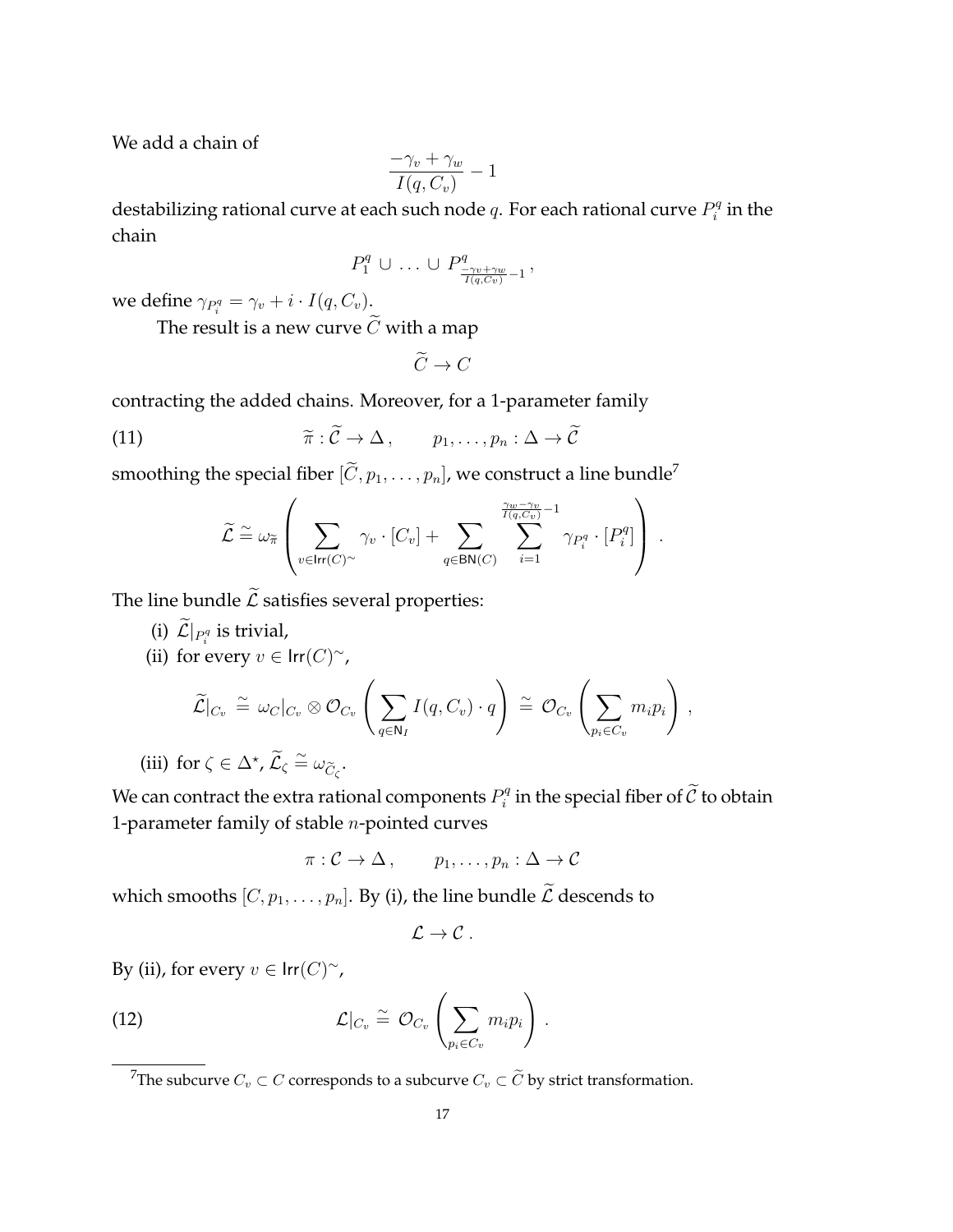We add a chain of

$$\frac{-\gamma_v + \gamma_w}{I(q, C_v)} - 1$$

destabilizing rational curve at each such node $q$. For each rational curve $P_i^q$ in the chain

$$P_1^q \,\cup\, \ldots \,\cup\, P^q_{\frac{-\gamma_v+\gamma_w}{I(q,C_v)}-1}\,,$$

we define $\gamma_{P_i^q} = \gamma_v + i \cdot I(q, C_v)$.

The result is a new curve $\widetilde{C}$ with a map

$$\widetilde{C} \to C$$

contracting the added chains. Moreover, for a 1-parameter family

$$\widetilde{\pi} : \widetilde{\mathcal{C}} \to \Delta\,, \qquad p_1, \ldots, p_n : \Delta \to \widetilde{\mathcal{C}} \tag{11}$$

smoothing the special fiber $[\widetilde{C}, p_1, \ldots, p_n]$, we construct a line bundle[7]

$$\widetilde{\mathcal{L}} \stackrel{\sim}{=} \omega_{\widetilde{\pi}} \left( \sum_{v \in \mathsf{Irr}(C)^{\sim}} \gamma_v \cdot [C_v] + \sum_{q \in \mathsf{BN}(C)} \sum_{i=1}^{\frac{\gamma_w - \gamma_v}{I(q,C_v)}-1} \gamma_{P_i^q} \cdot [P_i^q] \right) .$$

The line bundle $\widetilde{\mathcal{L}}$ satisfies several properties:

(i) $\widetilde{\mathcal{L}}|_{P_i^q}$ is trivial,

(ii) for every $v \in \mathsf{Irr}(C)^{\sim}$,

$$\widetilde{\mathcal{L}}|_{C_v} \;\stackrel{\sim}{=}\; \omega_C|_{C_v} \otimes \mathcal{O}_{C_v}\left( \sum_{q \in \mathsf{N}_I} I(q, C_v) \cdot q \right) \;\stackrel{\sim}{=}\; \mathcal{O}_{C_v}\left( \sum_{p_i \in C_v} m_i p_i \right) ,$$

(iii) for $\zeta \in \Delta^{\star}$, $\widetilde{\mathcal{L}}_\zeta \stackrel{\sim}{=} \omega_{\widetilde{C}_\zeta}$.

We can contract the extra rational components $P_i^q$ in the special fiber of $\widetilde{\mathcal{C}}$ to obtain 1-parameter family of stable $n$-pointed curves

$$\pi : \mathcal{C} \to \Delta\,, \qquad p_1, \ldots, p_n : \Delta \to \mathcal{C}$$

which smooths $[C, p_1, \ldots, p_n]$. By (i), the line bundle $\widetilde{\mathcal{L}}$ descends to

$$\mathcal{L} \to \mathcal{C}\,.$$

By (ii), for every $v \in \mathsf{Irr}(C)^{\sim}$,

$$\mathcal{L}|_{C_v} \;\stackrel{\sim}{=}\; \mathcal{O}_{C_v}\left( \sum_{p_i \in C_v} m_i p_i \right) . \tag{12}$$

[7] The subcurve $C_v \subset C$ corresponds to a subcurve $C_v \subset \widetilde{C}$ by strict transformation.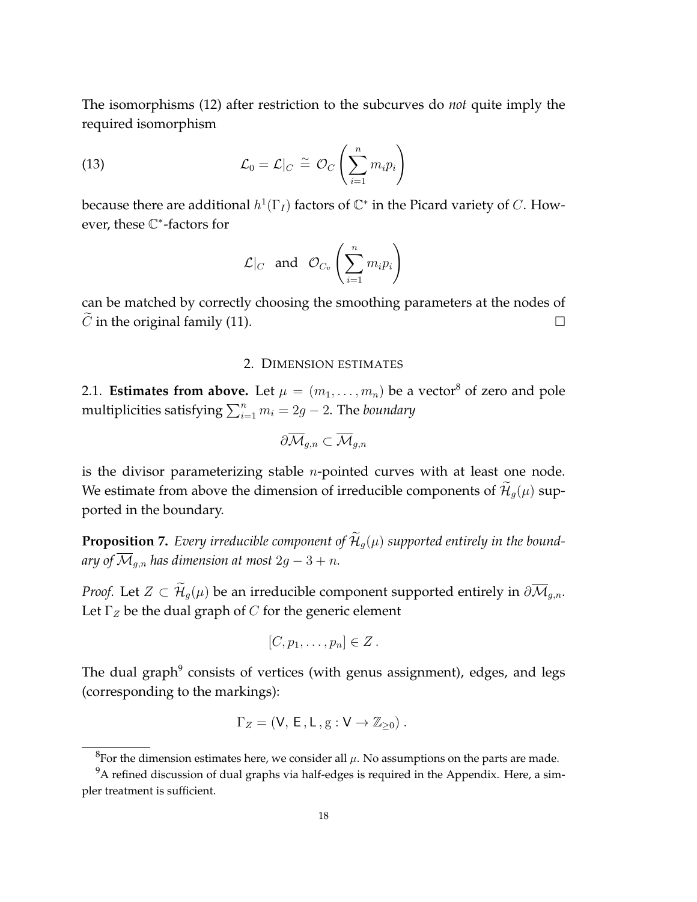The isomorphisms (12) after restriction to the subcurves do *not* quite imply the required isomorphism

$$\mathcal{L}_0 = \mathcal{L}|_C \stackrel{\sim}{=} \mathcal{O}_C\left(\sum_{i=1}^n m_i p_i\right) \tag{13}$$

because there are additional $h^1(\Gamma_I)$ factors of $\mathbb{C}^*$ in the Picard variety of $C$. However, these $\mathbb{C}^*$-factors for

$$\mathcal{L}|_C \quad \text{and} \quad \mathcal{O}_{C_v}\left(\sum_{i=1}^n m_i p_i\right)$$

can be matched by correctly choosing the smoothing parameters at the nodes of $\widetilde{C}$ in the original family (11). □

## 2. Dimension estimates

2.1. **Estimates from above.** Let $\mu = (m_1, \ldots, m_n)$ be a vector[8] of zero and pole multiplicities satisfying $\sum_{i=1}^n m_i = 2g - 2$. The *boundary*

$$\partial\overline{\mathcal{M}}_{g,n} \subset \overline{\mathcal{M}}_{g,n}$$

is the divisor parameterizing stable $n$-pointed curves with at least one node. We estimate from above the dimension of irreducible components of $\widetilde{\mathcal{H}}_g(\mu)$ supported in the boundary.

**Proposition 7.** *Every irreducible component of $\widetilde{\mathcal{H}}_g(\mu)$ supported entirely in the boundary of $\overline{\mathcal{M}}_{g,n}$ has dimension at most $2g - 3 + n$.*

*Proof.* Let $Z \subset \widetilde{\mathcal{H}}_g(\mu)$ be an irreducible component supported entirely in $\partial\overline{\mathcal{M}}_{g,n}$. Let $\Gamma_Z$ be the dual graph of $C$ for the generic element

$$[C, p_1, \ldots, p_n] \in Z\,.$$

The dual graph[9] consists of vertices (with genus assignment), edges, and legs (corresponding to the markings):

$$\Gamma_Z = (\mathsf{V},\, \mathsf{E}\,, \mathsf{L}\,, \mathrm{g} : \mathsf{V} \to \mathbb{Z}_{\geq 0})\,.$$

[8] For the dimension estimates here, we consider all $\mu$. No assumptions on the parts are made.

[9] A refined discussion of dual graphs via half-edges is required in the Appendix. Here, a simpler treatment is sufficient.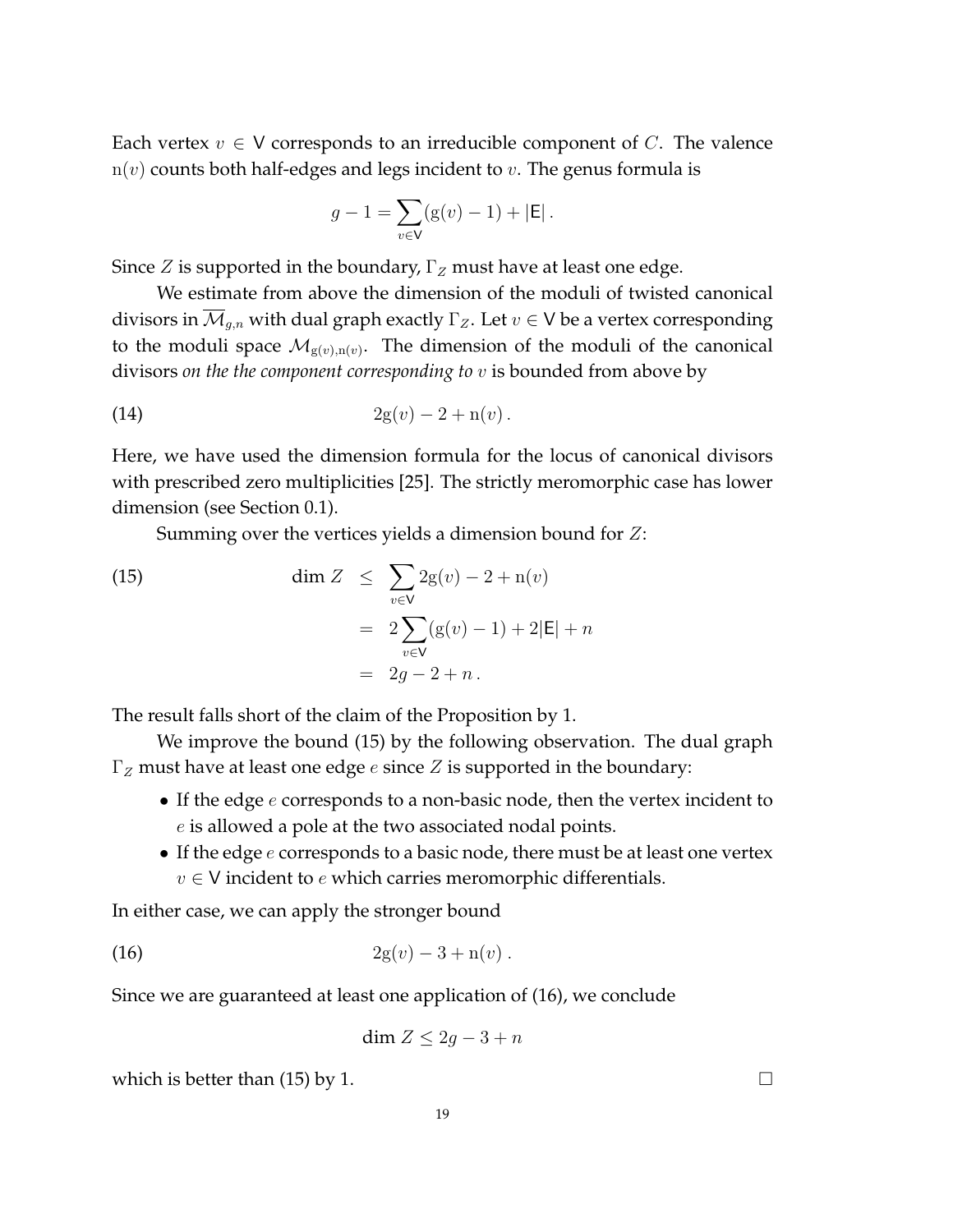Each vertex $v \in \mathsf{V}$ corresponds to an irreducible component of $C$. The valence $\mathrm{n}(v)$ counts both half-edges and legs incident to $v$. The genus formula is

$$g - 1 = \sum_{v \in \mathsf{V}} (\mathrm{g}(v) - 1) + |\mathsf{E}| \, .$$

Since $Z$ is supported in the boundary, $\Gamma_Z$ must have at least one edge.

We estimate from above the dimension of the moduli of twisted canonical divisors in $\overline{\mathcal{M}}_{g,n}$ with dual graph exactly $\Gamma_Z$. Let $v \in \mathsf{V}$ be a vertex corresponding to the moduli space $\mathcal{M}_{\mathrm{g}(v),\mathrm{n}(v)}$. The dimension of the moduli of the canonical divisors *on the the component corresponding to* $v$ is bounded from above by

$$2\mathrm{g}(v) - 2 + \mathrm{n}(v) \, . \tag{14}$$

Here, we have used the dimension formula for the locus of canonical divisors with prescribed zero multiplicities [25]. The strictly meromorphic case has lower dimension (see Section 0.1).

Summing over the vertices yields a dimension bound for $Z$:

$$\begin{aligned} \dim Z \ &\leq \ \sum_{v \in \mathsf{V}} 2\mathrm{g}(v) - 2 + \mathrm{n}(v) \\ &= \ 2 \sum_{v \in \mathsf{V}} (\mathrm{g}(v) - 1) + 2|\mathsf{E}| + n \\ &= \ 2g - 2 + n \, . \end{aligned} \tag{15}$$

The result falls short of the claim of the Proposition by 1.

We improve the bound (15) by the following observation. The dual graph $\Gamma_Z$ must have at least one edge $e$ since $Z$ is supported in the boundary:

- If the edge $e$ corresponds to a non-basic node, then the vertex incident to $e$ is allowed a pole at the two associated nodal points.
- If the edge $e$ corresponds to a basic node, there must be at least one vertex $v \in \mathsf{V}$ incident to $e$ which carries meromorphic differentials.

In either case, we can apply the stronger bound

$$2\mathrm{g}(v) - 3 + \mathrm{n}(v) \, . \tag{16}$$

Since we are guaranteed at least one application of (16), we conclude

$$\dim Z \leq 2g - 3 + n$$

which is better than (15) by 1. □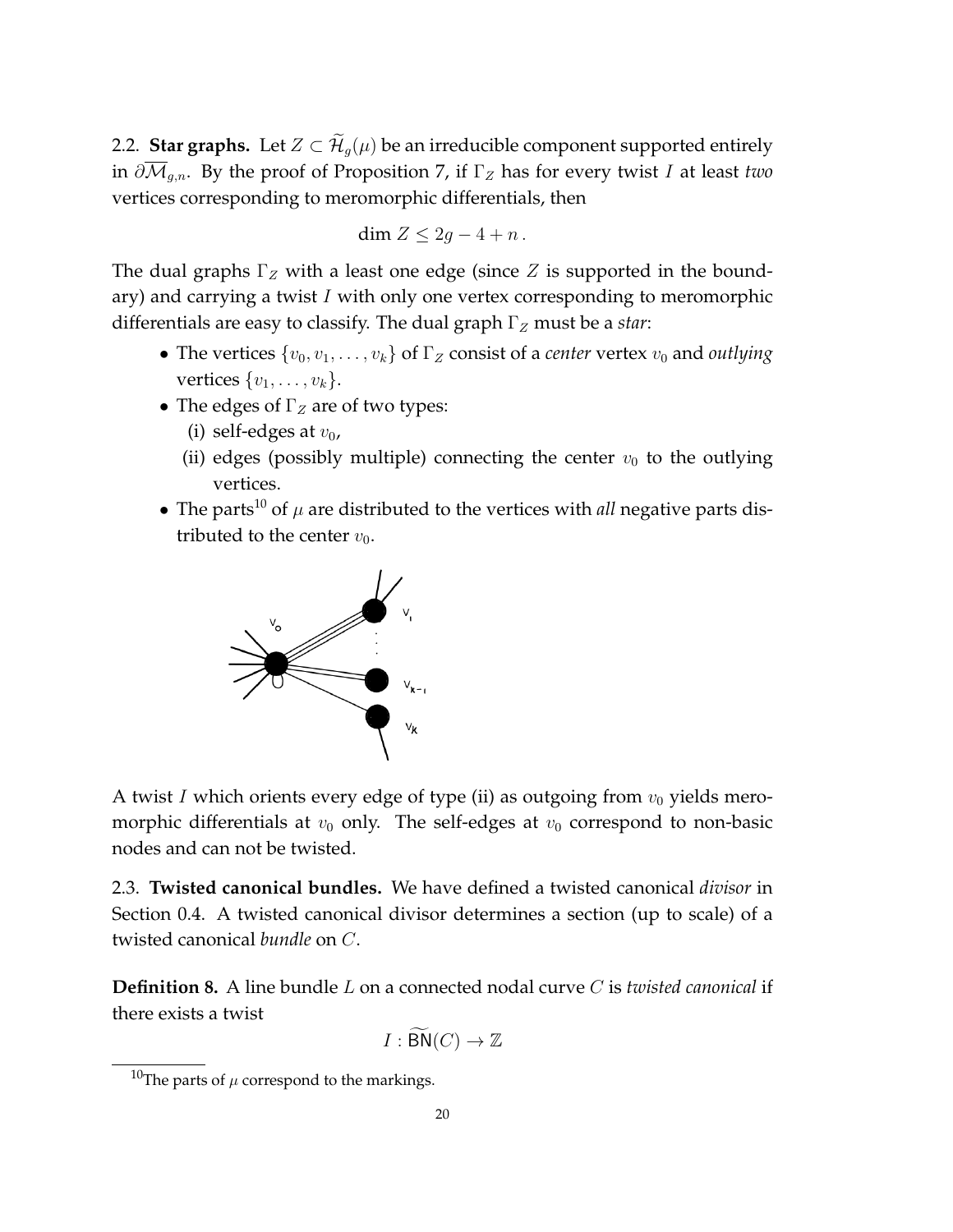2.2. **Star graphs.** Let $Z \subset \widetilde{\mathcal{H}}_g(\mu)$ be an irreducible component supported entirely in $\partial\overline{\mathcal{M}}_{g,n}$. By the proof of Proposition 7, if $\Gamma_Z$ has for every twist $I$ at least *two* vertices corresponding to meromorphic differentials, then

$$\dim Z \leq 2g - 4 + n\,.$$

The dual graphs $\Gamma_Z$ with a least one edge (since $Z$ is supported in the boundary) and carrying a twist $I$ with only one vertex corresponding to meromorphic differentials are easy to classify. The dual graph $\Gamma_Z$ must be a *star*:

- The vertices $\{v_0, v_1, \ldots, v_k\}$ of $\Gamma_Z$ consist of a *center* vertex $v_0$ and *outlying* vertices $\{v_1, \ldots, v_k\}$.
- The edges of $\Gamma_Z$ are of two types:
  - (i) self-edges at $v_0$,
  - (ii) edges (possibly multiple) connecting the center $v_0$ to the outlying vertices.
- The parts[10] of $\mu$ are distributed to the vertices with *all* negative parts distributed to the center $v_0$.

A twist $I$ which orients every edge of type (ii) as outgoing from $v_0$ yields meromorphic differentials at $v_0$ only. The self-edges at $v_0$ correspond to non-basic nodes and can not be twisted.

2.3. **Twisted canonical bundles.** We have defined a twisted canonical *divisor* in Section 0.4. A twisted canonical divisor determines a section (up to scale) of a twisted canonical *bundle* on $C$.

**Definition 8.** A line bundle $L$ on a connected nodal curve $C$ is *twisted canonical* if there exists a twist

$$I : \widetilde{\mathsf{BN}}(C) \to \mathbb{Z}$$

[10] The parts of $\mu$ correspond to the markings.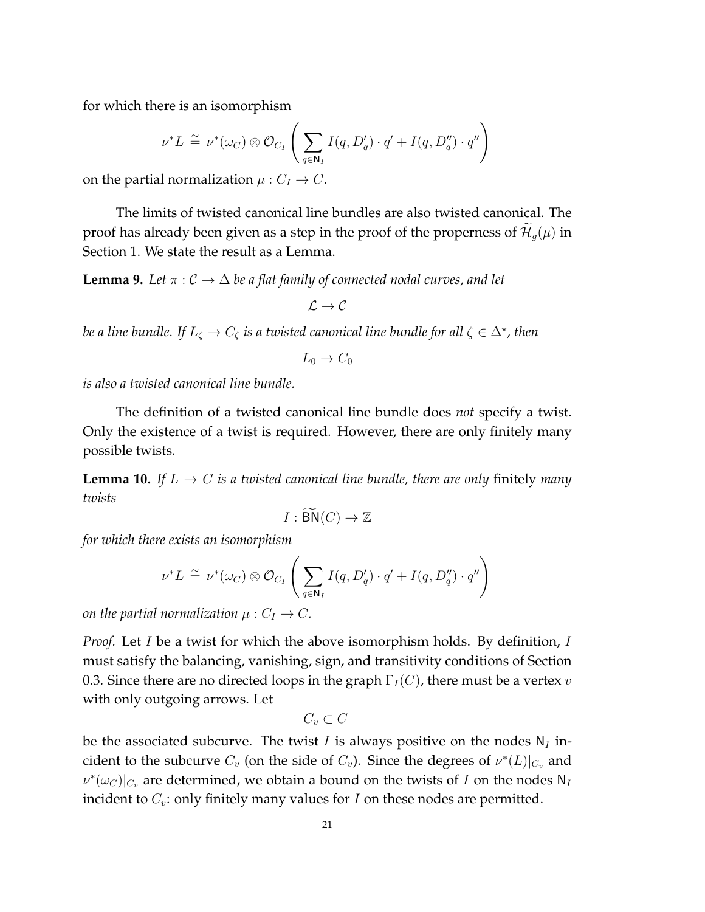for which there is an isomorphism

$$\nu^* L \;\widetilde{=}\; \nu^*(\omega_C) \otimes \mathcal{O}_{C_I}\left( \sum_{q \in \mathsf{N}_I} I(q, D'_q) \cdot q' + I(q, D''_q) \cdot q'' \right)$$

on the partial normalization $\mu : C_I \to C$.

The limits of twisted canonical line bundles are also twisted canonical. The proof has already been given as a step in the proof of the properness of $\widetilde{\mathcal{H}}_g(\mu)$ in Section 1. We state the result as a Lemma.

**Lemma 9.** *Let $\pi : \mathcal{C} \to \Delta$ be a flat family of connected nodal curves, and let*

$$\mathcal{L} \to \mathcal{C}$$

*be a line bundle. If $L_\zeta \to C_\zeta$ is a twisted canonical line bundle for all $\zeta \in \Delta^\star$, then*

$$L_0 \to C_0$$

*is also a twisted canonical line bundle.*

The definition of a twisted canonical line bundle does *not* specify a twist. Only the existence of a twist is required. However, there are only finitely many possible twists.

**Lemma 10.** *If $L \to C$ is a twisted canonical line bundle, there are only* finitely *many twists*

$$I : \widetilde{\mathsf{BN}}(C) \to \mathbb{Z}$$

*for which there exists an isomorphism*

$$\nu^* L \;\widetilde{=}\; \nu^*(\omega_C) \otimes \mathcal{O}_{C_I}\left( \sum_{q \in \mathsf{N}_I} I(q, D'_q) \cdot q' + I(q, D''_q) \cdot q'' \right)$$

*on the partial normalization $\mu : C_I \to C$.*

*Proof.* Let $I$ be a twist for which the above isomorphism holds. By definition, $I$ must satisfy the balancing, vanishing, sign, and transitivity conditions of Section 0.3. Since there are no directed loops in the graph $\Gamma_I(C)$, there must be a vertex $v$ with only outgoing arrows. Let

$$C_v \subset C$$

be the associated subcurve. The twist $I$ is always positive on the nodes $\mathsf{N}_I$ incident to the subcurve $C_v$ (on the side of $C_v$). Since the degrees of $\nu^*(L)|_{C_v}$ and $\nu^*(\omega_C)|_{C_v}$ are determined, we obtain a bound on the twists of $I$ on the nodes $\mathsf{N}_I$ incident to $C_v$: only finitely many values for $I$ on these nodes are permitted.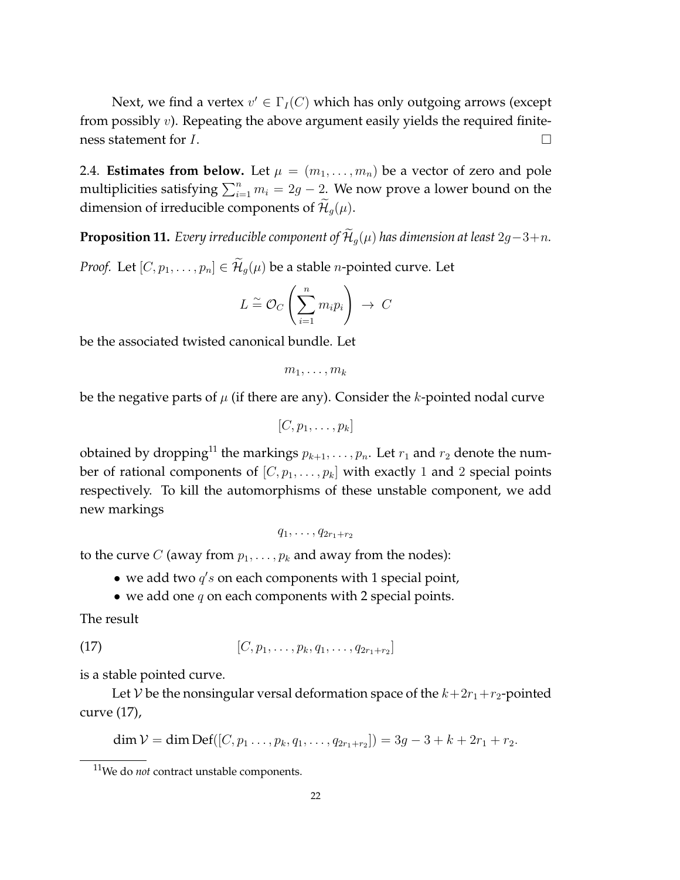Next, we find a vertex $v' \in \Gamma_I(C)$ which has only outgoing arrows (except from possibly $v$). Repeating the above argument easily yields the required finiteness statement for $I$. $\square$

2.4. **Estimates from below.** Let $\mu = (m_1, \ldots, m_n)$ be a vector of zero and pole multiplicities satisfying $\sum_{i=1}^n m_i = 2g-2$. We now prove a lower bound on the dimension of irreducible components of $\widetilde{\mathcal{H}}_g(\mu)$.

**Proposition 11.** *Every irreducible component of $\widetilde{\mathcal{H}}_g(\mu)$ has dimension at least $2g-3+n$.*

*Proof.* Let $[C, p_1, \ldots, p_n] \in \widetilde{\mathcal{H}}_g(\mu)$ be a stable $n$-pointed curve. Let

$$L \stackrel{\sim}{=} \mathcal{O}_C\left(\sum_{i=1}^n m_i p_i\right) \rightarrow C$$

be the associated twisted canonical bundle. Let

$$m_1, \ldots, m_k$$

be the negative parts of $\mu$ (if there are any). Consider the $k$-pointed nodal curve

$$[C, p_1, \ldots, p_k]$$

obtained by dropping[11] the markings $p_{k+1}, \ldots, p_n$. Let $r_1$ and $r_2$ denote the number of rational components of $[C, p_1, \ldots, p_k]$ with exactly 1 and 2 special points respectively. To kill the automorphisms of these unstable component, we add new markings

$$q_1, \ldots, q_{2r_1+r_2}$$

to the curve $C$ (away from $p_1, \ldots, p_k$ and away from the nodes):

- we add two $q's$ on each components with 1 special point,
- we add one $q$ on each components with 2 special points.

The result

$$[C, p_1, \ldots, p_k, q_1, \ldots, q_{2r_1+r_2}] \tag{17}$$

is a stable pointed curve.

Let $\mathcal{V}$ be the nonsingular versal deformation space of the $k+2r_1+r_2$-pointed curve (17),

$$\dim \mathcal{V} = \dim \mathrm{Def}([C, p_1 \ldots, p_k, q_1, \ldots, q_{2r_1+r_2}]) = 3g-3+k+2r_1+r_2.$$

[11] We do *not* contract unstable components.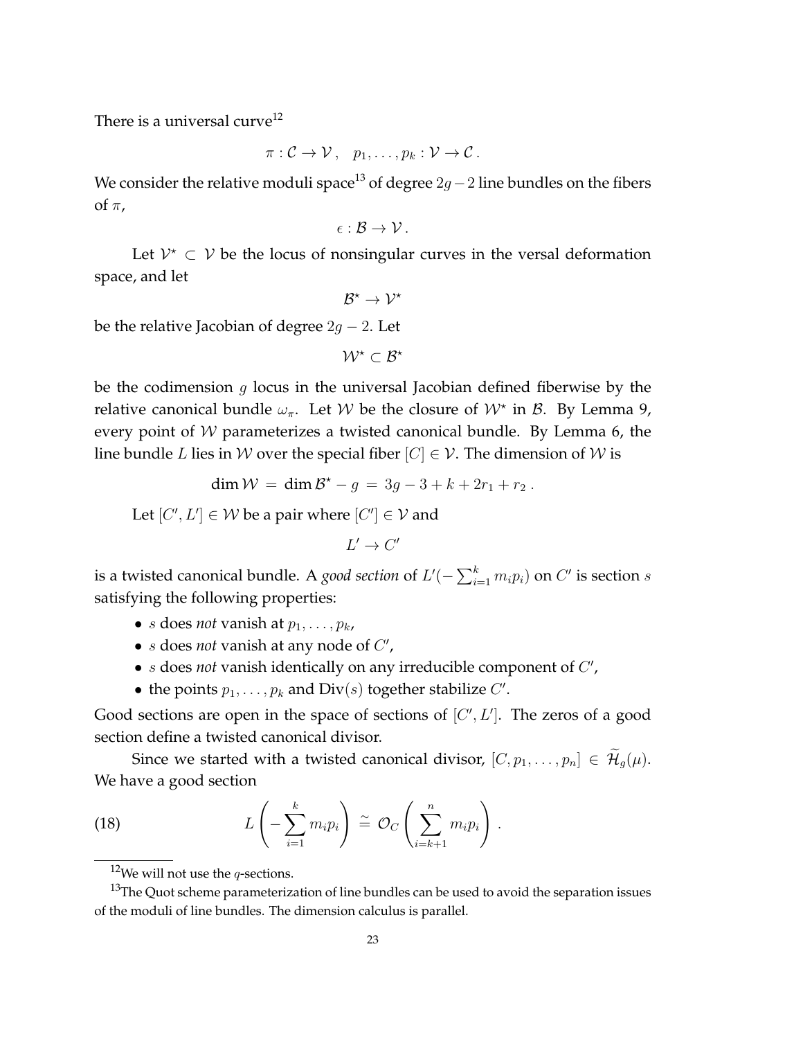There is a universal curve[12]

$$\pi : \mathcal{C} \to \mathcal{V}\,, \quad p_1, \ldots, p_k : \mathcal{V} \to \mathcal{C}\,.$$

We consider the relative moduli space[13] of degree $2g-2$ line bundles on the fibers of $\pi$,

$$\epsilon : \mathcal{B} \to \mathcal{V}\,.$$

Let $\mathcal{V}^\star \subset \mathcal{V}$ be the locus of nonsingular curves in the versal deformation space, and let

$$\mathcal{B}^\star \to \mathcal{V}^\star$$

be the relative Jacobian of degree $2g-2$. Let

$$\mathcal{W}^\star \subset \mathcal{B}^\star$$

be the codimension $g$ locus in the universal Jacobian defined fiberwise by the relative canonical bundle $\omega_\pi$. Let $\mathcal{W}$ be the closure of $\mathcal{W}^\star$ in $\mathcal{B}$. By Lemma 9, every point of $\mathcal{W}$ parameterizes a twisted canonical bundle. By Lemma 6, the line bundle $L$ lies in $\mathcal{W}$ over the special fiber $[C] \in \mathcal{V}$. The dimension of $\mathcal{W}$ is

$$\dim \mathcal{W} \,=\, \dim \mathcal{B}^\star - g \,=\, 3g - 3 + k + 2r_1 + r_2\,.$$

Let $[C', L'] \in \mathcal{W}$ be a pair where $[C'] \in \mathcal{V}$ and

$$L' \to C'$$

is a twisted canonical bundle. A *good section* of $L'(-\sum_{i=1}^k m_i p_i)$ on $C'$ is section $s$ satisfying the following properties:

- $s$ does *not* vanish at $p_1, \ldots, p_k$,
- $s$ does *not* vanish at any node of $C'$,
- $s$ does *not* vanish identically on any irreducible component of $C'$,
- the points $p_1, \ldots, p_k$ and $\text{Div}(s)$ together stabilize $C'$.

Good sections are open in the space of sections of $[C', L']$. The zeros of a good section define a twisted canonical divisor.

Since we started with a twisted canonical divisor, $[C, p_1, \ldots, p_n] \in \widetilde{\mathcal{H}}_g(\mu)$. We have a good section

$$L\left(-\sum_{i=1}^k m_i p_i\right) \,\stackrel{\sim}{=}\, \mathcal{O}_C\left(\sum_{i=k+1}^n m_i p_i\right)\,. \tag{18}$$

[12]We will not use the $q$-sections.

[13]The Quot scheme parameterization of line bundles can be used to avoid the separation issues of the moduli of line bundles. The dimension calculus is parallel.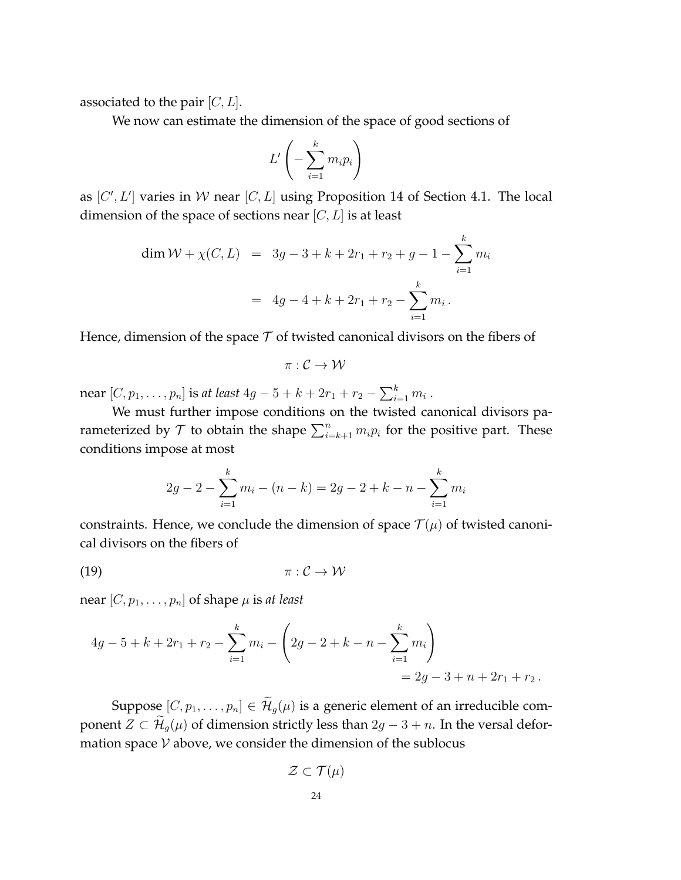associated to the pair $[C, L]$.

We now can estimate the dimension of the space of good sections of

$$L'\left(-\sum_{i=1}^{k} m_i p_i\right)$$

as $[C', L']$ varies in $\mathcal{W}$ near $[C, L]$ using Proposition 14 of Section 4.1. The local dimension of the space of sections near $[C, L]$ is at least

$$\begin{aligned}
\dim \mathcal{W} + \chi(C, L) &= 3g - 3 + k + 2r_1 + r_2 + g - 1 - \sum_{i=1}^{k} m_i \\
&= 4g - 4 + k + 2r_1 + r_2 - \sum_{i=1}^{k} m_i\,.
\end{aligned}$$

Hence, dimension of the space $\mathcal{T}$ of twisted canonical divisors on the fibers of

$$\pi : \mathcal{C} \to \mathcal{W}$$

near $[C, p_1, \ldots, p_n]$ is *at least* $4g - 5 + k + 2r_1 + r_2 - \sum_{i=1}^{k} m_i$ .

We must further impose conditions on the twisted canonical divisors parameterized by $\mathcal{T}$ to obtain the shape $\sum_{i=k+1}^{n} m_i p_i$ for the positive part. These conditions impose at most

$$2g - 2 - \sum_{i=1}^{k} m_i - (n - k) = 2g - 2 + k - n - \sum_{i=1}^{k} m_i$$

constraints. Hence, we conclude the dimension of space $\mathcal{T}(\mu)$ of twisted canonical divisors on the fibers of

$$\pi : \mathcal{C} \to \mathcal{W} \tag{19}$$

near $[C, p_1, \ldots, p_n]$ of shape $\mu$ is *at least*

$$\begin{aligned}
4g - 5 + k + 2r_1 + r_2 - \sum_{i=1}^{k} m_i - \left(2g - 2 + k - n - \sum_{i=1}^{k} m_i\right)& \\
= 2g - 3 + n + 2r_1 + r_2\,.&
\end{aligned}$$

Suppose $[C, p_1, \ldots, p_n] \in \widetilde{\mathcal{H}}_g(\mu)$ is a generic element of an irreducible component $Z \subset \widetilde{\mathcal{H}}_g(\mu)$ of dimension strictly less than $2g - 3 + n$. In the versal deformation space $\mathcal{V}$ above, we consider the dimension of the sublocus

$$\mathcal{Z} \subset \mathcal{T}(\mu)$$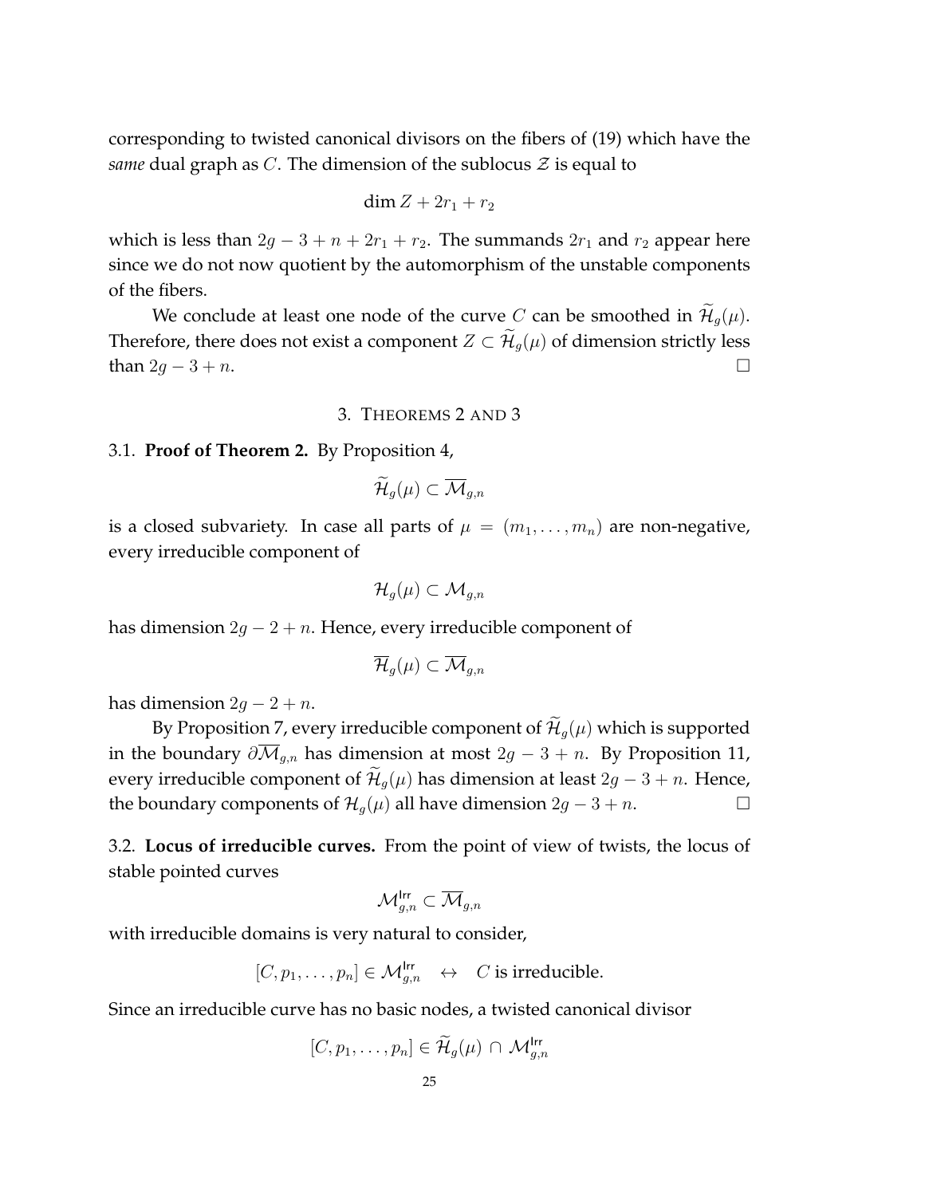corresponding to twisted canonical divisors on the fibers of (19) which have the *same* dual graph as $C$. The dimension of the sublocus $\mathcal{Z}$ is equal to

$$\dim Z + 2r_1 + r_2$$

which is less than $2g - 3 + n + 2r_1 + r_2$. The summands $2r_1$ and $r_2$ appear here since we do not now quotient by the automorphism of the unstable components of the fibers.

We conclude at least one node of the curve $C$ can be smoothed in $\widetilde{\mathcal{H}}_g(\mu)$. Therefore, there does not exist a component $Z \subset \widetilde{\mathcal{H}}_g(\mu)$ of dimension strictly less than $2g - 3 + n$. $\square$

## 3. Theorems 2 and 3

3.1. **Proof of Theorem 2.** By Proposition 4,

$$\widetilde{\mathcal{H}}_g(\mu) \subset \overline{\mathcal{M}}_{g,n}$$

is a closed subvariety. In case all parts of $\mu = (m_1, \ldots, m_n)$ are non-negative, every irreducible component of

$$\mathcal{H}_g(\mu) \subset \mathcal{M}_{g,n}$$

has dimension $2g - 2 + n$. Hence, every irreducible component of

$$\overline{\mathcal{H}}_g(\mu) \subset \overline{\mathcal{M}}_{g,n}$$

has dimension $2g - 2 + n$.

By Proposition 7, every irreducible component of $\widetilde{\mathcal{H}}_g(\mu)$ which is supported in the boundary $\partial\overline{\mathcal{M}}_{g,n}$ has dimension at most $2g - 3 + n$. By Proposition 11, every irreducible component of $\widetilde{\mathcal{H}}_g(\mu)$ has dimension at least $2g - 3 + n$. Hence, the boundary components of $\mathcal{H}_g(\mu)$ all have dimension $2g - 3 + n$. $\square$

3.2. **Locus of irreducible curves.** From the point of view of twists, the locus of stable pointed curves

$$\mathcal{M}_{g,n}^{\mathsf{Irr}} \subset \overline{\mathcal{M}}_{g,n}$$

with irreducible domains is very natural to consider,

$$[C, p_1, \ldots, p_n] \in \mathcal{M}_{g,n}^{\mathsf{Irr}} \quad \leftrightarrow \quad C \text{ is irreducible.}$$

Since an irreducible curve has no basic nodes, a twisted canonical divisor

$$[C, p_1, \ldots, p_n] \in \widetilde{\mathcal{H}}_g(\mu) \cap \mathcal{M}_{g,n}^{\mathsf{Irr}}$$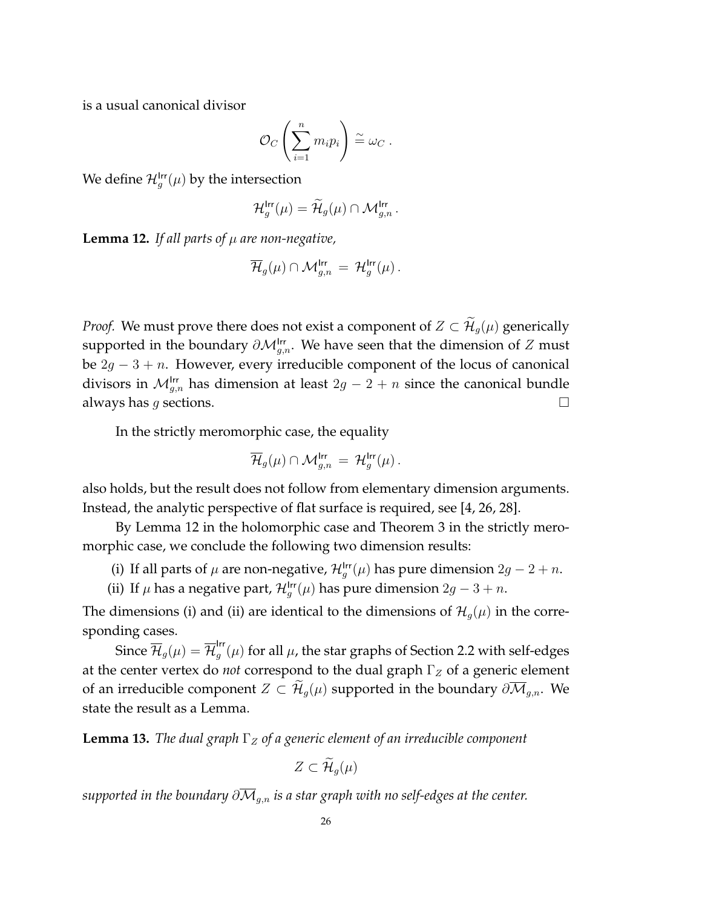is a usual canonical divisor

$$\mathcal{O}_C\left(\sum_{i=1}^{n} m_i p_i\right) \stackrel{\sim}{=} \omega_C\,.$$

We define $\mathcal{H}_g^{\mathsf{Irr}}(\mu)$ by the intersection

$$\mathcal{H}_g^{\mathsf{Irr}}(\mu) = \widetilde{\mathcal{H}}_g(\mu) \cap \mathcal{M}_{g,n}^{\mathsf{Irr}}\,.$$

**Lemma 12.** *If all parts of $\mu$ are non-negative,*

$$\overline{\mathcal{H}}_g(\mu) \cap \mathcal{M}_{g,n}^{\mathsf{Irr}} \,=\, \mathcal{H}_g^{\mathsf{Irr}}(\mu)\,.$$

*Proof.* We must prove there does not exist a component of $Z \subset \widetilde{\mathcal{H}}_g(\mu)$ generically supported in the boundary $\partial\mathcal{M}_{g,n}^{\mathsf{Irr}}$. We have seen that the dimension of $Z$ must be $2g-3+n$. However, every irreducible component of the locus of canonical divisors in $\mathcal{M}_{g,n}^{\mathsf{Irr}}$ has dimension at least $2g-2+n$ since the canonical bundle always has $g$ sections. $\square$

In the strictly meromorphic case, the equality

$$\overline{\mathcal{H}}_g(\mu) \cap \mathcal{M}_{g,n}^{\mathsf{Irr}} \,=\, \mathcal{H}_g^{\mathsf{Irr}}(\mu)\,.$$

also holds, but the result does not follow from elementary dimension arguments. Instead, the analytic perspective of flat surface is required, see [4, 26, 28].

By Lemma 12 in the holomorphic case and Theorem 3 in the strictly meromorphic case, we conclude the following two dimension results:

(i) If all parts of $\mu$ are non-negative, $\mathcal{H}_g^{\mathsf{Irr}}(\mu)$ has pure dimension $2g-2+n$.

(ii) If $\mu$ has a negative part, $\mathcal{H}_g^{\mathsf{Irr}}(\mu)$ has pure dimension $2g-3+n$.

The dimensions (i) and (ii) are identical to the dimensions of $\mathcal{H}_g(\mu)$ in the corresponding cases.

Since $\overline{\mathcal{H}}_g(\mu) = \overline{\mathcal{H}}_g^{\mathsf{Irr}}(\mu)$ for all $\mu$, the star graphs of Section 2.2 with self-edges at the center vertex do *not* correspond to the dual graph $\Gamma_Z$ of a generic element of an irreducible component $Z \subset \widetilde{\mathcal{H}}_g(\mu)$ supported in the boundary $\partial\overline{\mathcal{M}}_{g,n}$. We state the result as a Lemma.

**Lemma 13.** *The dual graph $\Gamma_Z$ of a generic element of an irreducible component*

$$Z \subset \widetilde{\mathcal{H}}_g(\mu)$$

*supported in the boundary $\partial\overline{\mathcal{M}}_{g,n}$ is a star graph with no self-edges at the center.*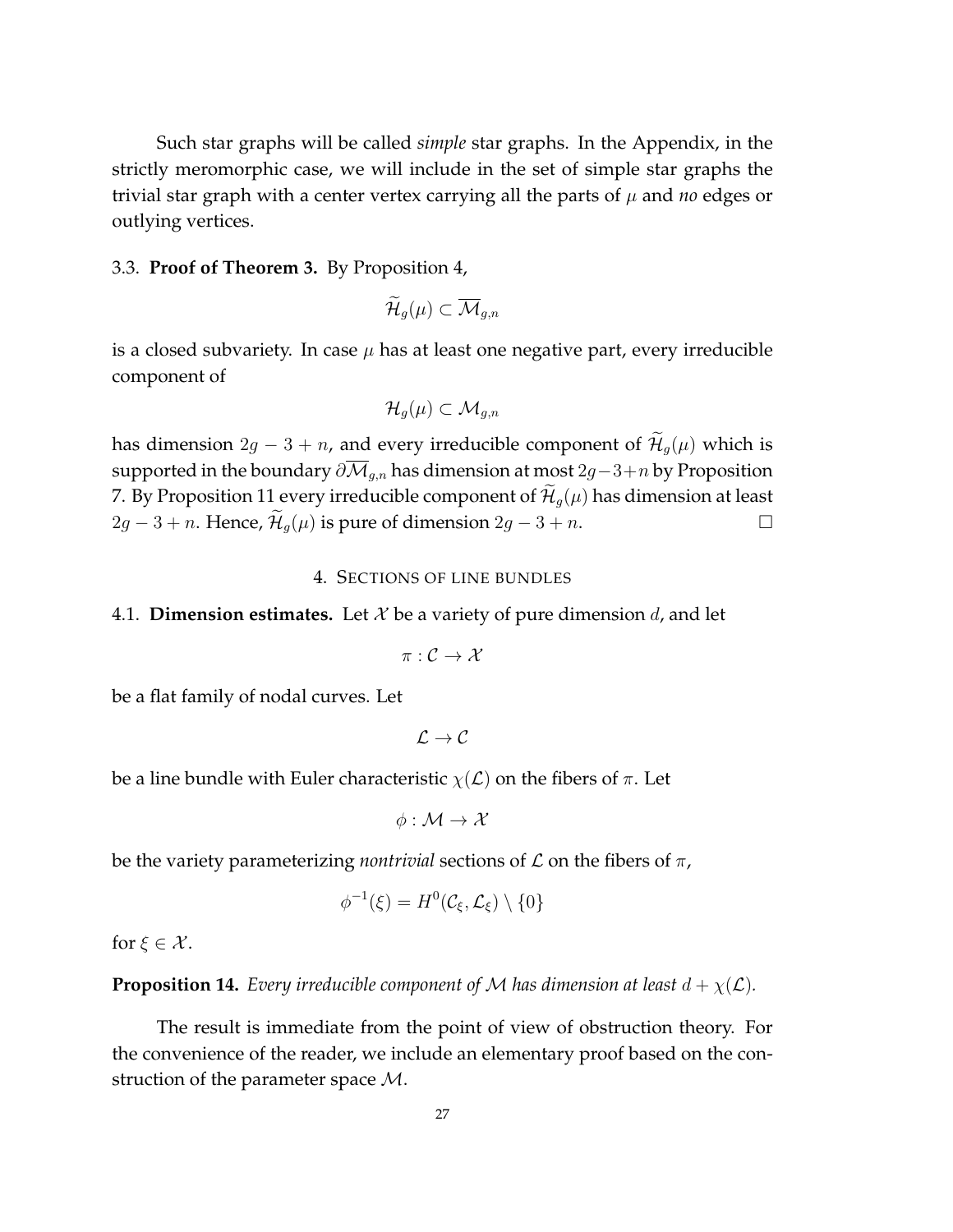Such star graphs will be called *simple* star graphs. In the Appendix, in the strictly meromorphic case, we will include in the set of simple star graphs the trivial star graph with a center vertex carrying all the parts of $\mu$ and *no* edges or outlying vertices.

### 3.3. **Proof of Theorem 3.**

By Proposition 4,

$$\widetilde{\mathcal{H}}_g(\mu) \subset \overline{\mathcal{M}}_{g,n}$$

is a closed subvariety. In case $\mu$ has at least one negative part, every irreducible component of

$$\mathcal{H}_g(\mu) \subset \mathcal{M}_{g,n}$$

has dimension $2g-3+n$, and every irreducible component of $\widetilde{\mathcal{H}}_g(\mu)$ which is supported in the boundary $\partial\overline{\mathcal{M}}_{g,n}$ has dimension at most $2g-3+n$ by Proposition 7. By Proposition 11 every irreducible component of $\widetilde{\mathcal{H}}_g(\mu)$ has dimension at least $2g-3+n$. Hence, $\widetilde{\mathcal{H}}_g(\mu)$ is pure of dimension $2g-3+n$. $\square$

## 4. SECTIONS OF LINE BUNDLES

### 4.1. **Dimension estimates.**

Let $\mathcal{X}$ be a variety of pure dimension $d$, and let

$$\pi : \mathcal{C} \to \mathcal{X}$$

be a flat family of nodal curves. Let

$$\mathcal{L} \to \mathcal{C}$$

be a line bundle with Euler characteristic $\chi(\mathcal{L})$ on the fibers of $\pi$. Let

$$\phi : \mathcal{M} \to \mathcal{X}$$

be the variety parameterizing *nontrivial* sections of $\mathcal{L}$ on the fibers of $\pi$,

$$\phi^{-1}(\xi) = H^0(\mathcal{C}_\xi, \mathcal{L}_\xi) \setminus \{0\}$$

for $\xi \in \mathcal{X}$.

**Proposition 14.** *Every irreducible component of $\mathcal{M}$ has dimension at least $d + \chi(\mathcal{L})$.*

The result is immediate from the point of view of obstruction theory. For the convenience of the reader, we include an elementary proof based on the construction of the parameter space $\mathcal{M}$.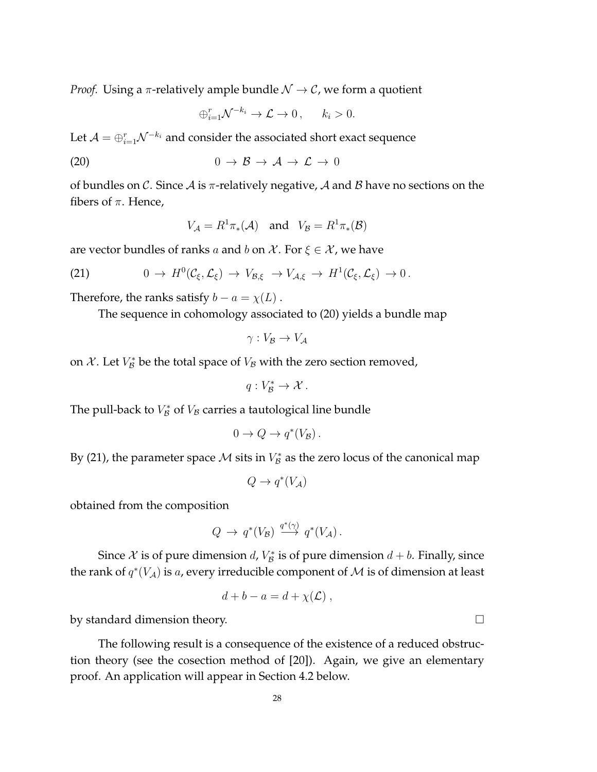*Proof.* Using a $\pi$-relatively ample bundle $\mathcal{N} \to \mathcal{C}$, we form a quotient

$$\oplus_{i=1}^{r} \mathcal{N}^{-k_i} \to \mathcal{L} \to 0\,, \qquad k_i > 0.$$

Let $\mathcal{A} = \oplus_{i=1}^{r} \mathcal{N}^{-k_i}$ and consider the associated short exact sequence

$$0 \to \mathcal{B} \to \mathcal{A} \to \mathcal{L} \to 0 \tag{20}$$

of bundles on $\mathcal{C}$. Since $\mathcal{A}$ is $\pi$-relatively negative, $\mathcal{A}$ and $\mathcal{B}$ have no sections on the fibers of $\pi$. Hence,

$$V_{\mathcal{A}} = R^1\pi_*(\mathcal{A}) \quad \text{and} \quad V_{\mathcal{B}} = R^1\pi_*(\mathcal{B})$$

are vector bundles of ranks $a$ and $b$ on $\mathcal{X}$. For $\xi \in \mathcal{X}$, we have

$$0 \to H^0(\mathcal{C}_\xi, \mathcal{L}_\xi) \to V_{\mathcal{B},\xi} \to V_{\mathcal{A},\xi} \to H^1(\mathcal{C}_\xi, \mathcal{L}_\xi) \to 0\,. \tag{21}$$

Therefore, the ranks satisfy $b - a = \chi(L)$.

The sequence in cohomology associated to (20) yields a bundle map

$$\gamma : V_{\mathcal{B}} \to V_{\mathcal{A}}$$

on $\mathcal{X}$. Let $V_{\mathcal{B}}^*$ be the total space of $V_{\mathcal{B}}$ with the zero section removed,

$$q : V_{\mathcal{B}}^* \to \mathcal{X}\,.$$

The pull-back to $V_{\mathcal{B}}^*$ of $V_{\mathcal{B}}$ carries a tautological line bundle

$$0 \to Q \to q^*(V_{\mathcal{B}})\,.$$

By (21), the parameter space $\mathcal{M}$ sits in $V_{\mathcal{B}}^*$ as the zero locus of the canonical map

$$Q \to q^*(V_{\mathcal{A}})$$

obtained from the composition

$$Q \to q^*(V_{\mathcal{B}}) \xrightarrow{q^*(\gamma)} q^*(V_{\mathcal{A}})\,.$$

Since $\mathcal{X}$ is of pure dimension $d$, $V_{\mathcal{B}}^*$ is of pure dimension $d + b$. Finally, since the rank of $q^*(V_{\mathcal{A}})$ is $a$, every irreducible component of $\mathcal{M}$ is of dimension at least

$$d + b - a = d + \chi(\mathcal{L})\,,$$

by standard dimension theory. $\square$

The following result is a consequence of the existence of a reduced obstruction theory (see the cosection method of [20]). Again, we give an elementary proof. An application will appear in Section 4.2 below.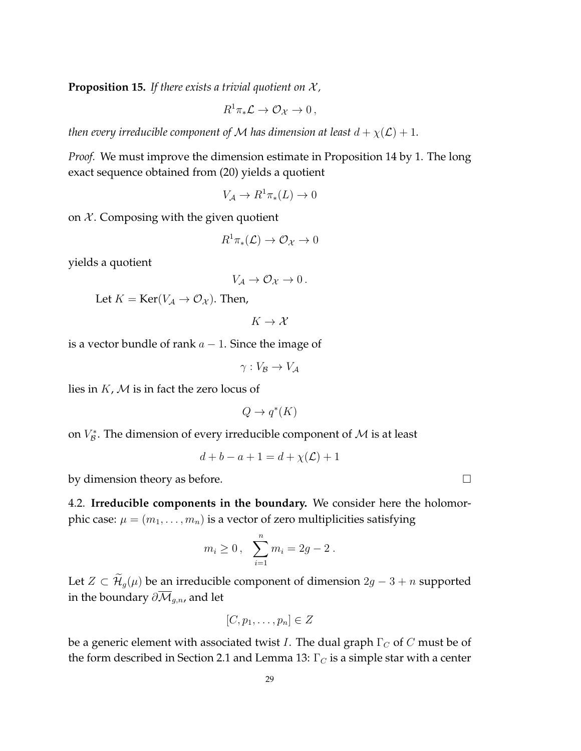**Proposition 15.** *If there exists a trivial quotient on $\mathcal{X}$,*

$$R^1\pi_*\mathcal{L} \to \mathcal{O}_{\mathcal{X}} \to 0\,,$$

*then every irreducible component of $\mathcal{M}$ has dimension at least $d + \chi(\mathcal{L}) + 1$.*

*Proof.* We must improve the dimension estimate in Proposition 14 by 1. The long exact sequence obtained from (20) yields a quotient

$$V_{\mathcal{A}} \to R^1\pi_*(L) \to 0$$

on $\mathcal{X}$. Composing with the given quotient

$$R^1\pi_*(\mathcal{L}) \to \mathcal{O}_{\mathcal{X}} \to 0$$

yields a quotient

$$V_{\mathcal{A}} \to \mathcal{O}_{\mathcal{X}} \to 0\,.$$

Let $K = \mathrm{Ker}(V_{\mathcal{A}} \to \mathcal{O}_{\mathcal{X}})$. Then,

$$K \to \mathcal{X}$$

is a vector bundle of rank $a-1$. Since the image of

$$\gamma : V_{\mathcal{B}} \to V_{\mathcal{A}}$$

lies in $K$, $\mathcal{M}$ is in fact the zero locus of

$$Q \to q^*(K)$$

on $V_{\mathcal{B}}^*$. The dimension of every irreducible component of $\mathcal{M}$ is at least

$$d + b - a + 1 = d + \chi(\mathcal{L}) + 1$$

by dimension theory as before. □

4.2. **Irreducible components in the boundary.** We consider here the holomorphic case: $\mu = (m_1, \ldots, m_n)$ is a vector of zero multiplicities satisfying

$$m_i \geq 0\,, \quad \sum_{i=1}^{n} m_i = 2g - 2\,.$$

Let $Z \subset \widetilde{\mathcal{H}}_g(\mu)$ be an irreducible component of dimension $2g - 3 + n$ supported in the boundary $\partial\overline{\mathcal{M}}_{g,n}$, and let

$$[C, p_1, \ldots, p_n] \in Z$$

be a generic element with associated twist $I$. The dual graph $\Gamma_C$ of $C$ must be of the form described in Section 2.1 and Lemma 13: $\Gamma_C$ is a simple star with a center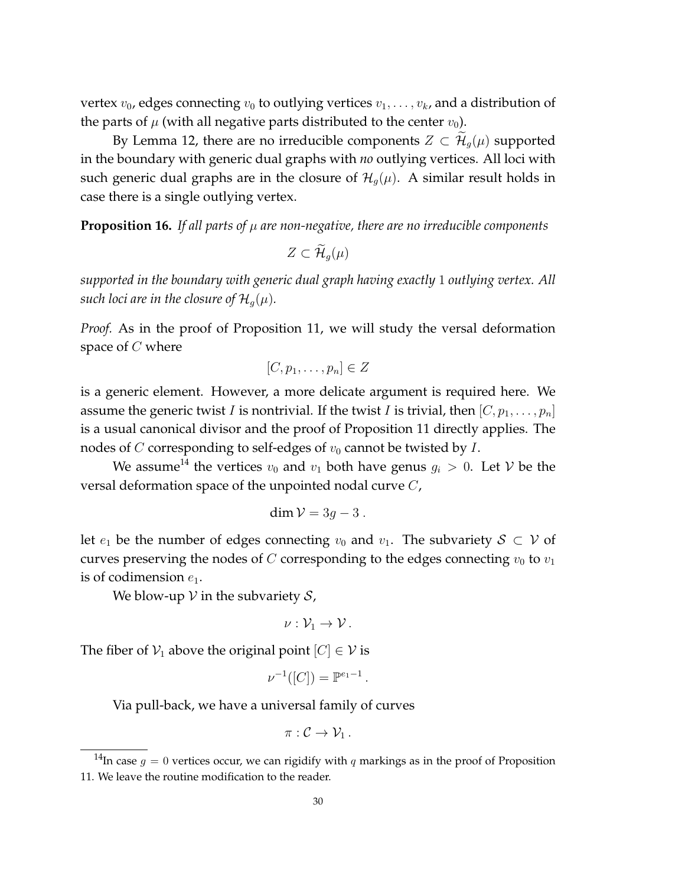vertex $v_0$, edges connecting $v_0$ to outlying vertices $v_1, \ldots, v_k$, and a distribution of the parts of $\mu$ (with all negative parts distributed to the center $v_0$).

By Lemma 12, there are no irreducible components $Z \subset \widetilde{\mathcal{H}}_g(\mu)$ supported in the boundary with generic dual graphs with *no* outlying vertices. All loci with such generic dual graphs are in the closure of $\mathcal{H}_g(\mu)$. A similar result holds in case there is a single outlying vertex.

**Proposition 16.** *If all parts of $\mu$ are non-negative, there are no irreducible components*

$$Z \subset \widetilde{\mathcal{H}}_g(\mu)$$

*supported in the boundary with generic dual graph having exactly 1 outlying vertex. All such loci are in the closure of $\mathcal{H}_g(\mu)$.*

*Proof.* As in the proof of Proposition 11, we will study the versal deformation space of $C$ where

$$[C, p_1, \ldots, p_n] \in Z$$

is a generic element. However, a more delicate argument is required here. We assume the generic twist $I$ is nontrivial. If the twist $I$ is trivial, then $[C, p_1, \ldots, p_n]$ is a usual canonical divisor and the proof of Proposition 11 directly applies. The nodes of $C$ corresponding to self-edges of $v_0$ cannot be twisted by $I$.

We assume[14] the vertices $v_0$ and $v_1$ both have genus $g_i > 0$. Let $\mathcal{V}$ be the versal deformation space of the unpointed nodal curve $C$,

$$\dim \mathcal{V} = 3g - 3 \, .$$

let $e_1$ be the number of edges connecting $v_0$ and $v_1$. The subvariety $\mathcal{S} \subset \mathcal{V}$ of curves preserving the nodes of $C$ corresponding to the edges connecting $v_0$ to $v_1$ is of codimension $e_1$.

We blow-up $\mathcal{V}$ in the subvariety $\mathcal{S}$,

$$\nu : \mathcal{V}_1 \to \mathcal{V} \, .$$

The fiber of $\mathcal{V}_1$ above the original point $[C] \in \mathcal{V}$ is

$$\nu^{-1}([C]) = \mathbb{P}^{e_1 - 1} \, .$$

Via pull-back, we have a universal family of curves

$$\pi : \mathcal{C} \to \mathcal{V}_1 \, .$$

[14] In case $g = 0$ vertices occur, we can rigidify with $q$ markings as in the proof of Proposition 11. We leave the routine modification to the reader.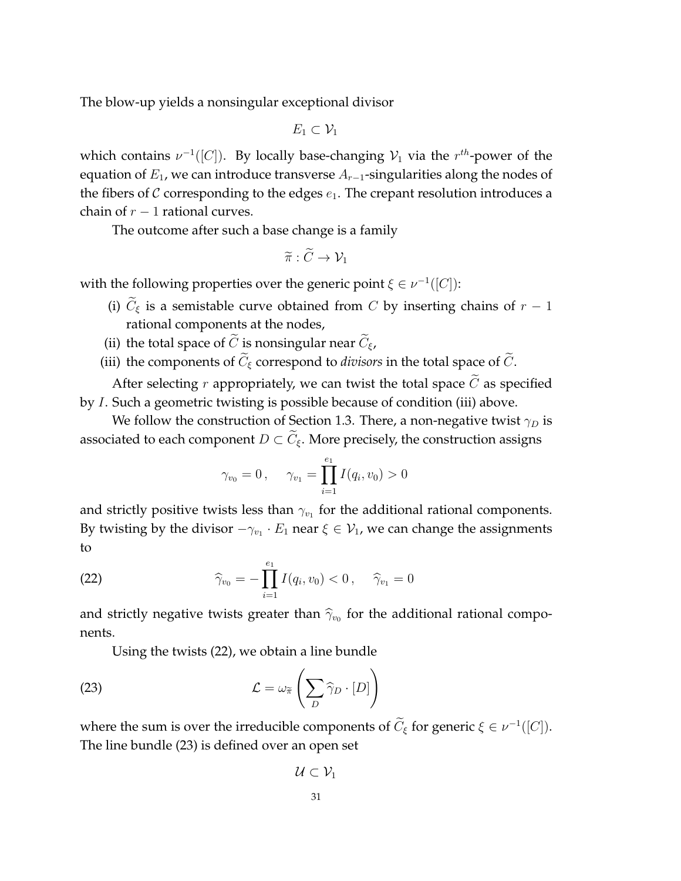The blow-up yields a nonsingular exceptional divisor

$$E_1 \subset \mathcal{V}_1$$

which contains $\nu^{-1}([C])$. By locally base-changing $\mathcal{V}_1$ via the $r^{th}$-power of the equation of $E_1$, we can introduce transverse $A_{r-1}$-singularities along the nodes of the fibers of $\mathcal{C}$ corresponding to the edges $e_1$. The crepant resolution introduces a chain of $r-1$ rational curves.

The outcome after such a base change is a family

$$\widetilde{\pi} : \widetilde{C} \to \mathcal{V}_1$$

with the following properties over the generic point $\xi \in \nu^{-1}([C])$:

(i) $\widetilde{C}_\xi$ is a semistable curve obtained from $C$ by inserting chains of $r-1$ rational components at the nodes,

(ii) the total space of $\widetilde{C}$ is nonsingular near $\widetilde{C}_\xi$,

(iii) the components of $\widetilde{C}_\xi$ correspond to *divisors* in the total space of $\widetilde{C}$.

After selecting $r$ appropriately, we can twist the total space $\widetilde{C}$ as specified by $I$. Such a geometric twisting is possible because of condition (iii) above.

We follow the construction of Section 1.3. There, a non-negative twist $\gamma_D$ is associated to each component $D \subset \widetilde{C}_\xi$. More precisely, the construction assigns

$$\gamma_{v_0} = 0\,, \qquad \gamma_{v_1} = \prod_{i=1}^{e_1} I(q_i, v_0) > 0$$

and strictly positive twists less than $\gamma_{v_1}$ for the additional rational components. By twisting by the divisor $-\gamma_{v_1} \cdot E_1$ near $\xi \in \mathcal{V}_1$, we can change the assignments to

$$\widehat{\gamma}_{v_0} = -\prod_{i=1}^{e_1} I(q_i, v_0) < 0\,, \qquad \widehat{\gamma}_{v_1} = 0 \tag{22}$$

and strictly negative twists greater than $\widehat{\gamma}_{v_0}$ for the additional rational components.

Using the twists (22), we obtain a line bundle

$$\mathcal{L} = \omega_{\widetilde{\pi}}\left(\sum_D \widehat{\gamma}_D \cdot [D]\right) \tag{23}$$

where the sum is over the irreducible components of $\widetilde{C}_\xi$ for generic $\xi \in \nu^{-1}([C])$. The line bundle (23) is defined over an open set

$$\mathcal{U} \subset \mathcal{V}_1$$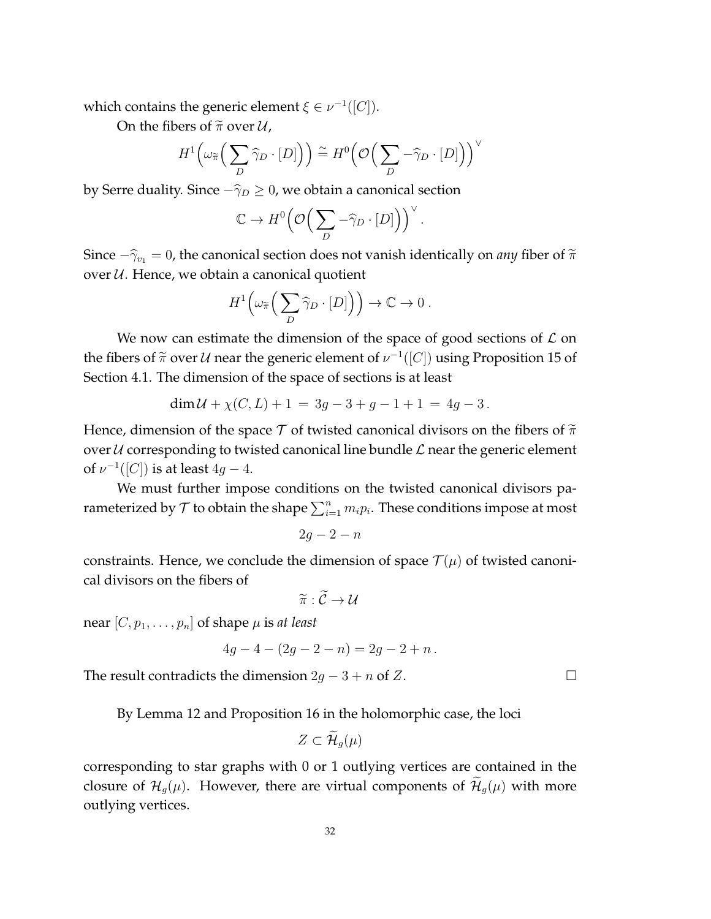which contains the generic element $\xi \in \nu^{-1}([C])$.

On the fibers of $\widetilde{\pi}$ over $\mathcal{U}$,

$$H^1\Big(\omega_{\widetilde{\pi}}\Big(\sum_D \widehat{\gamma}_D \cdot [D]\Big)\Big) \cong H^0\Big(\mathcal{O}\Big(\sum_D -\widehat{\gamma}_D \cdot [D]\Big)\Big)^\vee$$

by Serre duality. Since $-\widehat{\gamma}_D \geq 0$, we obtain a canonical section

$$\mathbb{C} \to H^0\Big(\mathcal{O}\Big(\sum_D -\widehat{\gamma}_D \cdot [D]\Big)\Big)^\vee .$$

Since $-\widehat{\gamma}_{v_1} = 0$, the canonical section does not vanish identically on *any* fiber of $\widetilde{\pi}$ over $\mathcal{U}$. Hence, we obtain a canonical quotient

$$H^1\Big(\omega_{\widetilde{\pi}}\Big(\sum_D \widehat{\gamma}_D \cdot [D]\Big)\Big) \to \mathbb{C} \to 0 .$$

We now can estimate the dimension of the space of good sections of $\mathcal{L}$ on the fibers of $\widetilde{\pi}$ over $\mathcal{U}$ near the generic element of $\nu^{-1}([C])$ using Proposition 15 of Section 4.1. The dimension of the space of sections is at least

$$\dim \mathcal{U} + \chi(C, L) + 1 \;=\; 3g - 3 + g - 1 + 1 \;=\; 4g - 3 .$$

Hence, dimension of the space $\mathcal{T}$ of twisted canonical divisors on the fibers of $\widetilde{\pi}$ over $\mathcal{U}$ corresponding to twisted canonical line bundle $\mathcal{L}$ near the generic element of $\nu^{-1}([C])$ is at least $4g - 4$.

We must further impose conditions on the twisted canonical divisors parameterized by $\mathcal{T}$ to obtain the shape $\sum_{i=1}^n m_i p_i$. These conditions impose at most

$$2g - 2 - n$$

constraints. Hence, we conclude the dimension of space $\mathcal{T}(\mu)$ of twisted canonical divisors on the fibers of

$$\widetilde{\pi} : \widetilde{\mathcal{C}} \to \mathcal{U}$$

near $[C, p_1, \ldots, p_n]$ of shape $\mu$ is *at least*

$$4g - 4 - (2g - 2 - n) = 2g - 2 + n .$$

The result contradicts the dimension $2g - 3 + n$ of $Z$. $\square$

By Lemma 12 and Proposition 16 in the holomorphic case, the loci

$$Z \subset \widetilde{\mathcal{H}}_g(\mu)$$

corresponding to star graphs with 0 or 1 outlying vertices are contained in the closure of $\mathcal{H}_g(\mu)$. However, there are virtual components of $\widetilde{\mathcal{H}}_g(\mu)$ with more outlying vertices.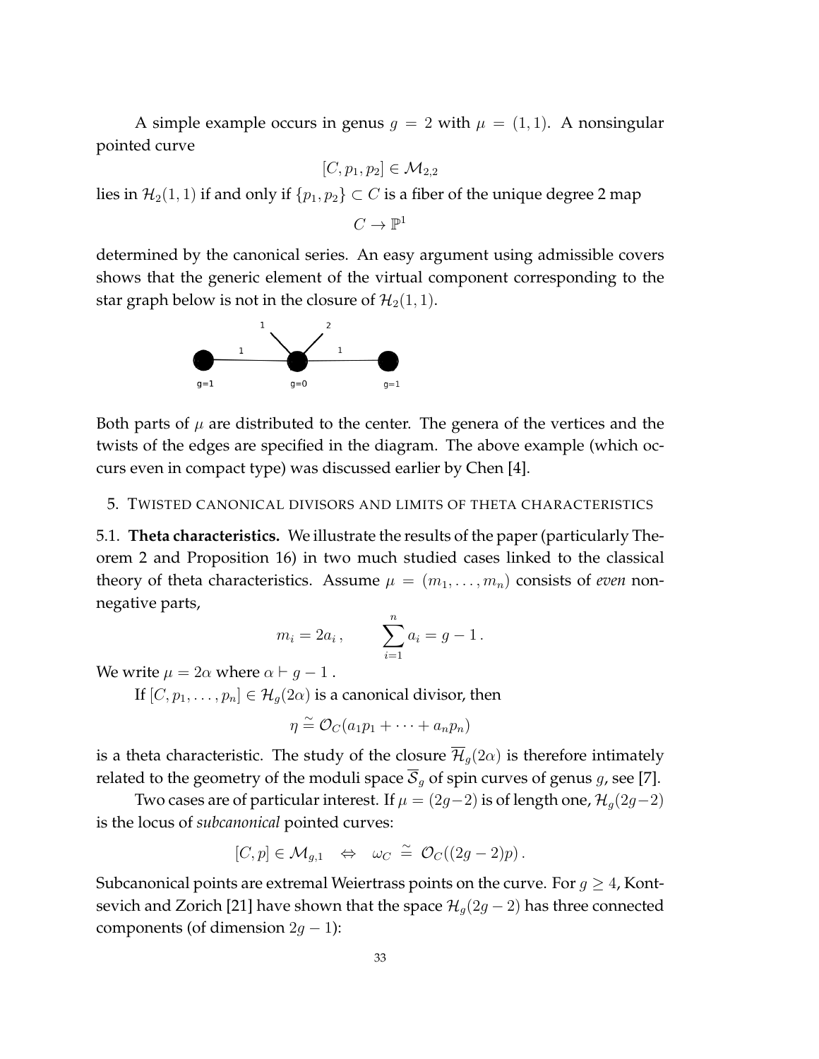A simple example occurs in genus $g = 2$ with $\mu = (1,1)$. A nonsingular pointed curve

$$[C, p_1, p_2] \in \mathcal{M}_{2,2}$$

lies in $\mathcal{H}_2(1,1)$ if and only if $\{p_1, p_2\} \subset C$ is a fiber of the unique degree 2 map

$$C \to \mathbb{P}^1$$

determined by the canonical series. An easy argument using admissible covers shows that the generic element of the virtual component corresponding to the star graph below is not in the closure of $\mathcal{H}_2(1,1)$.

Both parts of $\mu$ are distributed to the center. The genera of the vertices and the twists of the edges are specified in the diagram. The above example (which occurs even in compact type) was discussed earlier by Chen [4].

## 5. Twisted canonical divisors and limits of theta characteristics

**5.1. Theta characteristics.** We illustrate the results of the paper (particularly Theorem 2 and Proposition 16) in two much studied cases linked to the classical theory of theta characteristics. Assume $\mu = (m_1, \ldots, m_n)$ consists of *even* non-negative parts,

$$m_i = 2a_i \,, \qquad \sum_{i=1}^{n} a_i = g - 1 \,.$$

We write $\mu = 2\alpha$ where $\alpha \vdash g - 1$.

If $[C, p_1, \ldots, p_n] \in \mathcal{H}_g(2\alpha)$ is a canonical divisor, then

$$\eta \stackrel{\sim}{=} \mathcal{O}_C(a_1 p_1 + \cdots + a_n p_n)$$

is a theta characteristic. The study of the closure $\overline{\mathcal{H}}_g(2\alpha)$ is therefore intimately related to the geometry of the moduli space $\overline{\mathcal{S}}_g$ of spin curves of genus $g$, see [7].

Two cases are of particular interest. If $\mu = (2g-2)$ is of length one, $\mathcal{H}_g(2g-2)$ is the locus of *subcanonical* pointed curves:

$$[C, p] \in \mathcal{M}_{g,1} \quad \Leftrightarrow \quad \omega_C \stackrel{\sim}{=} \mathcal{O}_C((2g-2)p) \,.$$

Subcanonical points are extremal Weierstrass points on the curve. For $g \geq 4$, Kontsevich and Zorich [21] have shown that the space $\mathcal{H}_g(2g-2)$ has three connected components (of dimension $2g - 1$):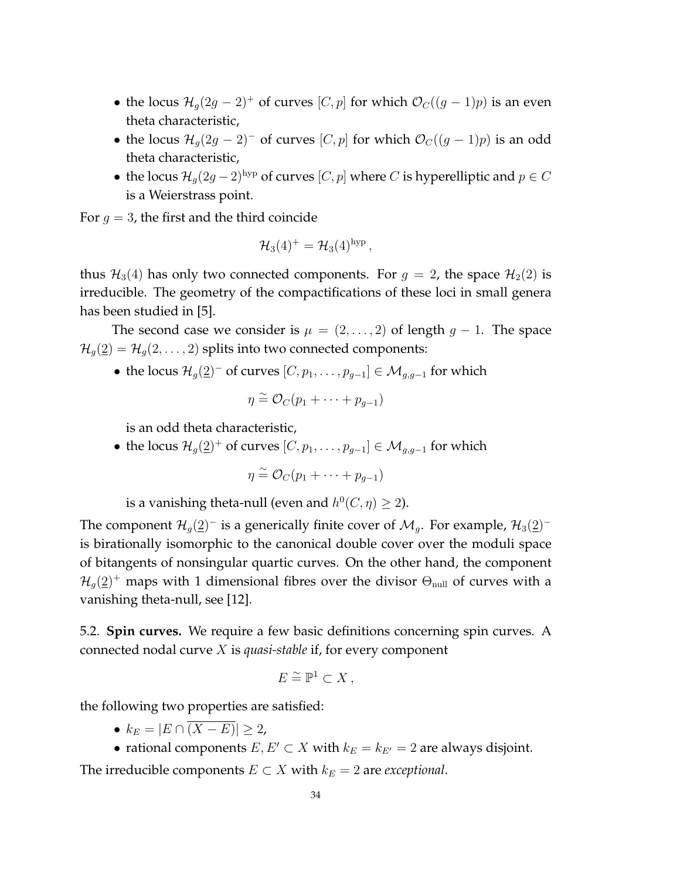- the locus $\mathcal{H}_g(2g-2)^+$ of curves $[C,p]$ for which $\mathcal{O}_C((g-1)p)$ is an even theta characteristic,
- the locus $\mathcal{H}_g(2g-2)^-$ of curves $[C,p]$ for which $\mathcal{O}_C((g-1)p)$ is an odd theta characteristic,
- the locus $\mathcal{H}_g(2g-2)^{\mathrm{hyp}}$ of curves $[C,p]$ where $C$ is hyperelliptic and $p \in C$ is a Weierstrass point.

For $g = 3$, the first and the third coincide

$$\mathcal{H}_3(4)^+ = \mathcal{H}_3(4)^{\mathrm{hyp}}\,,$$

thus $\mathcal{H}_3(4)$ has only two connected components. For $g = 2$, the space $\mathcal{H}_2(2)$ is irreducible. The geometry of the compactifications of these loci in small genera has been studied in [5].

The second case we consider is $\mu = (2, \ldots, 2)$ of length $g-1$. The space $\mathcal{H}_g(\underline{2}) = \mathcal{H}_g(2, \ldots, 2)$ splits into two connected components:

- the locus $\mathcal{H}_g(\underline{2})^-$ of curves $[C, p_1, \ldots, p_{g-1}] \in \mathcal{M}_{g,g-1}$ for which

  $$\eta \stackrel{\sim}{=} \mathcal{O}_C(p_1 + \cdots + p_{g-1})$$

  is an odd theta characteristic,
- the locus $\mathcal{H}_g(\underline{2})^+$ of curves $[C, p_1, \ldots, p_{g-1}] \in \mathcal{M}_{g,g-1}$ for which

  $$\eta \stackrel{\sim}{=} \mathcal{O}_C(p_1 + \cdots + p_{g-1})$$

  is a vanishing theta-null (even and $h^0(C,\eta) \geq 2$).

The component $\mathcal{H}_g(\underline{2})^-$ is a generically finite cover of $\mathcal{M}_g$. For example, $\mathcal{H}_3(\underline{2})^-$ is birationally isomorphic to the canonical double cover over the moduli space of bitangents of nonsingular quartic curves. On the other hand, the component $\mathcal{H}_g(\underline{2})^+$ maps with 1 dimensional fibres over the divisor $\Theta_{\mathrm{null}}$ of curves with a vanishing theta-null, see [12].

5.2. **Spin curves.** We require a few basic definitions concerning spin curves. A connected nodal curve $X$ is *quasi-stable* if, for every component

$$E \stackrel{\sim}{=} \mathbb{P}^1 \subset X\,,$$

the following two properties are satisfied:

- $k_E = |E \cap \overline{(X - E)}| \geq 2$,
- rational components $E, E' \subset X$ with $k_E = k_{E'} = 2$ are always disjoint.

The irreducible components $E \subset X$ with $k_E = 2$ are *exceptional*.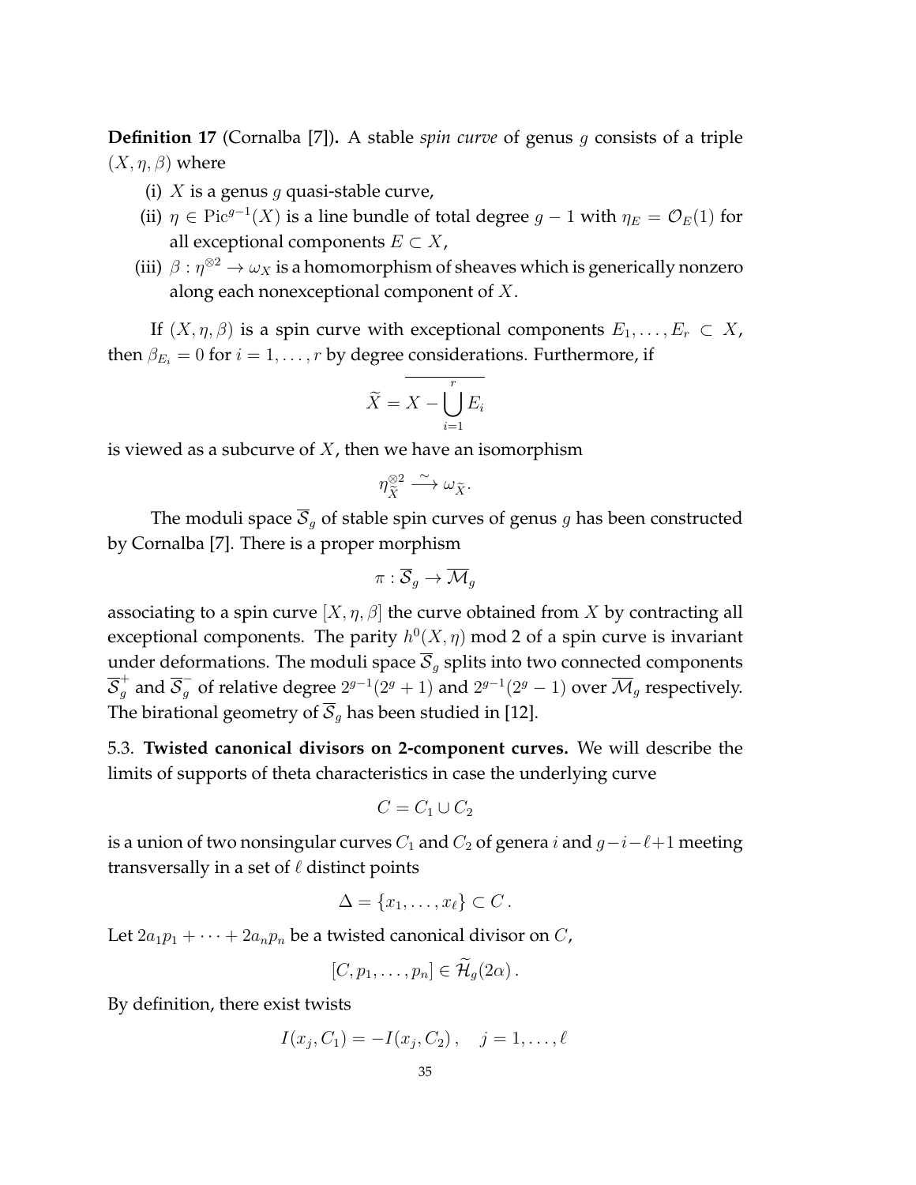**Definition 17** (Cornalba [7])**.** A stable *spin curve* of genus $g$ consists of a triple $(X, \eta, \beta)$ where

(i) $X$ is a genus $g$ quasi-stable curve,

(ii) $\eta \in \mathrm{Pic}^{g-1}(X)$ is a line bundle of total degree $g-1$ with $\eta_E = \mathcal{O}_E(1)$ for all exceptional components $E \subset X$,

(iii) $\beta : \eta^{\otimes 2} \to \omega_X$ is a homomorphism of sheaves which is generically nonzero along each nonexceptional component of $X$.

If $(X, \eta, \beta)$ is a spin curve with exceptional components $E_1, \ldots, E_r \subset X$, then $\beta_{E_i} = 0$ for $i = 1, \ldots, r$ by degree considerations. Furthermore, if

$$\widetilde{X} = \overline{X - \bigcup_{i=1}^{r} E_i}$$

is viewed as a subcurve of $X$, then we have an isomorphism

$$\eta_{\widetilde{X}}^{\otimes 2} \xrightarrow{\sim} \omega_{\widetilde{X}}.$$

The moduli space $\overline{\mathcal{S}}_g$ of stable spin curves of genus $g$ has been constructed by Cornalba [7]. There is a proper morphism

$$\pi : \overline{\mathcal{S}}_g \to \overline{\mathcal{M}}_g$$

associating to a spin curve $[X, \eta, \beta]$ the curve obtained from $X$ by contracting all exceptional components. The parity $h^0(X, \eta)$ mod 2 of a spin curve is invariant under deformations. The moduli space $\overline{\mathcal{S}}_g$ splits into two connected components $\overline{\mathcal{S}}_g^+$ and $\overline{\mathcal{S}}_g^-$ of relative degree $2^{g-1}(2^g+1)$ and $2^{g-1}(2^g-1)$ over $\overline{\mathcal{M}}_g$ respectively. The birational geometry of $\overline{\mathcal{S}}_g$ has been studied in [12].

5.3. **Twisted canonical divisors on 2-component curves.** We will describe the limits of supports of theta characteristics in case the underlying curve

$$C = C_1 \cup C_2$$

is a union of two nonsingular curves $C_1$ and $C_2$ of genera $i$ and $g-i-\ell+1$ meeting transversally in a set of $\ell$ distinct points

$$\Delta = \{x_1, \ldots, x_\ell\} \subset C\,.$$

Let $2a_1p_1 + \cdots + 2a_np_n$ be a twisted canonical divisor on $C$,

$$[C, p_1, \ldots, p_n] \in \widetilde{\mathcal{H}}_g(2\alpha)\,.$$

By definition, there exist twists

$$I(x_j, C_1) = -I(x_j, C_2)\,, \quad j = 1, \ldots, \ell$$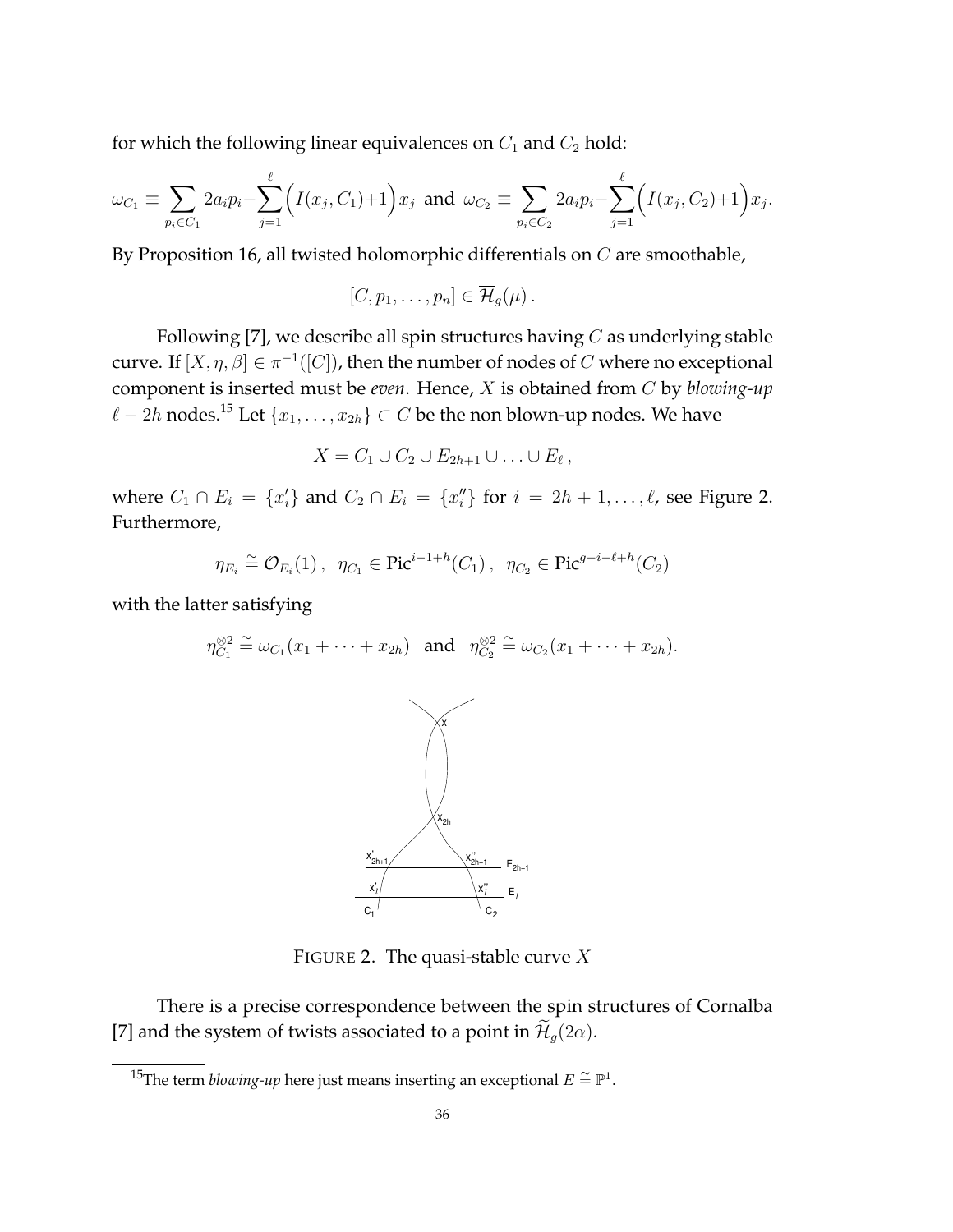for which the following linear equivalences on $C_1$ and $C_2$ hold:

$$\omega_{C_1} \equiv \sum_{p_i \in C_1} 2a_i p_i - \sum_{j=1}^{\ell} \Big( I(x_j, C_1) + 1 \Big) x_j \text{ and } \omega_{C_2} \equiv \sum_{p_i \in C_2} 2a_i p_i - \sum_{j=1}^{\ell} \Big( I(x_j, C_2) + 1 \Big) x_j.$$

By Proposition 16, all twisted holomorphic differentials on $C$ are smoothable,

$$[C, p_1, \ldots, p_n] \in \overline{\mathcal{H}}_g(\mu).$$

Following [7], we describe all spin structures having $C$ as underlying stable curve. If $[X, \eta, \beta] \in \pi^{-1}([C])$, then the number of nodes of $C$ where no exceptional component is inserted must be *even*. Hence, $X$ is obtained from $C$ by *blowing-up* $\ell - 2h$ nodes.[15] Let $\{x_1, \ldots, x_{2h}\} \subset C$ be the non blown-up nodes. We have

$$X = C_1 \cup C_2 \cup E_{2h+1} \cup \ldots \cup E_\ell ,$$

where $C_1 \cap E_i = \{x_i'\}$ and $C_2 \cap E_i = \{x_i''\}$ for $i = 2h+1, \ldots, \ell$, see Figure 2. Furthermore,

$$\eta_{E_i} \cong \mathcal{O}_{E_i}(1), \quad \eta_{C_1} \in \mathrm{Pic}^{i-1+h}(C_1), \quad \eta_{C_2} \in \mathrm{Pic}^{g-i-\ell+h}(C_2)$$

with the latter satisfying

$$\eta_{C_1}^{\otimes 2} \cong \omega_{C_1}(x_1 + \cdots + x_{2h}) \quad \text{and} \quad \eta_{C_2}^{\otimes 2} \cong \omega_{C_2}(x_1 + \cdots + x_{2h}).$$

FIGURE 2. The quasi-stable curve $X$

There is a precise correspondence between the spin structures of Cornalba [7] and the system of twists associated to a point in $\widetilde{\mathcal{H}}_g(2\alpha)$.

[15] The term *blowing-up* here just means inserting an exceptional $E \cong \mathbb{P}^1$.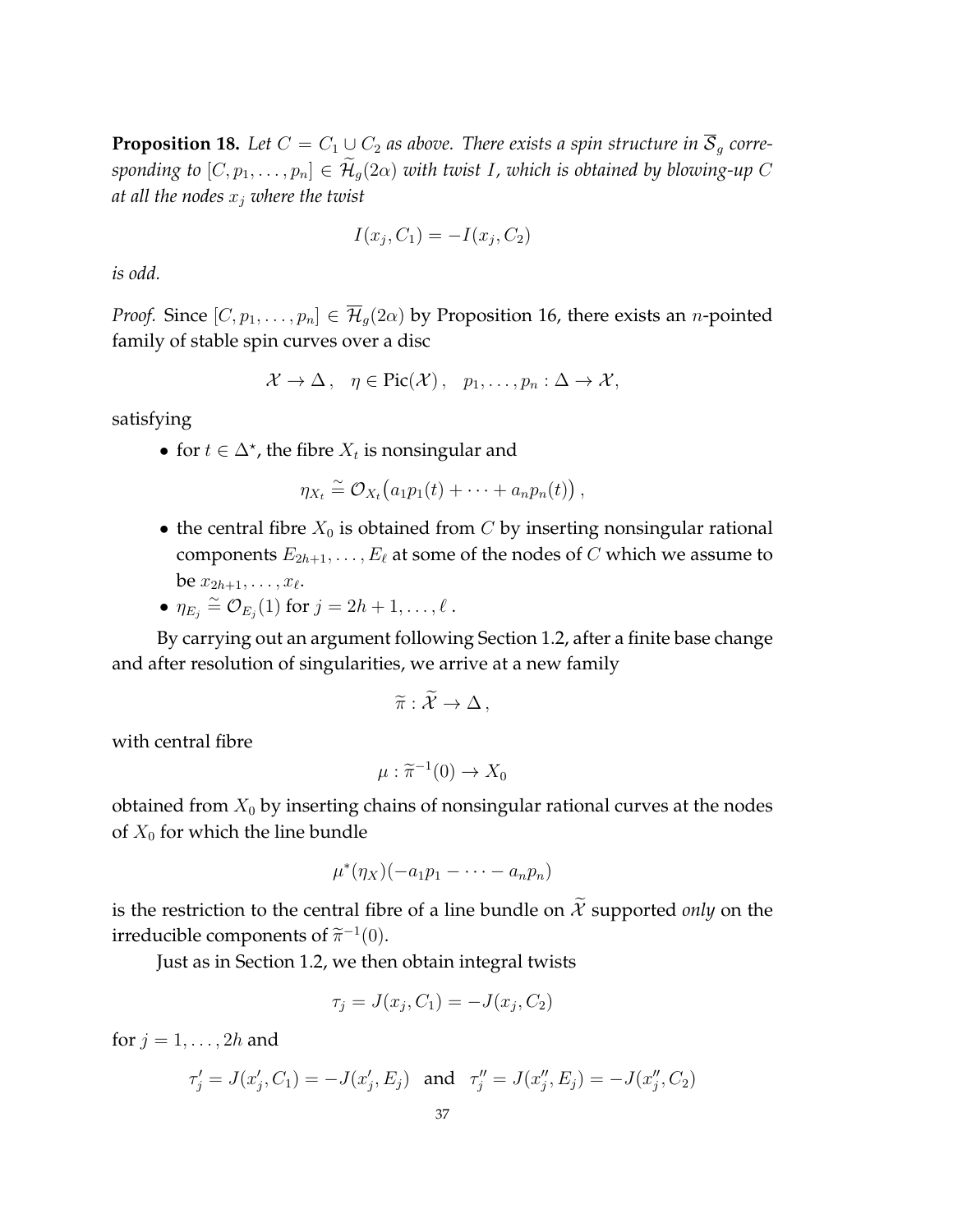**Proposition 18.** *Let $C = C_1 \cup C_2$ as above. There exists a spin structure in $\overline{\mathcal{S}}_g$ corresponding to $[C, p_1, \dots, p_n] \in \widetilde{\mathcal{H}}_g(2\alpha)$ with twist $I$, which is obtained by blowing-up $C$ at all the nodes $x_j$ where the twist*

$$I(x_j, C_1) = -I(x_j, C_2)$$

*is odd.*

*Proof.* Since $[C, p_1, \dots, p_n] \in \overline{\mathcal{H}}_g(2\alpha)$ by Proposition 16, there exists an $n$-pointed family of stable spin curves over a disc

$$\mathcal{X} \to \Delta\,, \quad \eta \in \operatorname{Pic}(\mathcal{X})\,, \quad p_1, \dots, p_n : \Delta \to \mathcal{X},$$

satisfying

- for $t \in \Delta^\star$, the fibre $X_t$ is nonsingular and

$$\eta_{X_t} \cong \mathcal{O}_{X_t}\big(a_1 p_1(t) + \cdots + a_n p_n(t)\big)\,,$$

- the central fibre $X_0$ is obtained from $C$ by inserting nonsingular rational components $E_{2h+1}, \dots, E_\ell$ at some of the nodes of $C$ which we assume to be $x_{2h+1}, \dots, x_\ell$.
- $\eta_{E_j} \cong \mathcal{O}_{E_j}(1)$ for $j = 2h+1, \dots, \ell$ .

By carrying out an argument following Section 1.2, after a finite base change and after resolution of singularities, we arrive at a new family

$$\widetilde{\pi} : \widetilde{\mathcal{X}} \to \Delta\,,$$

with central fibre

$$\mu : \widetilde{\pi}^{-1}(0) \to X_0$$

obtained from $X_0$ by inserting chains of nonsingular rational curves at the nodes of $X_0$ for which the line bundle

$$\mu^*(\eta_X)(-a_1 p_1 - \cdots - a_n p_n)$$

is the restriction to the central fibre of a line bundle on $\widetilde{\mathcal{X}}$ supported *only* on the irreducible components of $\widetilde{\pi}^{-1}(0)$.

Just as in Section 1.2, we then obtain integral twists

$$\tau_j = J(x_j, C_1) = -J(x_j, C_2)$$

for $j = 1, \dots, 2h$ and

$$\tau'_j = J(x'_j, C_1) = -J(x'_j, E_j) \quad \text{and} \quad \tau''_j = J(x''_j, E_j) = -J(x''_j, C_2)$$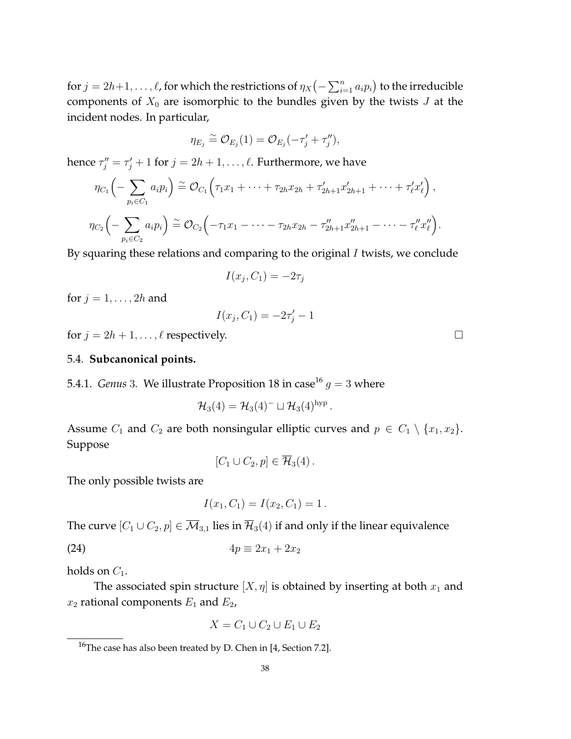for $j = 2h+1, \ldots, \ell$, for which the restrictions of $\eta_X\big(-\sum_{i=1}^n a_i p_i\big)$ to the irreducible components of $X_0$ are isomorphic to the bundles given by the twists $J$ at the incident nodes. In particular,

$$\eta_{E_j} \cong \mathcal{O}_{E_j}(1) = \mathcal{O}_{E_j}(-\tau'_j + \tau''_j),$$

hence $\tau''_j = \tau'_j + 1$ for $j = 2h+1, \ldots, \ell$. Furthermore, we have

$$\eta_{C_1}\Big(-\sum_{p_i \in C_1} a_i p_i\Big) \cong \mathcal{O}_{C_1}\Big(\tau_1 x_1 + \cdots + \tau_{2h} x_{2h} + \tau'_{2h+1} x'_{2h+1} + \cdots + \tau'_\ell x'_\ell\Big),$$

$$\eta_{C_2}\Big(-\sum_{p_i \in C_2} a_i p_i\Big) \cong \mathcal{O}_{C_2}\Big(-\tau_1 x_1 - \cdots - \tau_{2h} x_{2h} - \tau''_{2h+1} x''_{2h+1} - \cdots - \tau''_\ell x''_\ell\Big).$$

By squaring these relations and comparing to the original $I$ twists, we conclude

$$I(x_j, C_1) = -2\tau_j$$

for $j = 1, \ldots, 2h$ and

$$I(x_j, C_1) = -2\tau'_j - 1$$

for $j = 2h+1, \ldots, \ell$ respectively. □

### 5.4. **Subcanonical points.**

5.4.1. *Genus* 3. We illustrate Proposition 18 in case[16] $g = 3$ where

$$\mathcal{H}_3(4) = \mathcal{H}_3(4)^- \sqcup \mathcal{H}_3(4)^{\mathrm{hyp}}.$$

Assume $C_1$ and $C_2$ are both nonsingular elliptic curves and $p \in C_1 \setminus \{x_1, x_2\}$. Suppose

$$[C_1 \cup C_2, p] \in \overline{\mathcal{H}}_3(4).$$

The only possible twists are

$$I(x_1, C_1) = I(x_2, C_1) = 1.$$

The curve $[C_1 \cup C_2, p] \in \overline{\mathcal{M}}_{3,1}$ lies in $\overline{\mathcal{H}}_3(4)$ if and only if the linear equivalence

$$4p \equiv 2x_1 + 2x_2 \tag{24}$$

holds on $C_1$.

The associated spin structure $[X, \eta]$ is obtained by inserting at both $x_1$ and $x_2$ rational components $E_1$ and $E_2$,

$$X = C_1 \cup C_2 \cup E_1 \cup E_2$$

[16] The case has also been treated by D. Chen in [4, Section 7.2].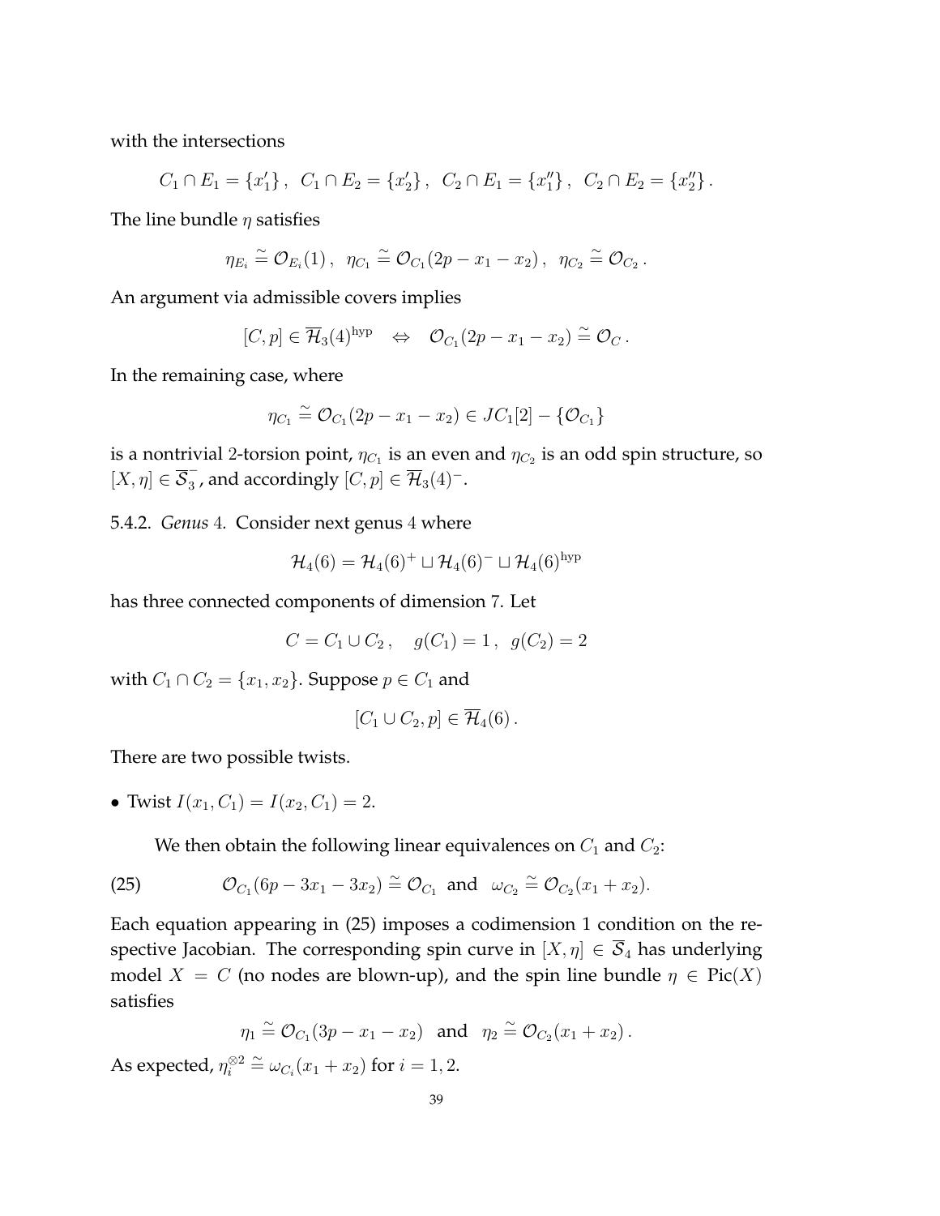with the intersections

$$C_1 \cap E_1 = \{x_1'\}, \ \ C_1 \cap E_2 = \{x_2'\}, \ \ C_2 \cap E_1 = \{x_1''\}, \ \ C_2 \cap E_2 = \{x_2''\}.$$

The line bundle $\eta$ satisfies

$$\eta_{E_i} \cong \mathcal{O}_{E_i}(1), \ \ \eta_{C_1} \cong \mathcal{O}_{C_1}(2p - x_1 - x_2), \ \ \eta_{C_2} \cong \mathcal{O}_{C_2}.$$

An argument via admissible covers implies

$$[C, p] \in \overline{\mathcal{H}}_3(4)^{\rm hyp} \quad \Leftrightarrow \quad \mathcal{O}_{C_1}(2p - x_1 - x_2) \cong \mathcal{O}_C.$$

In the remaining case, where

$$\eta_{C_1} \cong \mathcal{O}_{C_1}(2p - x_1 - x_2) \in JC_1[2] - \{\mathcal{O}_{C_1}\}$$

is a nontrivial 2-torsion point, $\eta_{C_1}$ is an even and $\eta_{C_2}$ is an odd spin structure, so $[X, \eta] \in \overline{\mathcal{S}}_3^-$, and accordingly $[C, p] \in \overline{\mathcal{H}}_3(4)^-$.

5.4.2. *Genus* 4. Consider next genus 4 where

$$\mathcal{H}_4(6) = \mathcal{H}_4(6)^+ \sqcup \mathcal{H}_4(6)^- \sqcup \mathcal{H}_4(6)^{\rm hyp}$$

has three connected components of dimension 7. Let

$$C = C_1 \cup C_2, \quad g(C_1) = 1, \ \ g(C_2) = 2$$

with $C_1 \cap C_2 = \{x_1, x_2\}$. Suppose $p \in C_1$ and

$$[C_1 \cup C_2, p] \in \overline{\mathcal{H}}_4(6).$$

There are two possible twists.

- Twist $I(x_1, C_1) = I(x_2, C_1) = 2$.

  We then obtain the following linear equivalences on $C_1$ and $C_2$:

$$\mathcal{O}_{C_1}(6p - 3x_1 - 3x_2) \cong \mathcal{O}_{C_1} \ \text{and} \ \ \omega_{C_2} \cong \mathcal{O}_{C_2}(x_1 + x_2). \tag{25}$$

Each equation appearing in (25) imposes a codimension 1 condition on the respective Jacobian. The corresponding spin curve in $[X, \eta] \in \overline{\mathcal{S}}_4$ has underlying model $X = C$ (no nodes are blown-up), and the spin line bundle $\eta \in \mathrm{Pic}(X)$ satisfies

$$\eta_1 \cong \mathcal{O}_{C_1}(3p - x_1 - x_2) \ \ \text{and} \ \ \eta_2 \cong \mathcal{O}_{C_2}(x_1 + x_2).$$

As expected, $\eta_i^{\otimes 2} \cong \omega_{C_i}(x_1 + x_2)$ for $i = 1, 2$.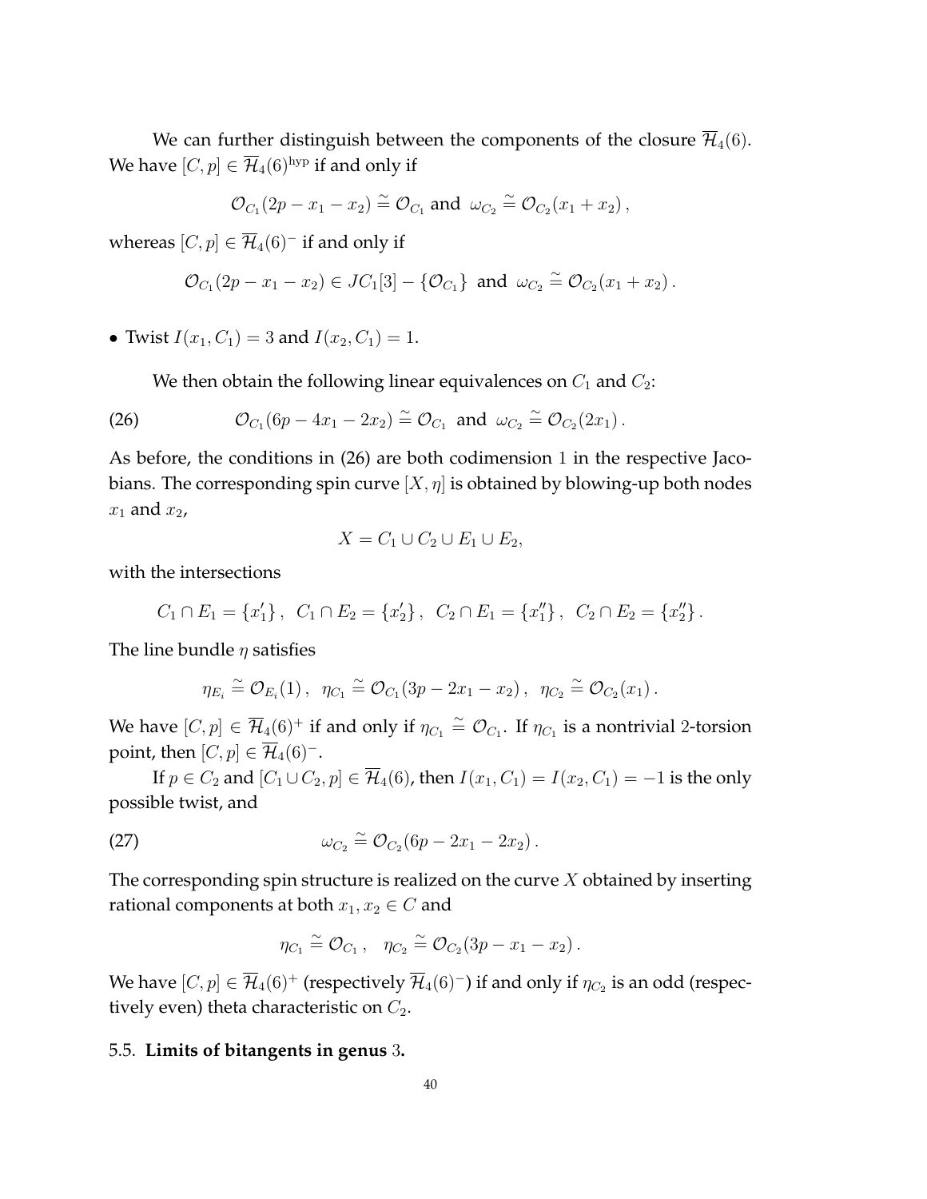We can further distinguish between the components of the closure $\overline{\mathcal{H}}_4(6)$. We have $[C, p] \in \overline{\mathcal{H}}_4(6)^{\mathrm{hyp}}$ if and only if

$$\mathcal{O}_{C_1}(2p - x_1 - x_2) \cong \mathcal{O}_{C_1} \text{ and } \omega_{C_2} \cong \mathcal{O}_{C_2}(x_1 + x_2)\,,$$

whereas $[C, p] \in \overline{\mathcal{H}}_4(6)^-$ if and only if

$$\mathcal{O}_{C_1}(2p - x_1 - x_2) \in JC_1[3] - \{\mathcal{O}_{C_1}\} \text{ and } \omega_{C_2} \cong \mathcal{O}_{C_2}(x_1 + x_2)\,.$$

- Twist $I(x_1, C_1) = 3$ and $I(x_2, C_1) = 1$.

We then obtain the following linear equivalences on $C_1$ and $C_2$:

$$\mathcal{O}_{C_1}(6p - 4x_1 - 2x_2) \cong \mathcal{O}_{C_1} \text{ and } \omega_{C_2} \cong \mathcal{O}_{C_2}(2x_1)\,. \tag{26}$$

As before, the conditions in (26) are both codimension 1 in the respective Jacobians. The corresponding spin curve $[X, \eta]$ is obtained by blowing-up both nodes $x_1$ and $x_2$,

$$X = C_1 \cup C_2 \cup E_1 \cup E_2,$$

with the intersections

$$C_1 \cap E_1 = \{x_1'\}\,,\ \ C_1 \cap E_2 = \{x_2'\}\,,\ \ C_2 \cap E_1 = \{x_1''\}\,,\ \ C_2 \cap E_2 = \{x_2''\}\,.$$

The line bundle $\eta$ satisfies

$$\eta_{E_i} \cong \mathcal{O}_{E_i}(1)\,,\ \ \eta_{C_1} \cong \mathcal{O}_{C_1}(3p - 2x_1 - x_2)\,,\ \ \eta_{C_2} \cong \mathcal{O}_{C_2}(x_1)\,.$$

We have $[C, p] \in \overline{\mathcal{H}}_4(6)^+$ if and only if $\eta_{C_1} \cong \mathcal{O}_{C_1}$. If $\eta_{C_1}$ is a nontrivial 2-torsion point, then $[C, p] \in \overline{\mathcal{H}}_4(6)^-$.

If $p \in C_2$ and $[C_1 \cup C_2, p] \in \overline{\mathcal{H}}_4(6)$, then $I(x_1, C_1) = I(x_2, C_1) = -1$ is the only possible twist, and

$$\omega_{C_2} \cong \mathcal{O}_{C_2}(6p - 2x_1 - 2x_2)\,. \tag{27}$$

The corresponding spin structure is realized on the curve $X$ obtained by inserting rational components at both $x_1, x_2 \in C$ and

$$\eta_{C_1} \cong \mathcal{O}_{C_1}\,,\quad \eta_{C_2} \cong \mathcal{O}_{C_2}(3p - x_1 - x_2)\,.$$

We have $[C, p] \in \overline{\mathcal{H}}_4(6)^+$ (respectively $\overline{\mathcal{H}}_4(6)^-$) if and only if $\eta_{C_2}$ is an odd (respectively even) theta characteristic on $C_2$.

### 5.5. **Limits of bitangents in genus 3.**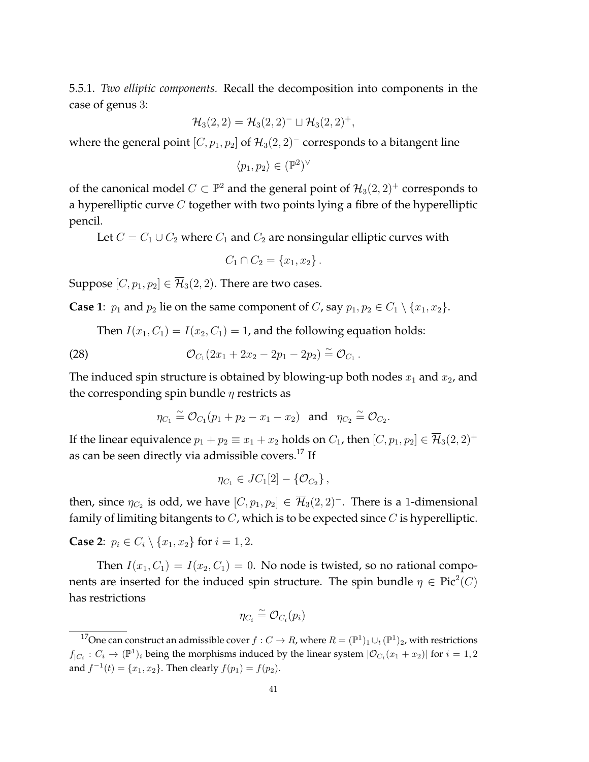5.5.1. *Two elliptic components.* Recall the decomposition into components in the case of genus 3:

$$\mathcal{H}_3(2,2) = \mathcal{H}_3(2,2)^- \sqcup \mathcal{H}_3(2,2)^+,$$

where the general point $[C, p_1, p_2]$ of $\mathcal{H}_3(2,2)^-$ corresponds to a bitangent line

$$\langle p_1, p_2 \rangle \in (\mathbb{P}^2)^\vee$$

of the canonical model $C \subset \mathbb{P}^2$ and the general point of $\mathcal{H}_3(2,2)^+$ corresponds to a hyperelliptic curve $C$ together with two points lying a fibre of the hyperelliptic pencil.

Let $C = C_1 \cup C_2$ where $C_1$ and $C_2$ are nonsingular elliptic curves with

$$C_1 \cap C_2 = \{x_1, x_2\}.$$

Suppose $[C, p_1, p_2] \in \overline{\mathcal{H}}_3(2,2)$. There are two cases.

**Case 1**: $p_1$ and $p_2$ lie on the same component of $C$, say $p_1, p_2 \in C_1 \setminus \{x_1, x_2\}$.

Then $I(x_1, C_1) = I(x_2, C_1) = 1$, and the following equation holds:

$$\mathcal{O}_{C_1}(2x_1 + 2x_2 - 2p_1 - 2p_2) \stackrel{\sim}{=} \mathcal{O}_{C_1}. \tag{28}$$

The induced spin structure is obtained by blowing-up both nodes $x_1$ and $x_2$, and the corresponding spin bundle $\eta$ restricts as

$$\eta_{C_1} \stackrel{\sim}{=} \mathcal{O}_{C_1}(p_1 + p_2 - x_1 - x_2) \quad \text{and} \quad \eta_{C_2} \stackrel{\sim}{=} \mathcal{O}_{C_2}.$$

If the linear equivalence $p_1 + p_2 \equiv x_1 + x_2$ holds on $C_1$, then $[C, p_1, p_2] \in \overline{\mathcal{H}}_3(2,2)^+$ as can be seen directly via admissible covers.[17] If

$$\eta_{C_1} \in JC_1[2] - \{\mathcal{O}_{C_2}\},$$

then, since $\eta_{C_2}$ is odd, we have $[C, p_1, p_2] \in \overline{\mathcal{H}}_3(2,2)^-$. There is a 1-dimensional family of limiting bitangents to $C$, which is to be expected since $C$ is hyperelliptic.

**Case 2**: $p_i \in C_i \setminus \{x_1, x_2\}$ for $i = 1, 2$.

Then $I(x_1, C_1) = I(x_2, C_1) = 0$. No node is twisted, so no rational components are inserted for the induced spin structure. The spin bundle $\eta \in \mathrm{Pic}^2(C)$ has restrictions

$$\eta_{C_i} \stackrel{\sim}{=} \mathcal{O}_{C_i}(p_i)$$

[17] One can construct an admissible cover $f : C \to R$, where $R = (\mathbb{P}^1)_1 \cup_t (\mathbb{P}^1)_2$, with restrictions $f_{|C_i} : C_i \to (\mathbb{P}^1)_i$ being the morphisms induced by the linear system $|\mathcal{O}_{C_i}(x_1 + x_2)|$ for $i = 1, 2$ and $f^{-1}(t) = \{x_1, x_2\}$. Then clearly $f(p_1) = f(p_2)$.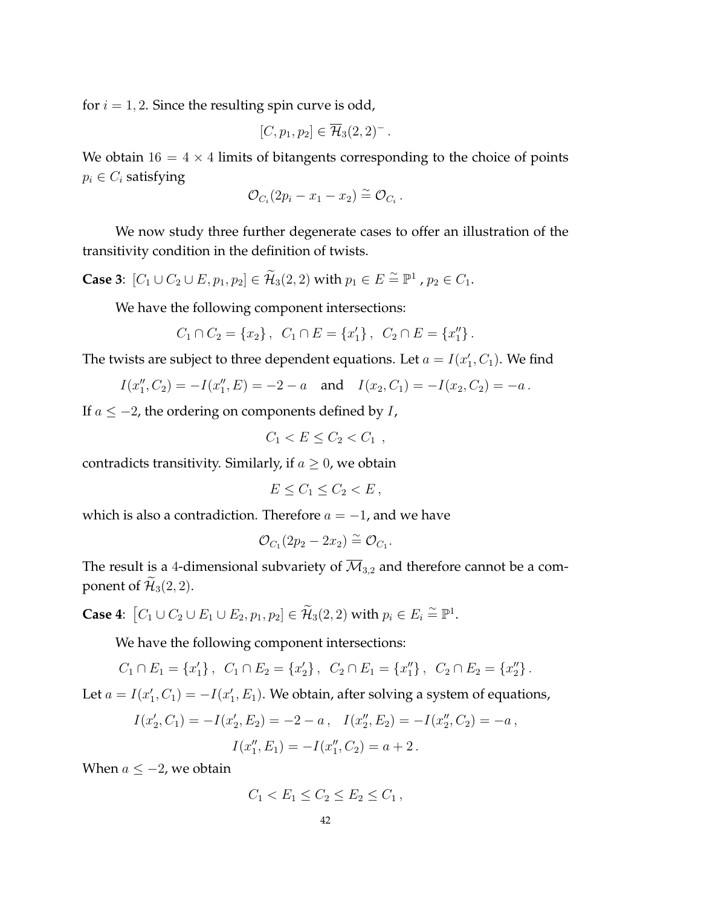for $i = 1, 2$. Since the resulting spin curve is odd,

$$[C, p_1, p_2] \in \overline{\mathcal{H}}_3(2,2)^- .$$

We obtain $16 = 4 \times 4$ limits of bitangents corresponding to the choice of points $p_i \in C_i$ satisfying

$$\mathcal{O}_{C_i}(2p_i - x_1 - x_2) \cong \mathcal{O}_{C_i} .$$

We now study three further degenerate cases to offer an illustration of the transitivity condition in the definition of twists.

**Case 3**: $[C_1 \cup C_2 \cup E, p_1, p_2] \in \widetilde{\mathcal{H}}_3(2,2)$ with $p_1 \in E \cong \mathbb{P}^1$ , $p_2 \in C_1$.

We have the following component intersections:

$$C_1 \cap C_2 = \{x_2\} , \;\; C_1 \cap E = \{x_1'\} , \;\; C_2 \cap E = \{x_1''\} .$$

The twists are subject to three dependent equations. Let $a = I(x_1', C_1)$. We find

$$I(x_1'', C_2) = -I(x_1'', E) = -2 - a \quad \text{and} \quad I(x_2, C_1) = -I(x_2, C_2) = -a .$$

If $a \leq -2$, the ordering on components defined by $I$,

$$C_1 < E \leq C_2 < C_1 \;\; ,$$

contradicts transitivity. Similarly, if $a \geq 0$, we obtain

$$E \leq C_1 \leq C_2 < E ,$$

which is also a contradiction. Therefore $a = -1$, and we have

$$\mathcal{O}_{C_1}(2p_2 - 2x_2) \cong \mathcal{O}_{C_1}.$$

The result is a 4-dimensional subvariety of $\overline{\mathcal{M}}_{3,2}$ and therefore cannot be a component of $\widetilde{\mathcal{H}}_3(2,2)$.

**Case 4**: $\left[C_1 \cup C_2 \cup E_1 \cup E_2, p_1, p_2\right] \in \widetilde{\mathcal{H}}_3(2,2)$ with $p_i \in E_i \cong \mathbb{P}^1$.

We have the following component intersections:

$$C_1 \cap E_1 = \{x_1'\} , \;\; C_1 \cap E_2 = \{x_2'\} , \;\; C_2 \cap E_1 = \{x_1''\} , \;\; C_2 \cap E_2 = \{x_2''\} .$$

Let $a = I(x_1', C_1) = -I(x_1', E_1)$. We obtain, after solving a system of equations,

$$I(x_2', C_1) = -I(x_2', E_2) = -2 - a , \quad I(x_2'', E_2) = -I(x_2'', C_2) = -a ,$$

$$I(x_1'', E_1) = -I(x_1'', C_2) = a + 2 .$$

When $a \leq -2$, we obtain

$$C_1 < E_1 \leq C_2 \leq E_2 \leq C_1 ,$$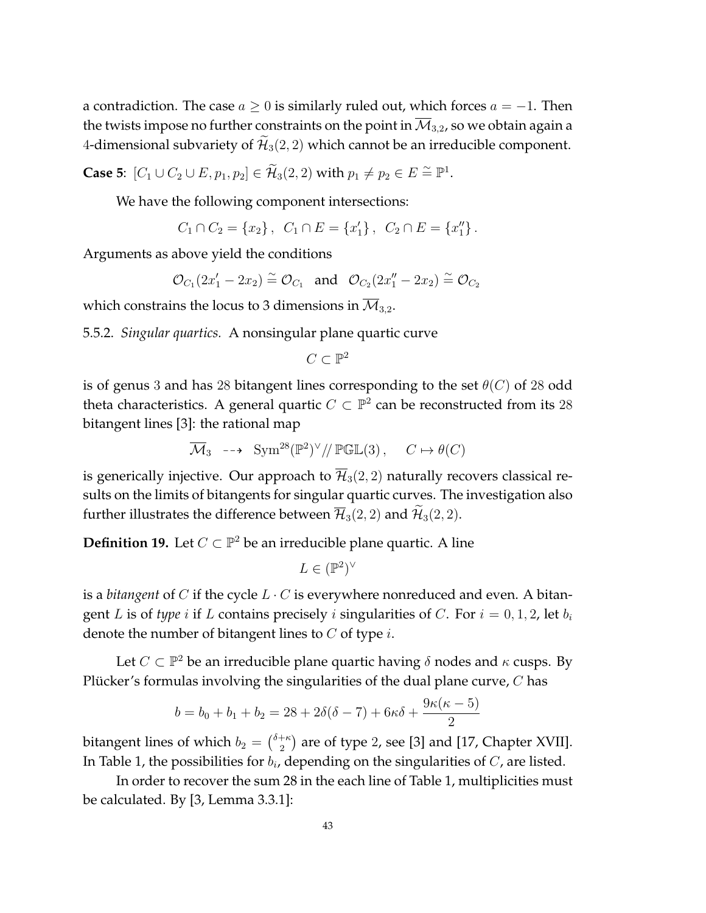a contradiction. The case $a \geq 0$ is similarly ruled out, which forces $a = -1$. Then the twists impose no further constraints on the point in $\overline{\mathcal{M}}_{3,2}$, so we obtain again a 4-dimensional subvariety of $\widetilde{\mathcal{H}}_3(2,2)$ which cannot be an irreducible component.

**Case 5**: $[C_1 \cup C_2 \cup E, p_1, p_2] \in \widetilde{\mathcal{H}}_3(2,2)$ with $p_1 \neq p_2 \in E \cong \mathbb{P}^1$.

We have the following component intersections:

$$C_1 \cap C_2 = \{x_2\}, \quad C_1 \cap E = \{x_1'\}, \quad C_2 \cap E = \{x_1''\}.$$

Arguments as above yield the conditions

$$\mathcal{O}_{C_1}(2x_1' - 2x_2) \cong \mathcal{O}_{C_1} \quad \text{and} \quad \mathcal{O}_{C_2}(2x_1'' - 2x_2) \cong \mathcal{O}_{C_2}$$

which constrains the locus to 3 dimensions in $\overline{\mathcal{M}}_{3,2}$.

5.5.2. *Singular quartics.* A nonsingular plane quartic curve

$$C \subset \mathbb{P}^2$$

is of genus 3 and has 28 bitangent lines corresponding to the set $\theta(C)$ of 28 odd theta characteristics. A general quartic $C \subset \mathbb{P}^2$ can be reconstructed from its 28 bitangent lines [3]: the rational map

$$\overline{\mathcal{M}}_3 \dashrightarrow \mathrm{Sym}^{28}(\mathbb{P}^2)^\vee /\!/ \mathbb{PGL}(3), \quad C \mapsto \theta(C)$$

is generically injective. Our approach to $\overline{\mathcal{H}}_3(2,2)$ naturally recovers classical results on the limits of bitangents for singular quartic curves. The investigation also further illustrates the difference between $\overline{\mathcal{H}}_3(2,2)$ and $\widetilde{\mathcal{H}}_3(2,2)$.

**Definition 19.** Let $C \subset \mathbb{P}^2$ be an irreducible plane quartic. A line

$$L \in (\mathbb{P}^2)^\vee$$

is a *bitangent* of $C$ if the cycle $L \cdot C$ is everywhere nonreduced and even. A bitangent $L$ is of *type* $i$ if $L$ contains precisely $i$ singularities of $C$. For $i = 0, 1, 2$, let $b_i$ denote the number of bitangent lines to $C$ of type $i$.

Let $C \subset \mathbb{P}^2$ be an irreducible plane quartic having $\delta$ nodes and $\kappa$ cusps. By Plücker's formulas involving the singularities of the dual plane curve, $C$ has

$$b = b_0 + b_1 + b_2 = 28 + 2\delta(\delta - 7) + 6\kappa\delta + \frac{9\kappa(\kappa - 5)}{2}$$

bitangent lines of which $b_2 = \binom{\delta+\kappa}{2}$ are of type 2, see [3] and [17, Chapter XVII]. In Table 1, the possibilities for $b_i$, depending on the singularities of $C$, are listed.

In order to recover the sum 28 in the each line of Table 1, multiplicities must be calculated. By [3, Lemma 3.3.1]: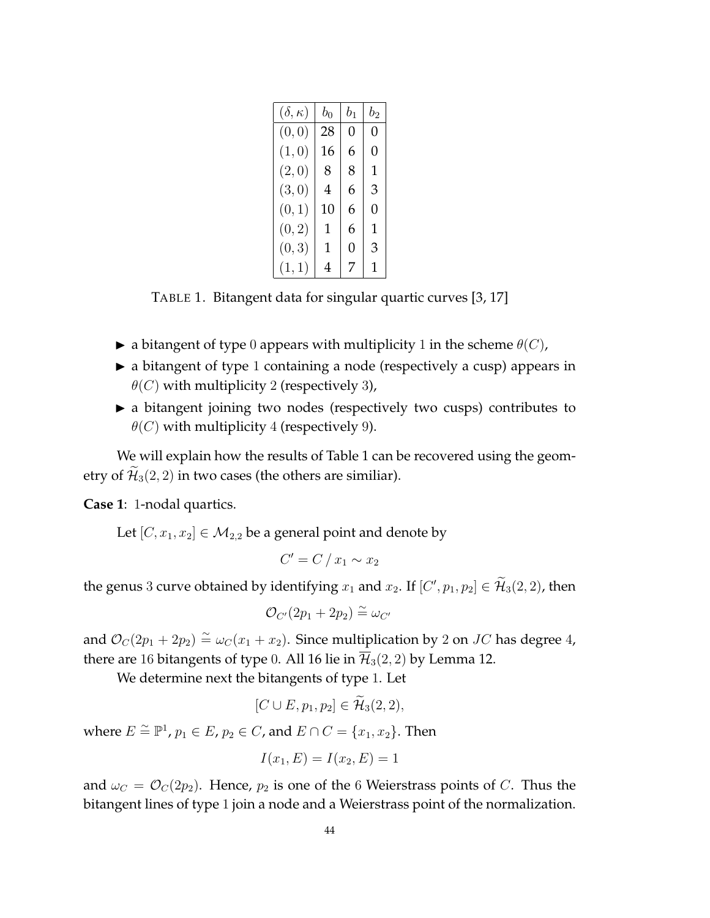| $(\delta, \kappa)$ | $b_0$ | $b_1$ | $b_2$ |
|---|---|---|---|
| $(0,0)$ | 28 | 0 | 0 |
| $(1,0)$ | 16 | 6 | 0 |
| $(2,0)$ | 8 | 8 | 1 |
| $(3,0)$ | 4 | 6 | 3 |
| $(0,1)$ | 10 | 6 | 0 |
| $(0,2)$ | 1 | 6 | 1 |
| $(0,3)$ | 1 | 0 | 3 |
| $(1,1)$ | 4 | 7 | 1 |

TABLE 1. Bitangent data for singular quartic curves [3, 17]

- a bitangent of type $0$ appears with multiplicity $1$ in the scheme $\theta(C)$,
- a bitangent of type $1$ containing a node (respectively a cusp) appears in $\theta(C)$ with multiplicity $2$ (respectively $3$),
- a bitangent joining two nodes (respectively two cusps) contributes to $\theta(C)$ with multiplicity $4$ (respectively $9$).

We will explain how the results of Table 1 can be recovered using the geometry of $\widetilde{\mathcal{H}}_3(2,2)$ in two cases (the others are similiar).

**Case 1**: $1$-nodal quartics.

Let $[C, x_1, x_2] \in \mathcal{M}_{2,2}$ be a general point and denote by

$$C' = C \,/\, x_1 \sim x_2$$

the genus $3$ curve obtained by identifying $x_1$ and $x_2$. If $[C', p_1, p_2] \in \widetilde{\mathcal{H}}_3(2,2)$, then

$$\mathcal{O}_{C'}(2p_1 + 2p_2) \cong \omega_{C'}$$

and $\mathcal{O}_C(2p_1 + 2p_2) \cong \omega_C(x_1 + x_2)$. Since multiplication by $2$ on $JC$ has degree $4$, there are $16$ bitangents of type $0$. All $16$ lie in $\overline{\mathcal{H}}_3(2,2)$ by Lemma 12.

We determine next the bitangents of type $1$. Let

$$[C \cup E, p_1, p_2] \in \widetilde{\mathcal{H}}_3(2,2),$$

where $E \cong \mathbb{P}^1$, $p_1 \in E$, $p_2 \in C$, and $E \cap C = \{x_1, x_2\}$. Then

$$I(x_1, E) = I(x_2, E) = 1$$

and $\omega_C = \mathcal{O}_C(2p_2)$. Hence, $p_2$ is one of the $6$ Weierstrass points of $C$. Thus the bitangent lines of type $1$ join a node and a Weierstrass point of the normalization.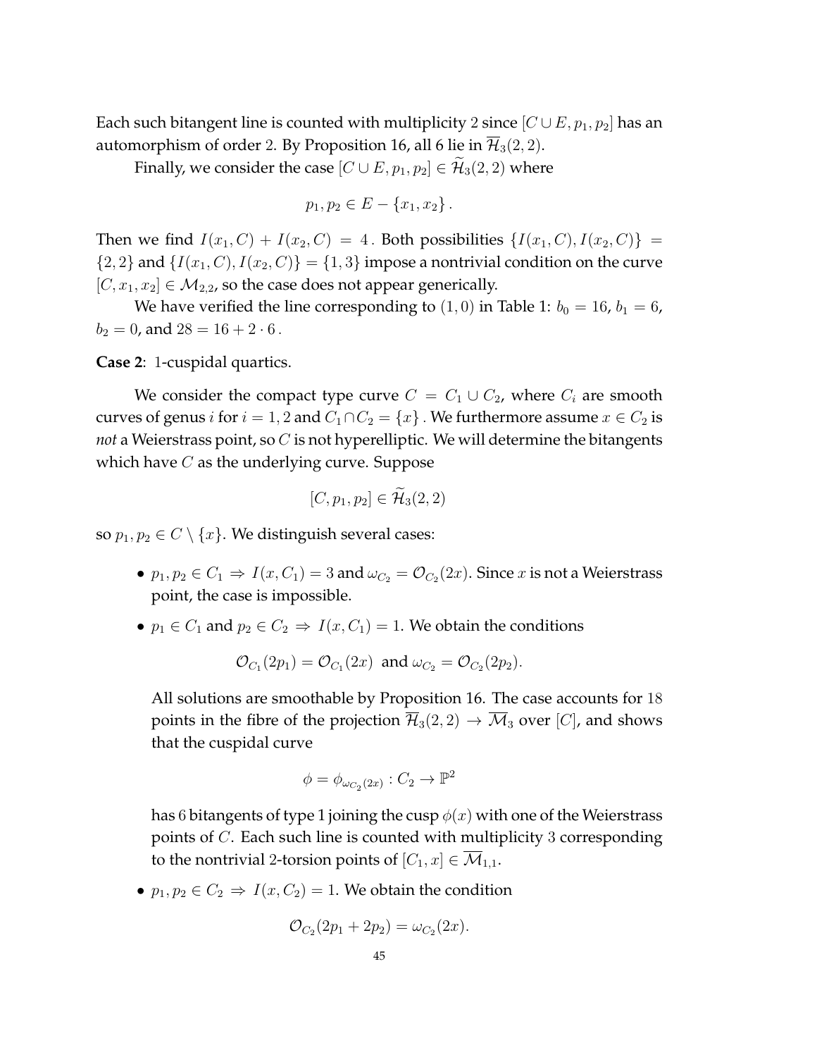Each such bitangent line is counted with multiplicity 2 since $[C \cup E, p_1, p_2]$ has an automorphism of order 2. By Proposition 16, all 6 lie in $\overline{\mathcal{H}}_3(2,2)$.

Finally, we consider the case $[C \cup E, p_1, p_2] \in \widetilde{\mathcal{H}}_3(2,2)$ where

$$p_1, p_2 \in E - \{x_1, x_2\}\,.$$

Then we find $I(x_1, C) + I(x_2, C) = 4$. Both possibilities $\{I(x_1, C), I(x_2, C)\} = \{2, 2\}$ and $\{I(x_1, C), I(x_2, C)\} = \{1, 3\}$ impose a nontrivial condition on the curve $[C, x_1, x_2] \in \mathcal{M}_{2,2}$, so the case does not appear generically.

We have verified the line corresponding to $(1, 0)$ in Table 1: $b_0 = 16$, $b_1 = 6$, $b_2 = 0$, and $28 = 16 + 2 \cdot 6$.

**Case 2**: 1-cuspidal quartics.

We consider the compact type curve $C = C_1 \cup C_2$, where $C_i$ are smooth curves of genus $i$ for $i = 1, 2$ and $C_1 \cap C_2 = \{x\}$. We furthermore assume $x \in C_2$ is *not* a Weierstrass point, so $C$ is not hyperelliptic. We will determine the bitangents which have $C$ as the underlying curve. Suppose

$$[C, p_1, p_2] \in \widetilde{\mathcal{H}}_3(2,2)$$

so $p_1, p_2 \in C \setminus \{x\}$. We distinguish several cases:

- $p_1, p_2 \in C_1 \Rightarrow I(x, C_1) = 3$ and $\omega_{C_2} = \mathcal{O}_{C_2}(2x)$. Since $x$ is not a Weierstrass point, the case is impossible.
- $p_1 \in C_1$ and $p_2 \in C_2 \Rightarrow I(x, C_1) = 1$. We obtain the conditions

  $$\mathcal{O}_{C_1}(2p_1) = \mathcal{O}_{C_1}(2x) \;\text{ and }\; \omega_{C_2} = \mathcal{O}_{C_2}(2p_2).$$

  All solutions are smoothable by Proposition 16. The case accounts for 18 points in the fibre of the projection $\overline{\mathcal{H}}_3(2,2) \to \overline{\mathcal{M}}_3$ over $[C]$, and shows that the cuspidal curve

  $$\phi = \phi_{\omega_{C_2}(2x)} : C_2 \to \mathbb{P}^2$$

  has 6 bitangents of type 1 joining the cusp $\phi(x)$ with one of the Weierstrass points of $C$. Each such line is counted with multiplicity 3 corresponding to the nontrivial 2-torsion points of $[C_1, x] \in \overline{\mathcal{M}}_{1,1}$.
- $p_1, p_2 \in C_2 \Rightarrow I(x, C_2) = 1$. We obtain the condition

  $$\mathcal{O}_{C_2}(2p_1 + 2p_2) = \omega_{C_2}(2x).$$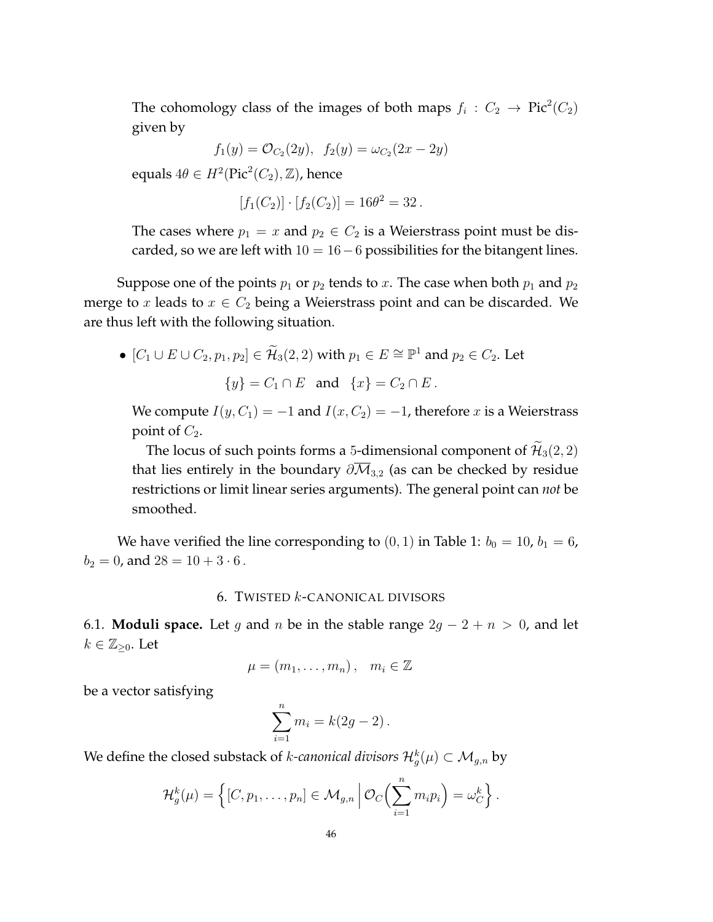The cohomology class of the images of both maps $f_i : C_2 \to \mathrm{Pic}^2(C_2)$ given by

$$f_1(y) = \mathcal{O}_{C_2}(2y), \quad f_2(y) = \omega_{C_2}(2x - 2y)$$

equals $4\theta \in H^2(\mathrm{Pic}^2(C_2), \mathbb{Z})$, hence

$$[f_1(C_2)] \cdot [f_2(C_2)] = 16\theta^2 = 32\,.$$

The cases where $p_1 = x$ and $p_2 \in C_2$ is a Weierstrass point must be discarded, so we are left with $10 = 16 - 6$ possibilities for the bitangent lines.

Suppose one of the points $p_1$ or $p_2$ tends to $x$. The case when both $p_1$ and $p_2$ merge to $x$ leads to $x \in C_2$ being a Weierstrass point and can be discarded. We are thus left with the following situation.

- $[C_1 \cup E \cup C_2, p_1, p_2] \in \widetilde{\mathcal{H}}_3(2,2)$ with $p_1 \in E \cong \mathbb{P}^1$ and $p_2 \in C_2$. Let

  $$\{y\} = C_1 \cap E \quad \text{and} \quad \{x\} = C_2 \cap E\,.$$

  We compute $I(y, C_1) = -1$ and $I(x, C_2) = -1$, therefore $x$ is a Weierstrass point of $C_2$.

  The locus of such points forms a 5-dimensional component of $\widetilde{\mathcal{H}}_3(2,2)$ that lies entirely in the boundary $\partial\overline{\mathcal{M}}_{3,2}$ (as can be checked by residue restrictions or limit linear series arguments). The general point can *not* be smoothed.

We have verified the line corresponding to $(0,1)$ in Table 1: $b_0 = 10$, $b_1 = 6$, $b_2 = 0$, and $28 = 10 + 3 \cdot 6$.

## 6. Twisted $k$-canonical divisors

6.1. **Moduli space.** Let $g$ and $n$ be in the stable range $2g - 2 + n > 0$, and let $k \in \mathbb{Z}_{\geq 0}$. Let

$$\mu = (m_1, \ldots, m_n), \quad m_i \in \mathbb{Z}$$

be a vector satisfying

$$\sum_{i=1}^{n} m_i = k(2g-2)\,.$$

We define the closed substack of *$k$-canonical divisors* $\mathcal{H}_g^k(\mu) \subset \mathcal{M}_{g,n}$ by

$$\mathcal{H}_g^k(\mu) = \left\{ [C, p_1, \ldots, p_n] \in \mathcal{M}_{g,n} \,\middle|\, \mathcal{O}_C\Big(\sum_{i=1}^{n} m_i p_i\Big) = \omega_C^k \right\}.$$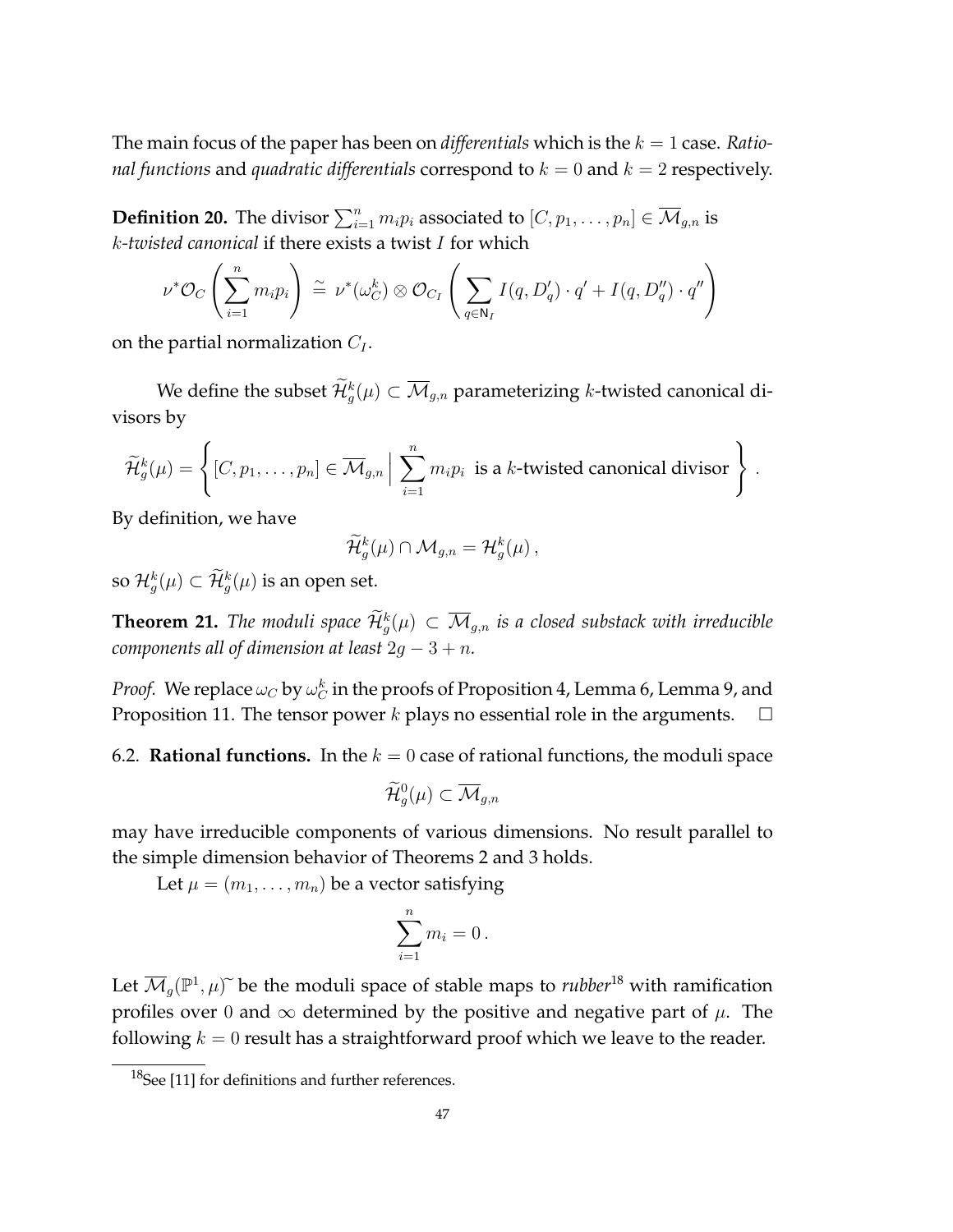The main focus of the paper has been on *differentials* which is the $k = 1$ case. *Rational functions* and *quadratic differentials* correspond to $k = 0$ and $k = 2$ respectively.

**Definition 20.** The divisor $\sum_{i=1}^n m_i p_i$ associated to $[C, p_1, \ldots, p_n] \in \overline{\mathcal{M}}_{g,n}$ is *$k$-twisted canonical* if there exists a twist $I$ for which

$$\nu^* \mathcal{O}_C\left(\sum_{i=1}^n m_i p_i\right) \stackrel{\sim}{=} \nu^*(\omega_C^k) \otimes \mathcal{O}_{C_I}\left(\sum_{q \in \mathsf{N}_I} I(q, D'_q) \cdot q' + I(q, D''_q) \cdot q''\right)$$

on the partial normalization $C_I$.

We define the subset $\widetilde{\mathcal{H}}_g^k(\mu) \subset \overline{\mathcal{M}}_{g,n}$ parameterizing $k$-twisted canonical divisors by

$$\widetilde{\mathcal{H}}_g^k(\mu) = \left\{ [C, p_1, \ldots, p_n] \in \overline{\mathcal{M}}_{g,n} \,\Big|\, \sum_{i=1}^n m_i p_i \text{ is a } k\text{-twisted canonical divisor} \right\}.$$

By definition, we have

$$\widetilde{\mathcal{H}}_g^k(\mu) \cap \mathcal{M}_{g,n} = \mathcal{H}_g^k(\mu)\,,$$

so $\mathcal{H}_g^k(\mu) \subset \widetilde{\mathcal{H}}_g^k(\mu)$ is an open set.

**Theorem 21.** *The moduli space $\widetilde{\mathcal{H}}_g^k(\mu) \subset \overline{\mathcal{M}}_{g,n}$ is a closed substack with irreducible components all of dimension at least $2g - 3 + n$.*

*Proof.* We replace $\omega_C$ by $\omega_C^k$ in the proofs of Proposition 4, Lemma 6, Lemma 9, and Proposition 11. The tensor power $k$ plays no essential role in the arguments. $\square$

6.2. **Rational functions.** In the $k = 0$ case of rational functions, the moduli space

$$\widetilde{\mathcal{H}}_g^0(\mu) \subset \overline{\mathcal{M}}_{g,n}$$

may have irreducible components of various dimensions. No result parallel to the simple dimension behavior of Theorems 2 and 3 holds.

Let $\mu = (m_1, \ldots, m_n)$ be a vector satisfying

$$\sum_{i=1}^n m_i = 0\,.$$

Let $\overline{\mathcal{M}}_g(\mathbb{P}^1, \mu)^{\sim}$ be the moduli space of stable maps to *rubber*[18] with ramification profiles over $0$ and $\infty$ determined by the positive and negative part of $\mu$. The following $k = 0$ result has a straightforward proof which we leave to the reader.

[18]See [11] for definitions and further references.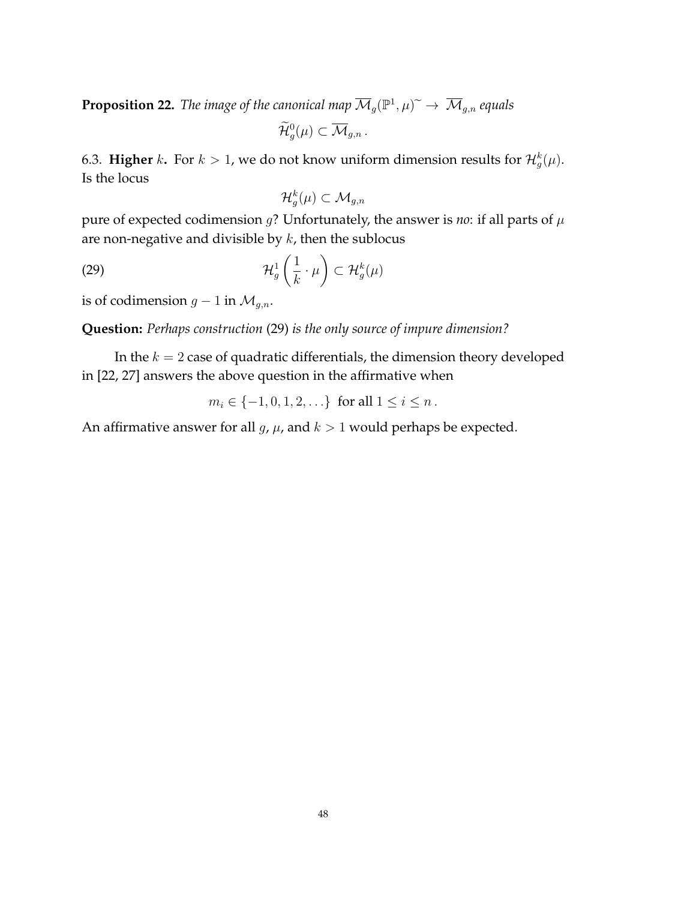**Proposition 22.** *The image of the canonical map $\overline{\mathcal{M}}_g(\mathbb{P}^1, \mu)^\sim \to \overline{\mathcal{M}}_{g,n}$ equals*

$$\widetilde{\mathcal{H}}_g^0(\mu) \subset \overline{\mathcal{M}}_{g,n}\,.$$

6.3. **Higher $k$.** For $k > 1$, we do not know uniform dimension results for $\mathcal{H}_g^k(\mu)$. Is the locus

$$\mathcal{H}_g^k(\mu) \subset \mathcal{M}_{g,n}$$

pure of expected codimension $g$? Unfortunately, the answer is *no*: if all parts of $\mu$ are non-negative and divisible by $k$, then the sublocus

$$\mathcal{H}_g^1\left(\frac{1}{k}\cdot\mu\right) \subset \mathcal{H}_g^k(\mu) \tag{29}$$

is of codimension $g-1$ in $\mathcal{M}_{g,n}$.

**Question:** *Perhaps construction* (29) *is the only source of impure dimension?*

In the $k = 2$ case of quadratic differentials, the dimension theory developed in [22, 27] answers the above question in the affirmative when

$$m_i \in \{-1, 0, 1, 2, \ldots\} \text{ for all } 1 \leq i \leq n\,.$$

An affirmative answer for all $g$, $\mu$, and $k > 1$ would perhaps be expected.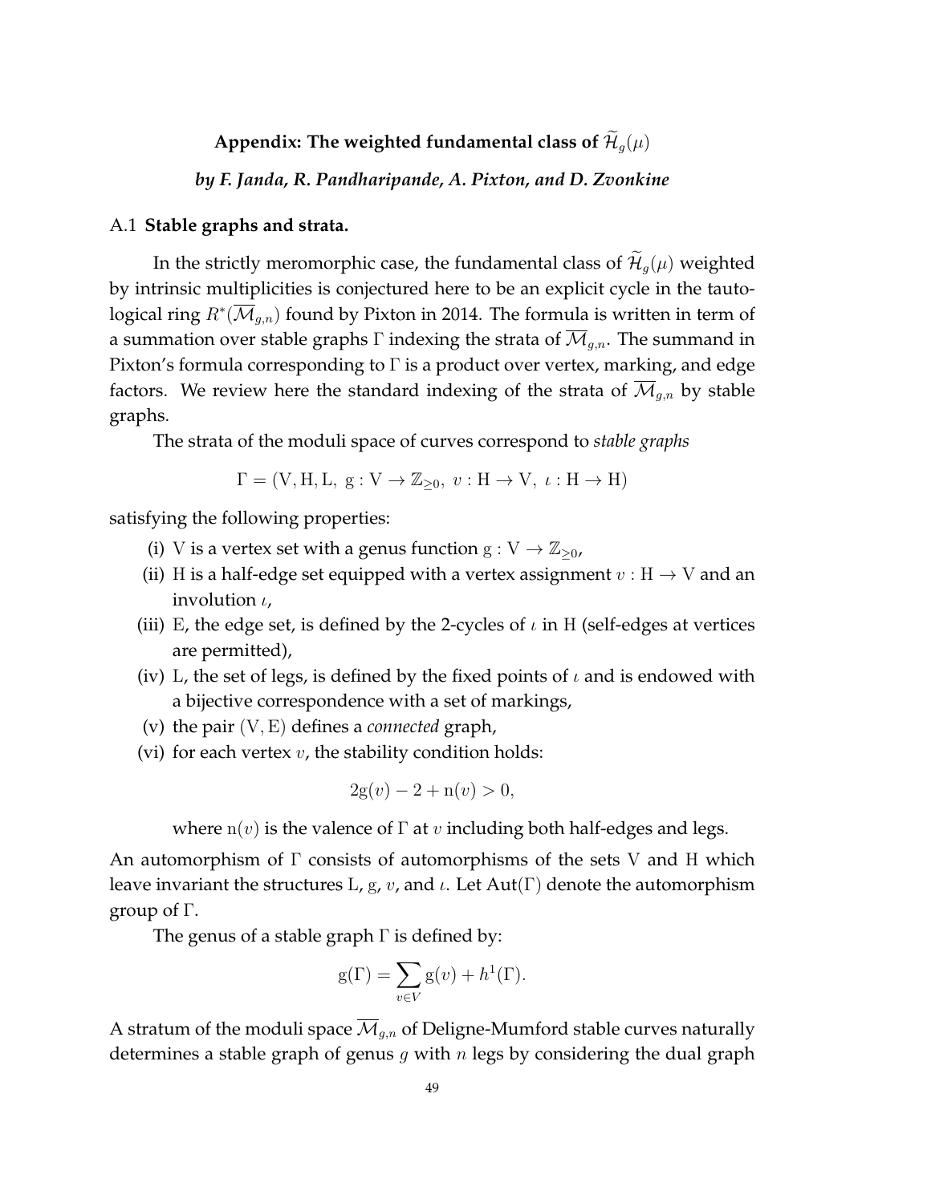## Appendix: The weighted fundamental class of $\widetilde{\mathcal{H}}_g(\mu)$

***by F. Janda, R. Pandharipande, A. Pixton, and D. Zvonkine***

### A.1 Stable graphs and strata.

In the strictly meromorphic case, the fundamental class of $\widetilde{\mathcal{H}}_g(\mu)$ weighted by intrinsic multiplicities is conjectured here to be an explicit cycle in the tautological ring $R^*(\overline{\mathcal{M}}_{g,n})$ found by Pixton in 2014. The formula is written in term of a summation over stable graphs $\Gamma$ indexing the strata of $\overline{\mathcal{M}}_{g,n}$. The summand in Pixton's formula corresponding to $\Gamma$ is a product over vertex, marking, and edge factors. We review here the standard indexing of the strata of $\overline{\mathcal{M}}_{g,n}$ by stable graphs.

The strata of the moduli space of curves correspond to *stable graphs*

$$\Gamma = (\mathrm{V}, \mathrm{H}, \mathrm{L},\ \mathrm{g} : \mathrm{V} \to \mathbb{Z}_{\geq 0},\ v : \mathrm{H} \to \mathrm{V},\ \iota : \mathrm{H} \to \mathrm{H})$$

satisfying the following properties:

(i) $\mathrm{V}$ is a vertex set with a genus function $\mathrm{g} : \mathrm{V} \to \mathbb{Z}_{\geq 0}$,

(ii) $\mathrm{H}$ is a half-edge set equipped with a vertex assignment $v : \mathrm{H} \to \mathrm{V}$ and an involution $\iota$,

(iii) $\mathrm{E}$, the edge set, is defined by the 2-cycles of $\iota$ in $\mathrm{H}$ (self-edges at vertices are permitted),

(iv) $\mathrm{L}$, the set of legs, is defined by the fixed points of $\iota$ and is endowed with a bijective correspondence with a set of markings,

(v) the pair $(\mathrm{V}, \mathrm{E})$ defines a *connected* graph,

(vi) for each vertex $v$, the stability condition holds:

$$2\mathrm{g}(v) - 2 + \mathrm{n}(v) > 0,$$

where $\mathrm{n}(v)$ is the valence of $\Gamma$ at $v$ including both half-edges and legs.

An automorphism of $\Gamma$ consists of automorphisms of the sets $\mathrm{V}$ and $\mathrm{H}$ which leave invariant the structures $\mathrm{L}$, $\mathrm{g}$, $v$, and $\iota$. Let $\mathrm{Aut}(\Gamma)$ denote the automorphism group of $\Gamma$.

The genus of a stable graph $\Gamma$ is defined by:

$$\mathrm{g}(\Gamma) = \sum_{v \in V} \mathrm{g}(v) + h^1(\Gamma).$$

A stratum of the moduli space $\overline{\mathcal{M}}_{g,n}$ of Deligne-Mumford stable curves naturally determines a stable graph of genus $g$ with $n$ legs by considering the dual graph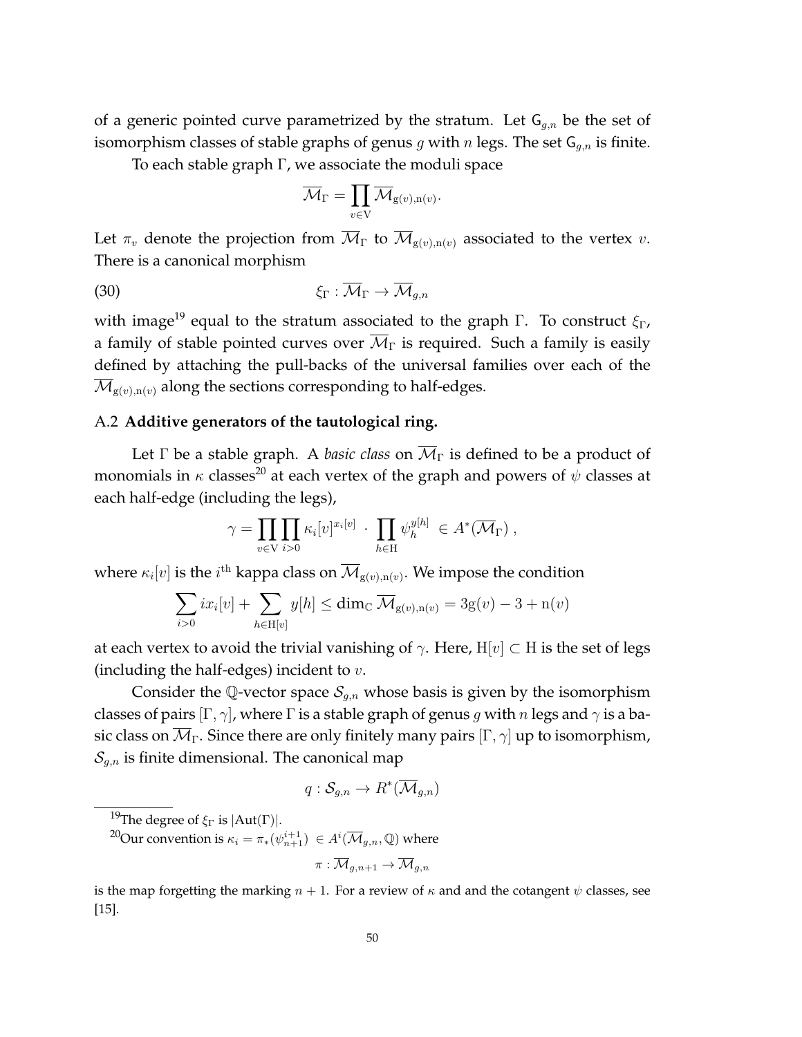of a generic pointed curve parametrized by the stratum. Let $\mathsf{G}_{g,n}$ be the set of isomorphism classes of stable graphs of genus $g$ with $n$ legs. The set $\mathsf{G}_{g,n}$ is finite.

To each stable graph $\Gamma$, we associate the moduli space

$$\overline{\mathcal{M}}_\Gamma = \prod_{v \in \mathrm{V}} \overline{\mathcal{M}}_{\mathrm{g}(v),\mathrm{n}(v)}.$$

Let $\pi_v$ denote the projection from $\overline{\mathcal{M}}_\Gamma$ to $\overline{\mathcal{M}}_{\mathrm{g}(v),\mathrm{n}(v)}$ associated to the vertex $v$. There is a canonical morphism

$$\xi_\Gamma : \overline{\mathcal{M}}_\Gamma \to \overline{\mathcal{M}}_{g,n} \tag{30}$$

with image[19] equal to the stratum associated to the graph $\Gamma$. To construct $\xi_\Gamma$, a family of stable pointed curves over $\overline{\mathcal{M}}_\Gamma$ is required. Such a family is easily defined by attaching the pull-backs of the universal families over each of the $\overline{\mathcal{M}}_{\mathrm{g}(v),\mathrm{n}(v)}$ along the sections corresponding to half-edges.

### A.2 Additive generators of the tautological ring.

Let $\Gamma$ be a stable graph. A *basic class* on $\overline{\mathcal{M}}_\Gamma$ is defined to be a product of monomials in $\kappa$ classes[20] at each vertex of the graph and powers of $\psi$ classes at each half-edge (including the legs),

$$\gamma = \prod_{v \in \mathrm{V}} \prod_{i>0} \kappa_i[v]^{x_i[v]} \cdot \prod_{h \in \mathrm{H}} \psi_h^{y[h]} \in A^*(\overline{\mathcal{M}}_\Gamma) ,$$

where $\kappa_i[v]$ is the $i^{\text{th}}$ kappa class on $\overline{\mathcal{M}}_{\mathrm{g}(v),\mathrm{n}(v)}$. We impose the condition

$$\sum_{i>0} i x_i[v] + \sum_{h \in \mathrm{H}[v]} y[h] \leq \dim_{\mathbb{C}} \overline{\mathcal{M}}_{\mathrm{g}(v),\mathrm{n}(v)} = 3\mathrm{g}(v) - 3 + \mathrm{n}(v)$$

at each vertex to avoid the trivial vanishing of $\gamma$. Here, $\mathrm{H}[v] \subset \mathrm{H}$ is the set of legs (including the half-edges) incident to $v$.

Consider the $\mathbb{Q}$-vector space $\mathcal{S}_{g,n}$ whose basis is given by the isomorphism classes of pairs $[\Gamma, \gamma]$, where $\Gamma$ is a stable graph of genus $g$ with $n$ legs and $\gamma$ is a basic class on $\overline{\mathcal{M}}_\Gamma$. Since there are only finitely many pairs $[\Gamma, \gamma]$ up to isomorphism, $\mathcal{S}_{g,n}$ is finite dimensional. The canonical map

$$q : \mathcal{S}_{g,n} \to R^*(\overline{\mathcal{M}}_{g,n})$$

---

[19] The degree of $\xi_\Gamma$ is $|\mathrm{Aut}(\Gamma)|$.

[20] Our convention is $\kappa_i = \pi_*(\psi_{n+1}^{i+1}) \in A^i(\overline{\mathcal{M}}_{g,n}, \mathbb{Q})$ where

$$\pi : \overline{\mathcal{M}}_{g,n+1} \to \overline{\mathcal{M}}_{g,n}$$

is the map forgetting the marking $n+1$. For a review of $\kappa$ and and the cotangent $\psi$ classes, see [15].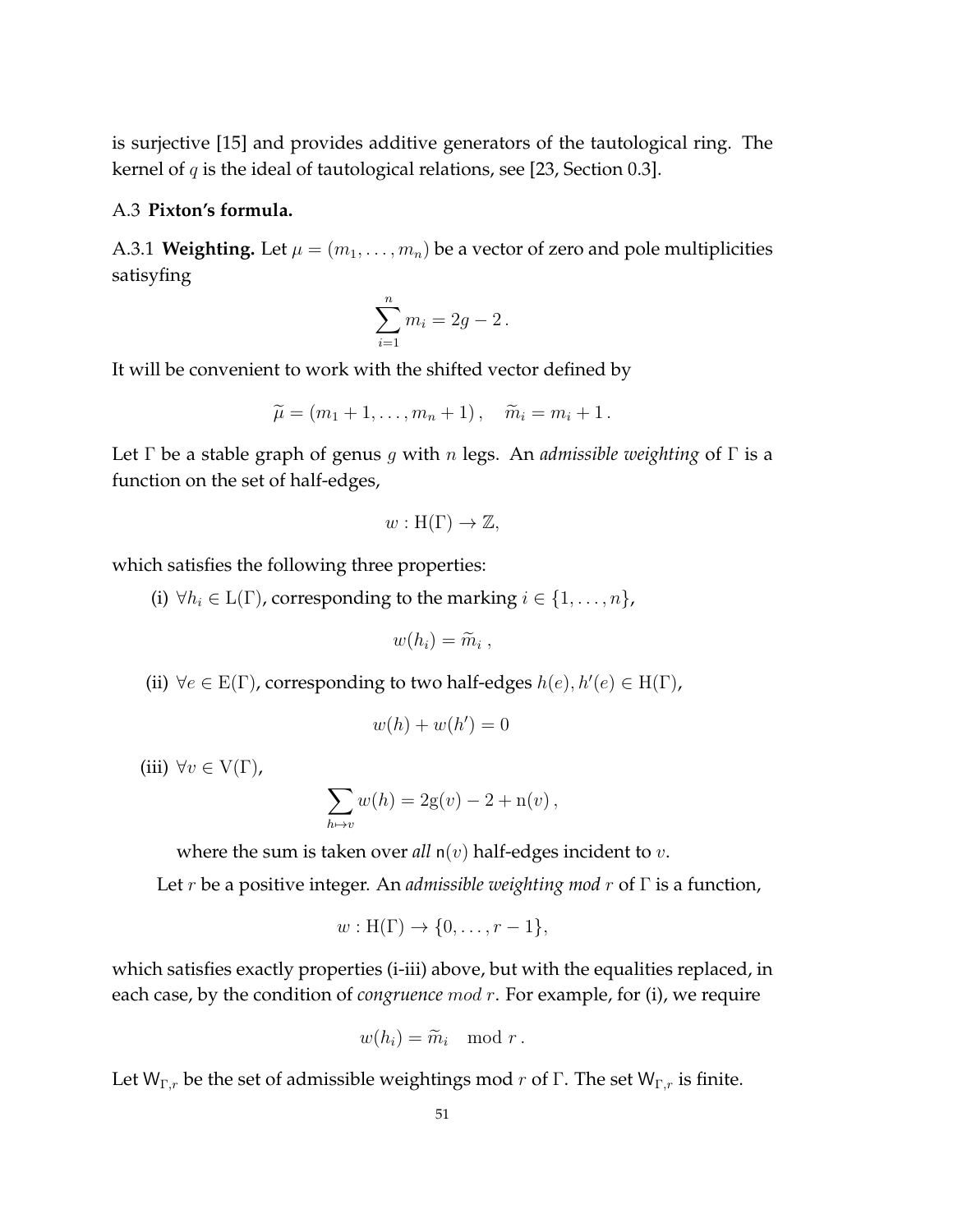is surjective [15] and provides additive generators of the tautological ring. The kernel of $q$ is the ideal of tautological relations, see [23, Section 0.3].

### A.3 **Pixton's formula.**

A.3.1 **Weighting.** Let $\mu = (m_1, \ldots, m_n)$ be a vector of zero and pole multiplicities satisyfing

$$\sum_{i=1}^{n} m_i = 2g - 2\,.$$

It will be convenient to work with the shifted vector defined by

$$\widetilde{\mu} = (m_1 + 1, \ldots, m_n + 1)\,, \quad \widetilde{m}_i = m_i + 1\,.$$

Let $\Gamma$ be a stable graph of genus $g$ with $n$ legs. An *admissible weighting* of $\Gamma$ is a function on the set of half-edges,

$$w : \mathrm{H}(\Gamma) \to \mathbb{Z},$$

which satisfies the following three properties:

(i) $\forall h_i \in \mathrm{L}(\Gamma)$, corresponding to the marking $i \in \{1, \ldots, n\}$,

$$w(h_i) = \widetilde{m}_i\,,$$

(ii) $\forall e \in \mathrm{E}(\Gamma)$, corresponding to two half-edges $h(e), h'(e) \in \mathrm{H}(\Gamma)$,

$$w(h) + w(h') = 0$$

(iii) $\forall v \in \mathrm{V}(\Gamma)$,

$$\sum_{h \mapsto v} w(h) = 2\mathrm{g}(v) - 2 + \mathrm{n}(v)\,,$$

where the sum is taken over *all* $\mathsf{n}(v)$ half-edges incident to $v$.

Let $r$ be a positive integer. An *admissible weighting mod* $r$ of $\Gamma$ is a function,

$$w : \mathrm{H}(\Gamma) \to \{0, \ldots, r-1\},$$

which satisfies exactly properties (i-iii) above, but with the equalities replaced, in each case, by the condition of *congruence* $\mathrm{mod}\ r$. For example, for (i), we require

$$w(h_i) = \widetilde{m}_i \mod r\,.$$

Let $\mathsf{W}_{\Gamma,r}$ be the set of admissible weightings mod $r$ of $\Gamma$. The set $\mathsf{W}_{\Gamma,r}$ is finite.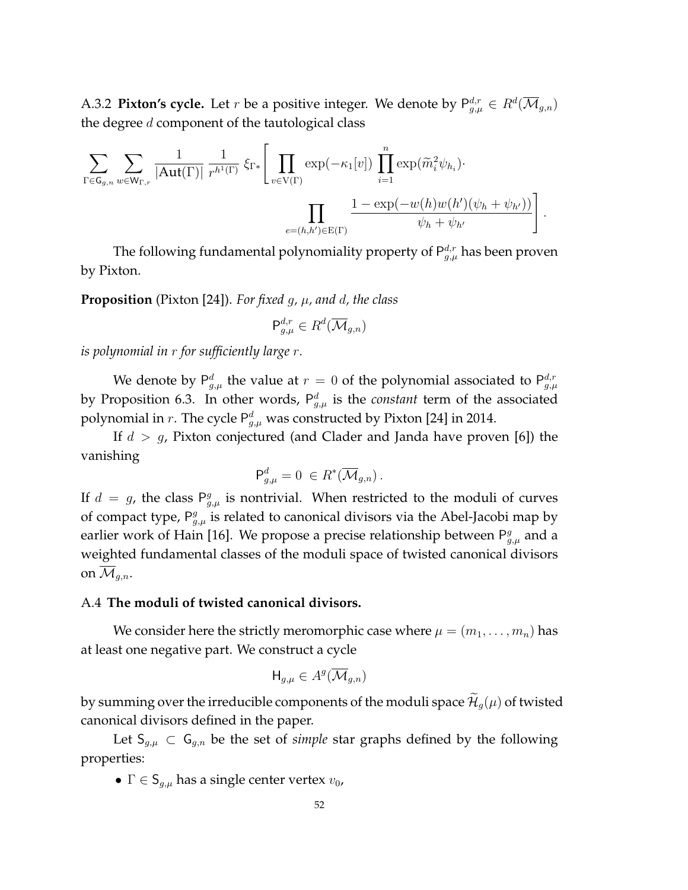A.3.2 **Pixton's cycle.** Let $r$ be a positive integer. We denote by $\mathsf{P}_{g,\mu}^{d,r} \in R^d(\overline{\mathcal{M}}_{g,n})$ the degree $d$ component of the tautological class

$$\sum_{\Gamma \in \mathsf{G}_{g,n}} \sum_{w \in \mathsf{W}_{\Gamma,r}} \frac{1}{|\mathrm{Aut}(\Gamma)|} \frac{1}{r^{h^1(\Gamma)}} \xi_{\Gamma*} \Bigg[ \prod_{v \in \mathrm{V}(\Gamma)} \exp(-\kappa_1[v]) \prod_{i=1}^{n} \exp(\widetilde{m}_i^2 \psi_{h_i}) \cdot \prod_{e=(h,h') \in \mathrm{E}(\Gamma)} \frac{1 - \exp(-w(h)w(h')(\psi_h + \psi_{h'}))}{\psi_h + \psi_{h'}} \Bigg].$$

The following fundamental polynomiality property of $\mathsf{P}_{g,\mu}^{d,r}$ has been proven by Pixton.

**Proposition** (Pixton [24]). *For fixed $g$, $\mu$, and $d$, the class*

$$\mathsf{P}_{g,\mu}^{d,r} \in R^d(\overline{\mathcal{M}}_{g,n})$$

*is polynomial in $r$ for sufficiently large $r$.*

We denote by $\mathsf{P}_{g,\mu}^{d}$ the value at $r = 0$ of the polynomial associated to $\mathsf{P}_{g,\mu}^{d,r}$ by Proposition 6.3. In other words, $\mathsf{P}_{g,\mu}^{d}$ is the *constant* term of the associated polynomial in $r$. The cycle $\mathsf{P}_{g,\mu}^{d}$ was constructed by Pixton [24] in 2014.

If $d > g$, Pixton conjectured (and Clader and Janda have proven [6]) the vanishing

$$\mathsf{P}_{g,\mu}^{d} = 0 \in R^*(\overline{\mathcal{M}}_{g,n}).$$

If $d = g$, the class $\mathsf{P}_{g,\mu}^{g}$ is nontrivial. When restricted to the moduli of curves of compact type, $\mathsf{P}_{g,\mu}^{g}$ is related to canonical divisors via the Abel-Jacobi map by earlier work of Hain [16]. We propose a precise relationship between $\mathsf{P}_{g,\mu}^{g}$ and a weighted fundamental classes of the moduli space of twisted canonical divisors on $\overline{\mathcal{M}}_{g,n}$.

A.4 **The moduli of twisted canonical divisors.**

We consider here the strictly meromorphic case where $\mu = (m_1, \ldots, m_n)$ has at least one negative part. We construct a cycle

$$\mathsf{H}_{g,\mu} \in A^g(\overline{\mathcal{M}}_{g,n})$$

by summing over the irreducible components of the moduli space $\widetilde{\mathcal{H}}_g(\mu)$ of twisted canonical divisors defined in the paper.

Let $\mathsf{S}_{g,\mu} \subset \mathsf{G}_{g,n}$ be the set of *simple* star graphs defined by the following properties:

- $\Gamma \in \mathsf{S}_{g,\mu}$ has a single center vertex $v_0$,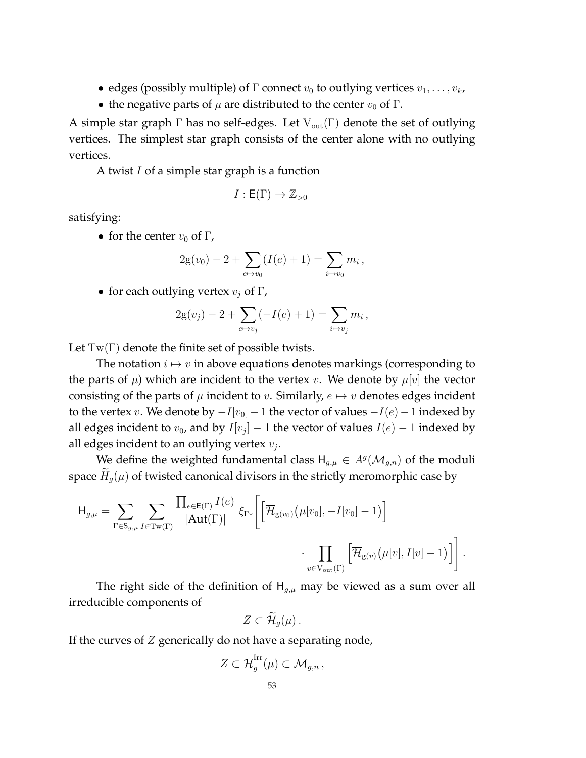- edges (possibly multiple) of $\Gamma$ connect $v_0$ to outlying vertices $v_1, \ldots, v_k$,
- the negative parts of $\mu$ are distributed to the center $v_0$ of $\Gamma$.

A simple star graph $\Gamma$ has no self-edges. Let $\mathrm{V}_{\mathrm{out}}(\Gamma)$ denote the set of outlying vertices. The simplest star graph consists of the center alone with no outlying vertices.

A twist $I$ of a simple star graph is a function

$$I : \mathsf{E}(\Gamma) \to \mathbb{Z}_{>0}$$

satisfying:

- for the center $v_0$ of $\Gamma$,

$$2\mathrm{g}(v_0) - 2 + \sum_{e \mapsto v_0} (I(e) + 1) = \sum_{i \mapsto v_0} m_i \,,$$

- for each outlying vertex $v_j$ of $\Gamma$,

$$2\mathrm{g}(v_j) - 2 + \sum_{e \mapsto v_j} (-I(e) + 1) = \sum_{i \mapsto v_j} m_i \,,$$

Let $\mathrm{Tw}(\Gamma)$ denote the finite set of possible twists.

The notation $i \mapsto v$ in above equations denotes markings (corresponding to the parts of $\mu$) which are incident to the vertex $v$. We denote by $\mu[v]$ the vector consisting of the parts of $\mu$ incident to $v$. Similarly, $e \mapsto v$ denotes edges incident to the vertex $v$. We denote by $-I[v_0] - 1$ the vector of values $-I(e) - 1$ indexed by all edges incident to $v_0$, and by $I[v_j] - 1$ the vector of values $I(e) - 1$ indexed by all edges incident to an outlying vertex $v_j$.

We define the weighted fundamental class $\mathsf{H}_{g,\mu} \in A^g(\overline{\mathcal{M}}_{g,n})$ of the moduli space $\widetilde{H}_g(\mu)$ of twisted canonical divisors in the strictly meromorphic case by

$$\mathsf{H}_{g,\mu} = \sum_{\Gamma \in \mathsf{S}_{g,\mu}} \sum_{I \in \mathrm{Tw}(\Gamma)} \frac{\prod_{e \in \mathsf{E}(\Gamma)} I(e)}{|\mathrm{Aut}(\Gamma)|} \, \xi_{\Gamma *} \Bigg[ \Big[ \overline{\mathcal{H}}_{\mathrm{g}(v_0)}\big(\mu[v_0], -I[v_0] - 1\big) \Big] \cdot \prod_{v \in \mathrm{V}_{\mathrm{out}}(\Gamma)} \Big[ \overline{\mathcal{H}}_{\mathrm{g}(v)}\big(\mu[v], I[v] - 1\big) \Big] \Bigg] .$$

The right side of the definition of $\mathsf{H}_{g,\mu}$ may be viewed as a sum over all irreducible components of

$$Z \subset \widetilde{\mathcal{H}}_g(\mu) \,.$$

If the curves of $Z$ generically do not have a separating node,

$$Z \subset \overline{\mathcal{H}}_g^{\mathrm{Irr}}(\mu) \subset \overline{\mathcal{M}}_{g,n} \,,$$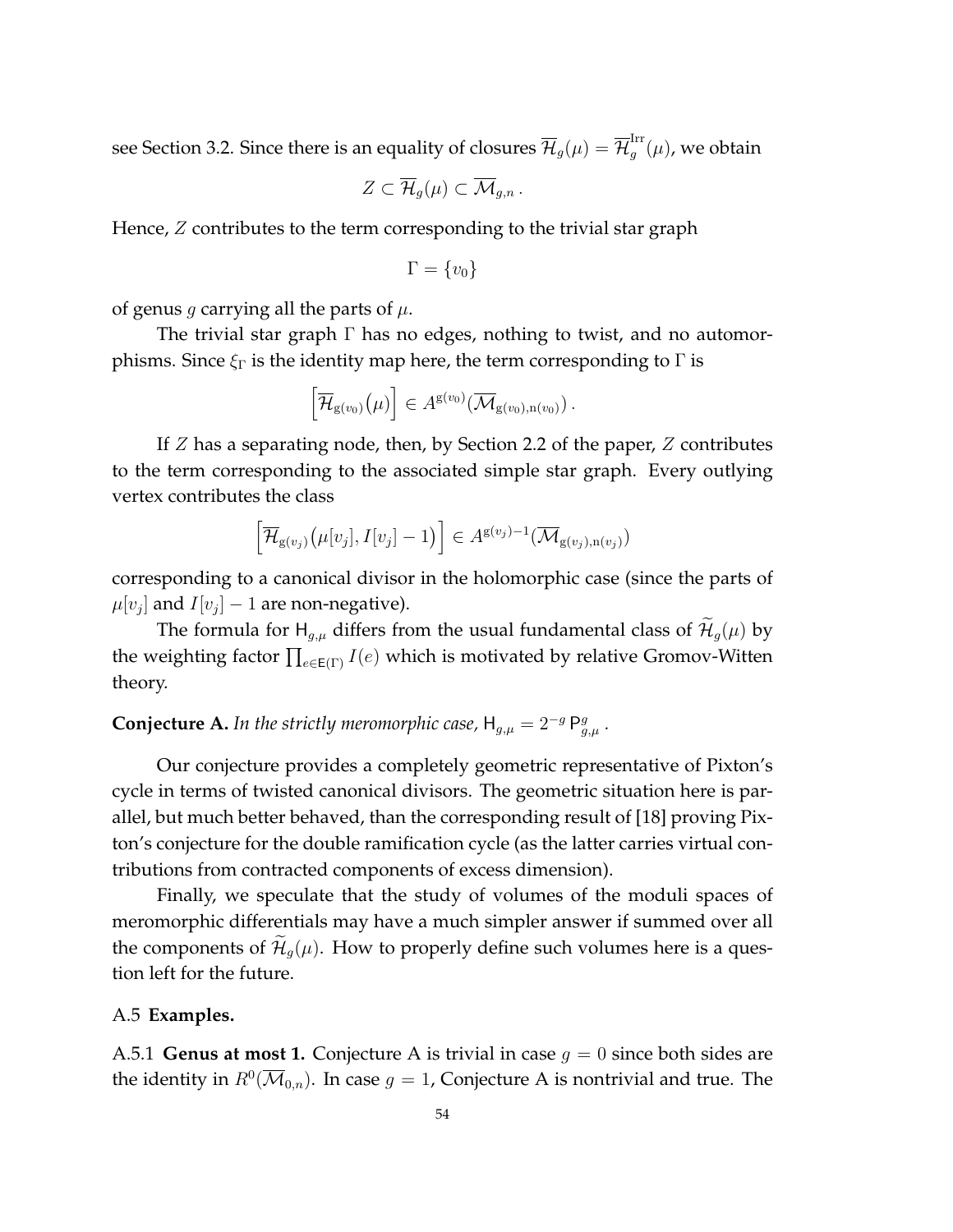see Section 3.2. Since there is an equality of closures $\overline{\mathcal{H}}_g(\mu) = \overline{\mathcal{H}}_g^{\mathrm{Irr}}(\mu)$, we obtain

$$Z \subset \overline{\mathcal{H}}_g(\mu) \subset \overline{\mathcal{M}}_{g,n} \,.$$

Hence, $Z$ contributes to the term corresponding to the trivial star graph

$$\Gamma = \{v_0\}$$

of genus $g$ carrying all the parts of $\mu$.

The trivial star graph $\Gamma$ has no edges, nothing to twist, and no automorphisms. Since $\xi_\Gamma$ is the identity map here, the term corresponding to $\Gamma$ is

$$\left[\overline{\mathcal{H}}_{\mathrm{g}(v_0)}\big(\mu\big)\right] \in A^{\mathrm{g}(v_0)}(\overline{\mathcal{M}}_{\mathrm{g}(v_0),\mathrm{n}(v_0)}) \,.$$

If $Z$ has a separating node, then, by Section 2.2 of the paper, $Z$ contributes to the term corresponding to the associated simple star graph. Every outlying vertex contributes the class

$$\left[\overline{\mathcal{H}}_{\mathrm{g}(v_j)}\big(\mu[v_j], I[v_j]-1\big)\right] \in A^{\mathrm{g}(v_j)-1}(\overline{\mathcal{M}}_{\mathrm{g}(v_j),\mathrm{n}(v_j)})$$

corresponding to a canonical divisor in the holomorphic case (since the parts of $\mu[v_j]$ and $I[v_j]-1$ are non-negative).

The formula for $\mathsf{H}_{g,\mu}$ differs from the usual fundamental class of $\widetilde{\mathcal{H}}_g(\mu)$ by the weighting factor $\prod_{e\in \mathsf{E}(\Gamma)} I(e)$ which is motivated by relative Gromov-Witten theory.

**Conjecture A.** *In the strictly meromorphic case,* $\mathsf{H}_{g,\mu} = 2^{-g}\,\mathsf{P}^g_{g,\mu}$ .

Our conjecture provides a completely geometric representative of Pixton's cycle in terms of twisted canonical divisors. The geometric situation here is parallel, but much better behaved, than the corresponding result of [18] proving Pixton's conjecture for the double ramification cycle (as the latter carries virtual contributions from contracted components of excess dimension).

Finally, we speculate that the study of volumes of the moduli spaces of meromorphic differentials may have a much simpler answer if summed over all the components of $\widetilde{\mathcal{H}}_g(\mu)$. How to properly define such volumes here is a question left for the future.

### A.5 **Examples.**

A.5.1 **Genus at most 1.** Conjecture A is trivial in case $g = 0$ since both sides are the identity in $R^0(\overline{\mathcal{M}}_{0,n})$. In case $g = 1$, Conjecture A is nontrivial and true. The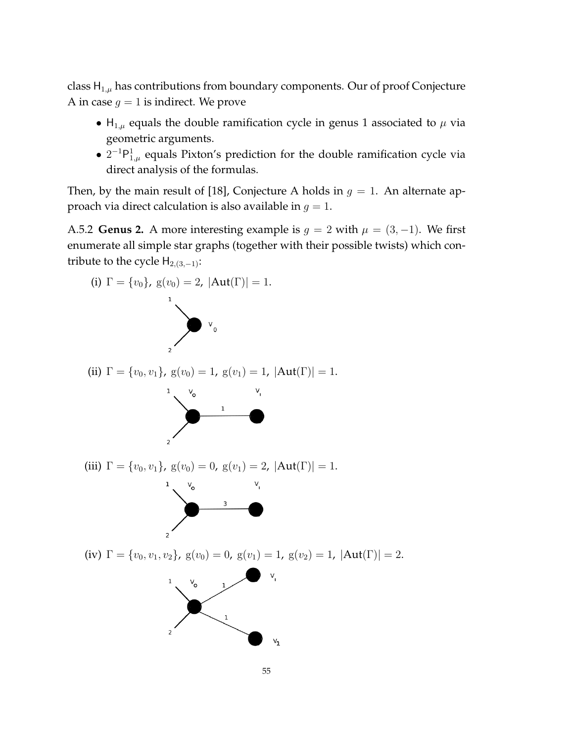class $\mathsf{H}_{1,\mu}$ has contributions from boundary components. Our of proof Conjecture A in case $g = 1$ is indirect. We prove

- $\mathsf{H}_{1,\mu}$ equals the double ramification cycle in genus 1 associated to $\mu$ via geometric arguments.
- $2^{-1}\mathsf{P}^1_{1,\mu}$ equals Pixton's prediction for the double ramification cycle via direct analysis of the formulas.

Then, by the main result of [18], Conjecture A holds in $g = 1$. An alternate approach via direct calculation is also available in $g = 1$.

A.5.2 **Genus 2.** A more interesting example is $g = 2$ with $\mu = (3, -1)$. We first enumerate all simple star graphs (together with their possible twists) which contribute to the cycle $\mathsf{H}_{2,(3,-1)}$:

(i) $\Gamma = \{v_0\}$, $\mathrm{g}(v_0) = 2$, $|\mathrm{Aut}(\Gamma)| = 1$.

(ii) $\Gamma = \{v_0, v_1\}$, $\mathrm{g}(v_0) = 1$, $\mathrm{g}(v_1) = 1$, $|\mathrm{Aut}(\Gamma)| = 1$.

(iii) $\Gamma = \{v_0, v_1\}$, $\mathrm{g}(v_0) = 0$, $\mathrm{g}(v_1) = 2$, $|\mathrm{Aut}(\Gamma)| = 1$.

(iv) $\Gamma = \{v_0, v_1, v_2\}$, $\mathrm{g}(v_0) = 0$, $\mathrm{g}(v_1) = 1$, $\mathrm{g}(v_2) = 1$, $|\mathrm{Aut}(\Gamma)| = 2$.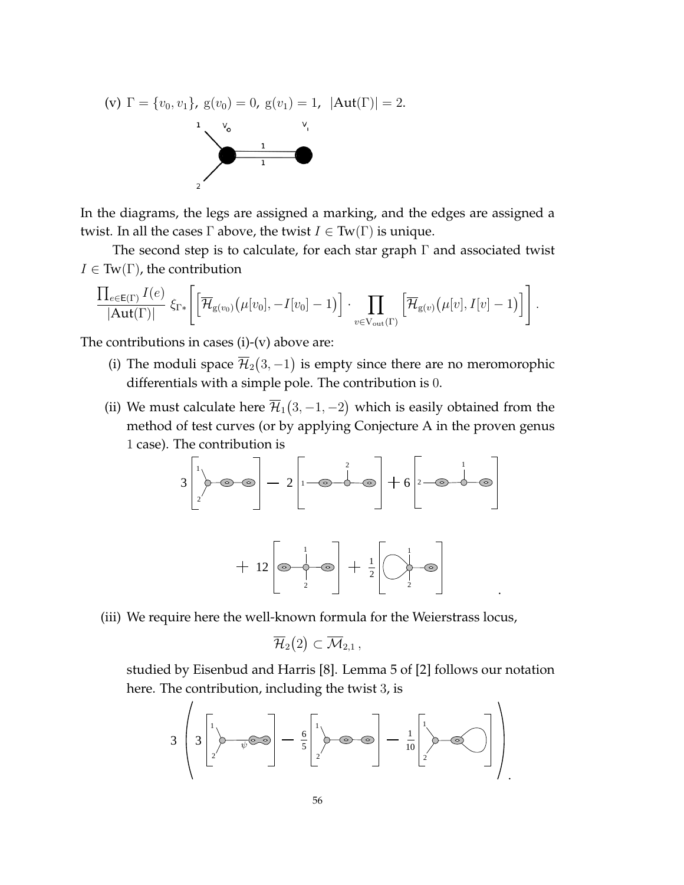(v) $\Gamma = \{v_0, v_1\}$, $\mathrm{g}(v_0) = 0$, $\mathrm{g}(v_1) = 1$, $|\mathrm{Aut}(\Gamma)| = 2$.

In the diagrams, the legs are assigned a marking, and the edges are assigned a twist. In all the cases $\Gamma$ above, the twist $I \in \mathrm{Tw}(\Gamma)$ is unique.

The second step is to calculate, for each star graph $\Gamma$ and associated twist $I \in \mathrm{Tw}(\Gamma)$, the contribution

$$\frac{\prod_{e\in \mathsf{E}(\Gamma)} I(e)}{|\mathrm{Aut}(\Gamma)|}\, \xi_{\Gamma*}\left[\left[\overline{\mathcal{H}}_{\mathrm{g}(v_0)}\big(\mu[v_0], -I[v_0]-1\big)\right] \cdot \prod_{v\in \mathrm{V_{out}}(\Gamma)} \left[\overline{\mathcal{H}}_{\mathrm{g}(v)}\big(\mu[v], I[v]-1\big)\right]\right].$$

The contributions in cases (i)-(v) above are:

(i) The moduli space $\overline{\mathcal{H}}_2(3,-1)$ is empty since there are no meromorphic differentials with a simple pole. The contribution is $0$.

(ii) We must calculate here $\overline{\mathcal{H}}_1(3,-1,-2)$ which is easily obtained from the method of test curves (or by applying Conjecture A in the proven genus $1$ case). The contribution is

$$3\,[\;\cdot\;] - 2\,[\;\cdot\;] + 6\,[\;\cdot\;] + 12\,[\;\cdot\;] + \frac{1}{2}\,[\;\cdot\;].$$

(iii) We require here the well-known formula for the Weierstrass locus,

$$\overline{\mathcal{H}}_2(2) \subset \overline{\mathcal{M}}_{2,1}\,,$$

studied by Eisenbud and Harris [8]. Lemma 5 of [2] follows our notation here. The contribution, including the twist $3$, is

$$3\left(3\,[\;\cdot\;] - \frac{6}{5}\,[\;\cdot\;] - \frac{1}{10}\,[\;\cdot\;]\right).$$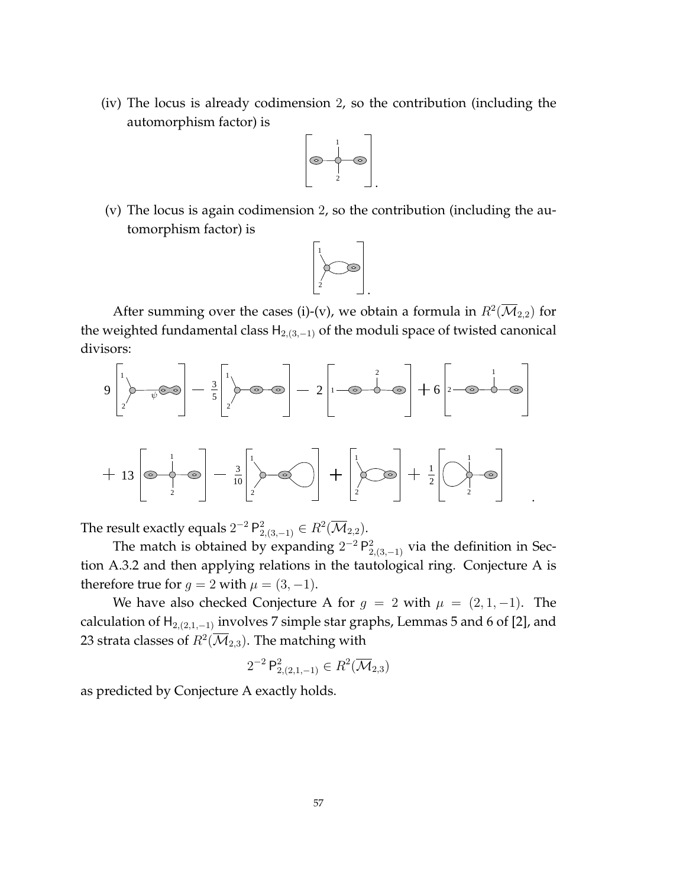(iv) The locus is already codimension 2, so the contribution (including the automorphism factor) is

(v) The locus is again codimension 2, so the contribution (including the automorphism factor) is

After summing over the cases (i)-(v), we obtain a formula in $R^2(\overline{\mathcal{M}}_{2,2})$ for the weighted fundamental class $\mathsf{H}_{2,(3,-1)}$ of the moduli space of twisted canonical divisors:

$$9\,[\cdot] - \frac{3}{5}[\cdot] - 2\,[\cdot] + 6\,[\cdot] + 13\,[\cdot] - \frac{3}{10}[\cdot] + [\cdot] + \frac{1}{2}[\cdot].$$

The result exactly equals $2^{-2}\,\mathsf{P}^2_{2,(3,-1)} \in R^2(\overline{\mathcal{M}}_{2,2})$.

The match is obtained by expanding $2^{-2}\,\mathsf{P}^2_{2,(3,-1)}$ via the definition in Section A.3.2 and then applying relations in the tautological ring. Conjecture A is therefore true for $g = 2$ with $\mu = (3,-1)$.

We have also checked Conjecture A for $g = 2$ with $\mu = (2,1,-1)$. The calculation of $\mathsf{H}_{2,(2,1,-1)}$ involves 7 simple star graphs, Lemmas 5 and 6 of [2], and 23 strata classes of $R^2(\overline{\mathcal{M}}_{2,3})$. The matching with

$$2^{-2}\,\mathsf{P}^2_{2,(2,1,-1)} \in R^2(\overline{\mathcal{M}}_{2,3})$$

as predicted by Conjecture A exactly holds.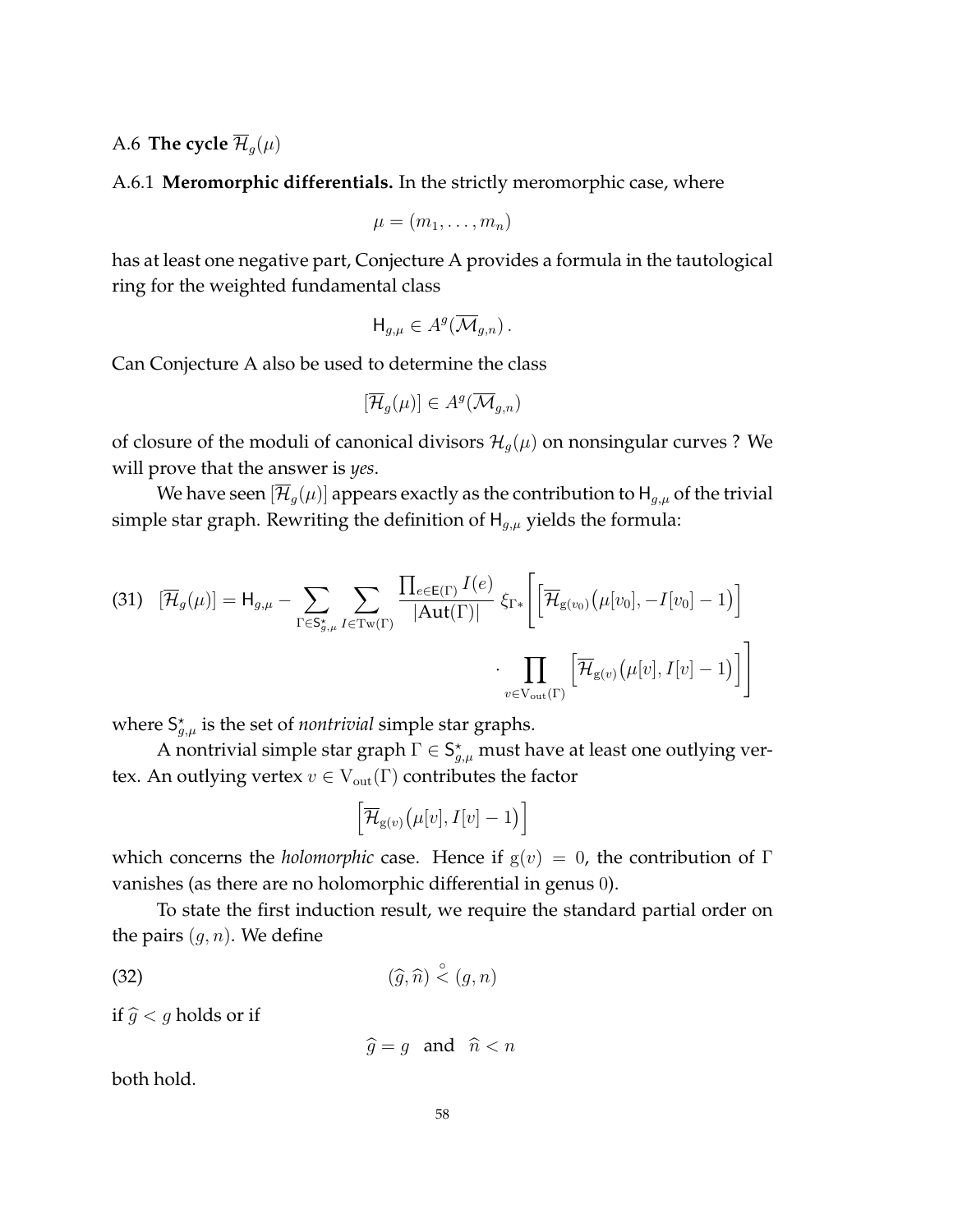## A.6 **The cycle** $\overline{\mathcal{H}}_g(\mu)$

A.6.1 **Meromorphic differentials.** In the strictly meromorphic case, where

$$\mu = (m_1, \ldots, m_n)$$

has at least one negative part, Conjecture A provides a formula in the tautological ring for the weighted fundamental class

$$\mathsf{H}_{g,\mu} \in A^g(\overline{\mathcal{M}}_{g,n}) .$$

Can Conjecture A also be used to determine the class

$$[\overline{\mathcal{H}}_g(\mu)] \in A^g(\overline{\mathcal{M}}_{g,n})$$

of closure of the moduli of canonical divisors $\mathcal{H}_g(\mu)$ on nonsingular curves ? We will prove that the answer is *yes*.

We have seen $[\overline{\mathcal{H}}_g(\mu)]$ appears exactly as the contribution to $\mathsf{H}_{g,\mu}$ of the trivial simple star graph. Rewriting the definition of $\mathsf{H}_{g,\mu}$ yields the formula:

$$[\overline{\mathcal{H}}_g(\mu)] = \mathsf{H}_{g,\mu} - \sum_{\Gamma \in \mathsf{S}^\star_{g,\mu}} \sum_{I \in \mathrm{Tw}(\Gamma)} \frac{\prod_{e \in \mathsf{E}(\Gamma)} I(e)}{|\mathrm{Aut}(\Gamma)|} \, \xi_{\Gamma *}\Bigg[ \Big[\overline{\mathcal{H}}_{\mathrm{g}(v_0)}\big(\mu[v_0], -I[v_0]-1\big)\Big] \cdot \prod_{v \in \mathrm{V}_{\mathrm{out}}(\Gamma)} \Big[\overline{\mathcal{H}}_{\mathrm{g}(v)}\big(\mu[v], I[v]-1\big)\Big] \Bigg] \tag{31}$$

where $\mathsf{S}^\star_{g,\mu}$ is the set of *nontrivial* simple star graphs.

A nontrivial simple star graph $\Gamma \in \mathsf{S}^\star_{g,\mu}$ must have at least one outlying vertex. An outlying vertex $v \in \mathrm{V}_{\mathrm{out}}(\Gamma)$ contributes the factor

$$\Big[\overline{\mathcal{H}}_{\mathrm{g}(v)}\big(\mu[v], I[v]-1\big)\Big]$$

which concerns the *holomorphic* case. Hence if $\mathrm{g}(v) = 0$, the contribution of $\Gamma$ vanishes (as there are no holomorphic differential in genus $0$).

To state the first induction result, we require the standard partial order on the pairs $(g, n)$. We define

$$(\widehat{g}, \widehat{n}) \overset{\circ}{<} (g, n) \tag{32}$$

if $\widehat{g} < g$ holds or if

$$\widehat{g} = g \quad \text{and} \quad \widehat{n} < n$$

both hold.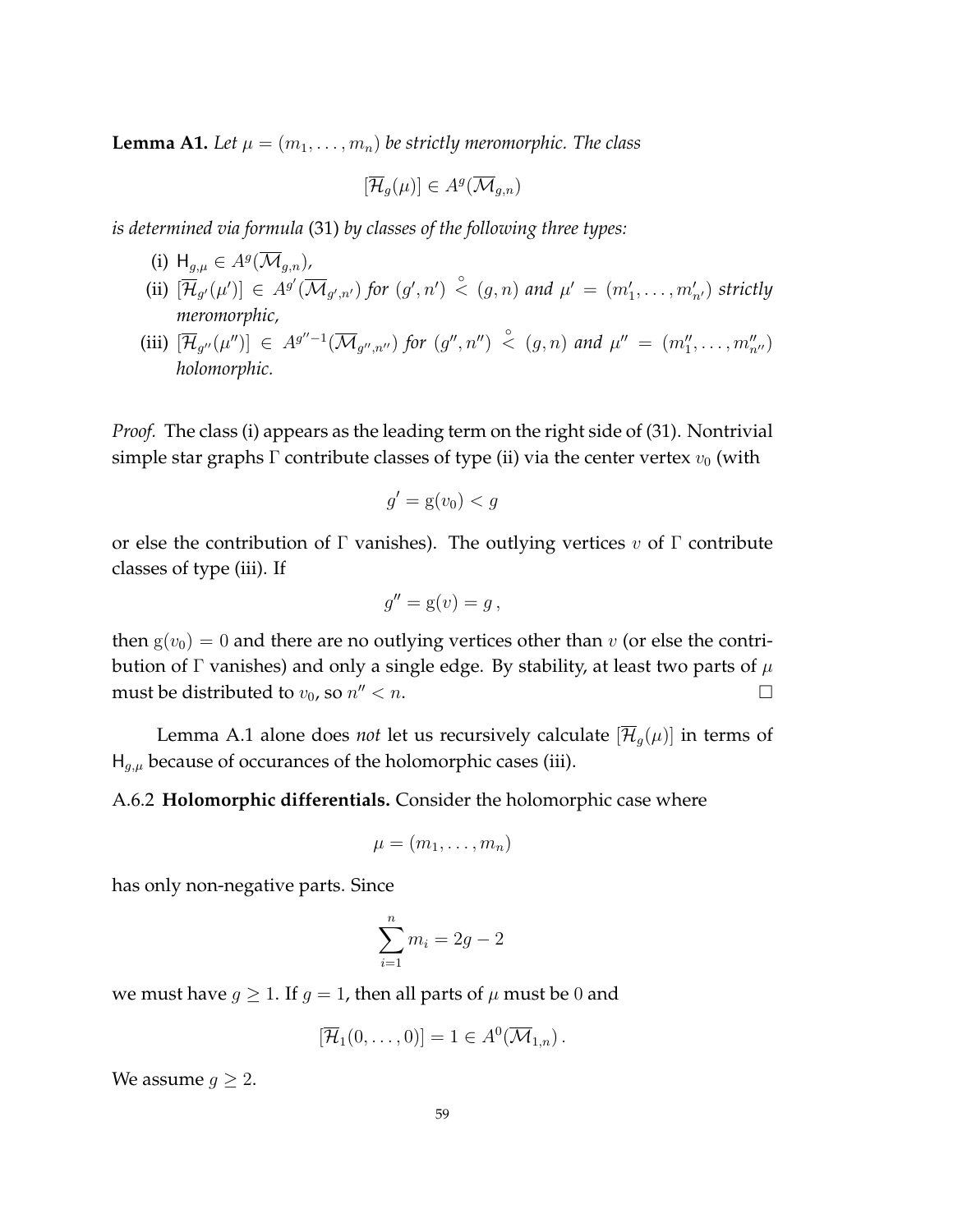**Lemma A1.** *Let $\mu = (m_1, \ldots, m_n)$ be strictly meromorphic. The class*

$$[\overline{\mathcal{H}}_g(\mu)] \in A^g(\overline{\mathcal{M}}_{g,n})$$

*is determined via formula* (31) *by classes of the following three types:*

(i) $\mathsf{H}_{g,\mu} \in A^g(\overline{\mathcal{M}}_{g,n})$,

(ii) $[\overline{\mathcal{H}}_{g'}(\mu')] \in A^{g'}(\overline{\mathcal{M}}_{g',n'})$ *for* $(g', n') \overset{\circ}{<} (g, n)$ *and* $\mu' = (m'_1, \ldots, m'_{n'})$ *strictly meromorphic,*

(iii) $[\overline{\mathcal{H}}_{g''}(\mu'')] \in A^{g''-1}(\overline{\mathcal{M}}_{g'',n''})$ *for* $(g'', n'') \overset{\circ}{<} (g, n)$ *and* $\mu'' = (m''_1, \ldots, m''_{n''})$ *holomorphic.*

*Proof.* The class (i) appears as the leading term on the right side of (31). Nontrivial simple star graphs $\Gamma$ contribute classes of type (ii) via the center vertex $v_0$ (with

$$g' = \mathrm{g}(v_0) < g$$

or else the contribution of $\Gamma$ vanishes). The outlying vertices $v$ of $\Gamma$ contribute classes of type (iii). If

$$g'' = \mathrm{g}(v) = g\,,$$

then $\mathrm{g}(v_0) = 0$ and there are no outlying vertices other than $v$ (or else the contribution of $\Gamma$ vanishes) and only a single edge. By stability, at least two parts of $\mu$ must be distributed to $v_0$, so $n'' < n$. □

Lemma A.1 alone does *not* let us recursively calculate $[\overline{\mathcal{H}}_g(\mu)]$ in terms of $\mathsf{H}_{g,\mu}$ because of occurances of the holomorphic cases (iii).

A.6.2 **Holomorphic differentials.** Consider the holomorphic case where

$$\mu = (m_1, \ldots, m_n)$$

has only non-negative parts. Since

$$\sum_{i=1}^{n} m_i = 2g - 2$$

we must have $g \geq 1$. If $g = 1$, then all parts of $\mu$ must be $0$ and

$$[\overline{\mathcal{H}}_1(0, \ldots, 0)] = 1 \in A^0(\overline{\mathcal{M}}_{1,n})\,.$$

We assume $g \geq 2$.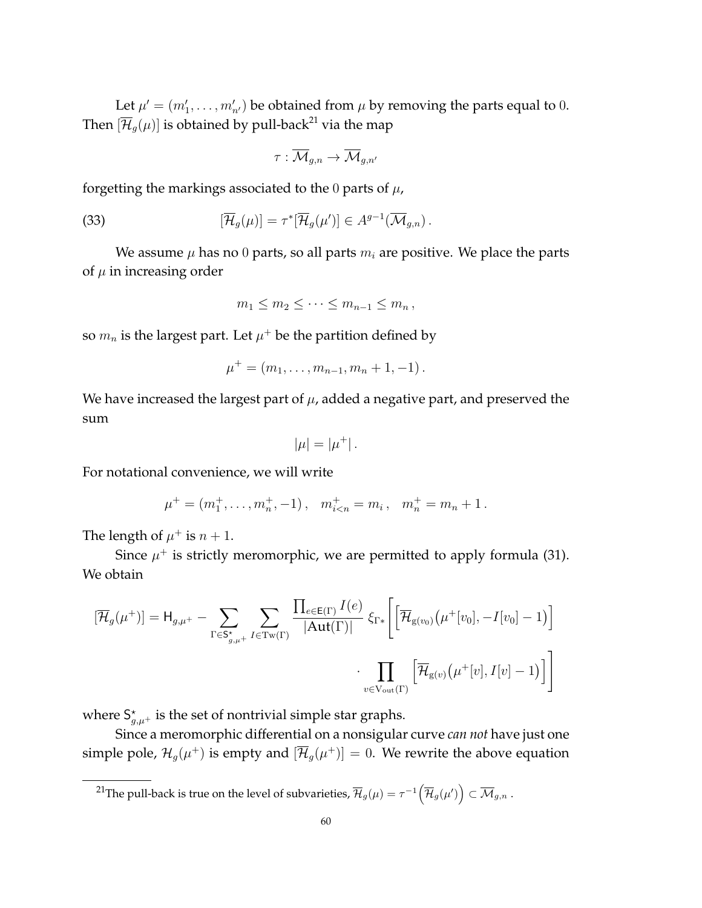Let $\mu' = (m'_1, \ldots, m'_{n'})$ be obtained from $\mu$ by removing the parts equal to $0$. Then $[\overline{\mathcal{H}}_g(\mu)]$ is obtained by pull-back[21] via the map

$$\tau : \overline{\mathcal{M}}_{g,n} \to \overline{\mathcal{M}}_{g,n'}$$

forgetting the markings associated to the $0$ parts of $\mu$,

$$[\overline{\mathcal{H}}_g(\mu)] = \tau^*[\overline{\mathcal{H}}_g(\mu')] \in A^{g-1}(\overline{\mathcal{M}}_{g,n})\,. \tag{33}$$

We assume $\mu$ has no $0$ parts, so all parts $m_i$ are positive. We place the parts of $\mu$ in increasing order

$$m_1 \leq m_2 \leq \cdots \leq m_{n-1} \leq m_n\,,$$

so $m_n$ is the largest part. Let $\mu^+$ be the partition defined by

$$\mu^+ = (m_1, \ldots, m_{n-1}, m_n + 1, -1)\,.$$

We have increased the largest part of $\mu$, added a negative part, and preserved the sum

$$|\mu| = |\mu^+|\,.$$

For notational convenience, we will write

$$\mu^+ = (m^+_1, \ldots, m^+_n, -1)\,, \quad m^+_{i<n} = m_i\,, \quad m^+_n = m_n + 1\,.$$

The length of $\mu^+$ is $n+1$.

Since $\mu^+$ is strictly meromorphic, we are permitted to apply formula (31). We obtain

$$[\overline{\mathcal{H}}_g(\mu^+)] = \mathsf{H}_{g,\mu^+} - \sum_{\Gamma \in \mathsf{S}^\star_{g,\mu^+}} \sum_{I \in \mathrm{Tw}(\Gamma)} \frac{\prod_{e\in \mathsf{E}(\Gamma)} I(e)}{|\mathrm{Aut}(\Gamma)|}\, \xi_{\Gamma*}\Bigg[\Big[\overline{\mathcal{H}}_{\mathrm{g}(v_0)}\big(\mu^+[v_0], -I[v_0]-1\big)\Big] \cdot \prod_{v \in \mathrm{V}_{\mathrm{out}}(\Gamma)} \Big[\overline{\mathcal{H}}_{\mathrm{g}(v)}\big(\mu^+[v], I[v]-1\big)\Big]\Bigg]$$

where $\mathsf{S}^\star_{g,\mu^+}$ is the set of nontrivial simple star graphs.

Since a meromorphic differential on a nonsingular curve *can not* have just one simple pole, $\mathcal{H}_g(\mu^+)$ is empty and $[\overline{\mathcal{H}}_g(\mu^+)] = 0$. We rewrite the above equation

---

[21] The pull-back is true on the level of subvarieties, $\overline{\mathcal{H}}_g(\mu) = \tau^{-1}\Big(\overline{\mathcal{H}}_g(\mu')\Big) \subset \overline{\mathcal{M}}_{g,n}$.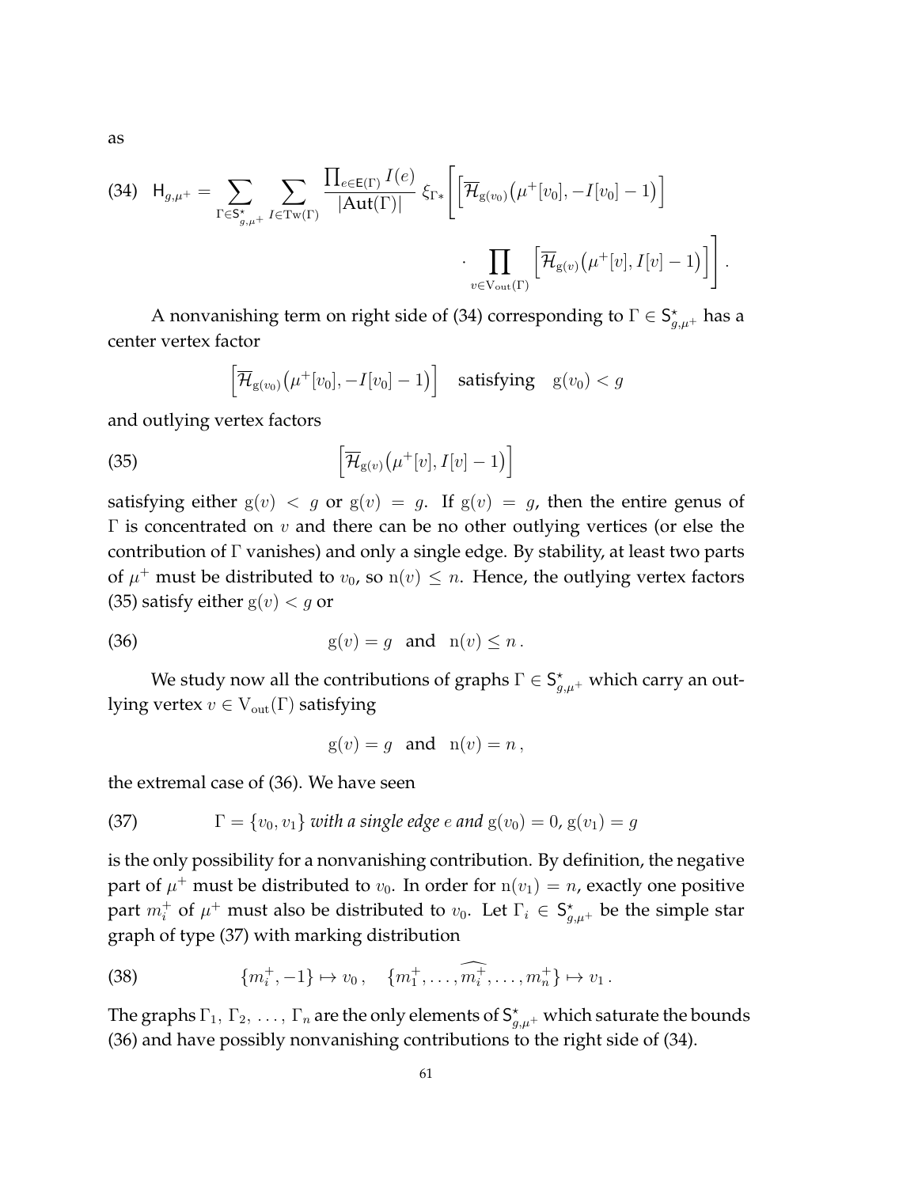as

$$
\text{(34)} \quad \mathsf{H}_{g,\mu^+} = \sum_{\Gamma \in \mathsf{S}^\star_{g,\mu^+}} \sum_{I \in \mathrm{Tw}(\Gamma)} \frac{\prod_{e\in \mathsf{E}(\Gamma)} I(e)}{|\mathrm{Aut}(\Gamma)|} \, \xi_{\Gamma*}\Bigg[ \Big[ \overline{\mathcal{H}}_{\mathrm{g}(v_0)}\big(\mu^+[v_0], -I[v_0]-1\big)\Big] \cdot \prod_{v \in \mathrm{V}_{\mathrm{out}}(\Gamma)} \Big[ \overline{\mathcal{H}}_{\mathrm{g}(v)}\big(\mu^+[v], I[v]-1\big)\Big]\Bigg] .
$$

A nonvanishing term on right side of (34) corresponding to $\Gamma \in \mathsf{S}^\star_{g,\mu^+}$ has a center vertex factor

$$
\Big[ \overline{\mathcal{H}}_{\mathrm{g}(v_0)}\big(\mu^+[v_0], -I[v_0]-1\big)\Big] \quad \text{satisfying} \quad \mathrm{g}(v_0) < g
$$

and outlying vertex factors

$$
\text{(35)} \qquad \Big[ \overline{\mathcal{H}}_{\mathrm{g}(v)}\big(\mu^+[v], I[v]-1\big)\Big]
$$

satisfying either $\mathrm{g}(v) < g$ or $\mathrm{g}(v) = g$. If $\mathrm{g}(v) = g$, then the entire genus of $\Gamma$ is concentrated on $v$ and there can be no other outlying vertices (or else the contribution of $\Gamma$ vanishes) and only a single edge. By stability, at least two parts of $\mu^+$ must be distributed to $v_0$, so $\mathrm{n}(v) \leq n$. Hence, the outlying vertex factors (35) satisfy either $\mathrm{g}(v) < g$ or

$$
\text{(36)} \qquad \mathrm{g}(v) = g \quad \text{and} \quad \mathrm{n}(v) \leq n \, .
$$

We study now all the contributions of graphs $\Gamma \in \mathsf{S}^\star_{g,\mu^+}$ which carry an outlying vertex $v \in \mathrm{V}_{\mathrm{out}}(\Gamma)$ satisfying

$$
\mathrm{g}(v) = g \quad \text{and} \quad \mathrm{n}(v) = n \, ,
$$

the extremal case of (36). We have seen

$$
\text{(37)} \qquad \Gamma = \{v_0, v_1\} \textit{ with a single edge } e \textit{ and } \mathrm{g}(v_0) = 0, \, \mathrm{g}(v_1) = g
$$

is the only possibility for a nonvanishing contribution. By definition, the negative part of $\mu^+$ must be distributed to $v_0$. In order for $\mathrm{n}(v_1) = n$, exactly one positive part $m_i^+$ of $\mu^+$ must also be distributed to $v_0$. Let $\Gamma_i \in \mathsf{S}^\star_{g,\mu^+}$ be the simple star graph of type (37) with marking distribution

$$
\text{(38)} \qquad \{m_i^+, -1\} \mapsto v_0 \, , \quad \{m_1^+, \ldots, \widehat{m_i^+}, \ldots, m_n^+\} \mapsto v_1 \, .
$$

The graphs $\Gamma_1, \, \Gamma_2, \, \ldots, \, \Gamma_n$ are the only elements of $\mathsf{S}^\star_{g,\mu^+}$ which saturate the bounds (36) and have possibly nonvanishing contributions to the right side of (34).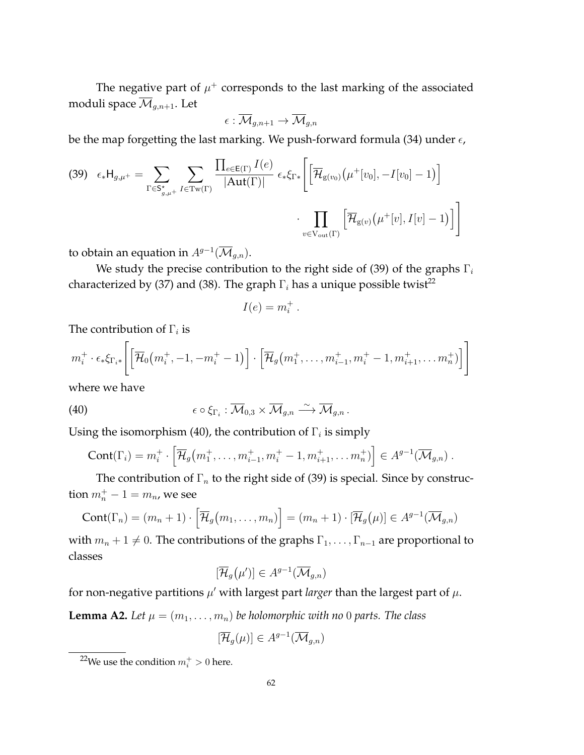The negative part of $\mu^+$ corresponds to the last marking of the associated moduli space $\overline{\mathcal{M}}_{g,n+1}$. Let

$$\epsilon : \overline{\mathcal{M}}_{g,n+1} \to \overline{\mathcal{M}}_{g,n}$$

be the map forgetting the last marking. We push-forward formula (34) under $\epsilon$,

$$\epsilon_* \mathsf{H}_{g,\mu^+} = \sum_{\Gamma \in \mathsf{S}^\star_{g,\mu^+}} \sum_{I \in \mathrm{Tw}(\Gamma)} \frac{\prod_{e \in \mathsf{E}(\Gamma)} I(e)}{|\mathrm{Aut}(\Gamma)|} \, \epsilon_* \xi_{\Gamma *} \Bigg[ \Big[ \overline{\mathcal{H}}_{\mathrm{g}(v_0)}\big(\mu^+[v_0], -I[v_0] - 1\big) \Big] \cdot \prod_{v \in \mathrm{V}_{\mathrm{out}}(\Gamma)} \Big[ \overline{\mathcal{H}}_{\mathrm{g}(v)}\big(\mu^+[v], I[v] - 1\big) \Big] \Bigg] \tag{39}$$

to obtain an equation in $A^{g-1}(\overline{\mathcal{M}}_{g,n})$.

We study the precise contribution to the right side of (39) of the graphs $\Gamma_i$ characterized by (37) and (38). The graph $\Gamma_i$ has a unique possible twist[22]

$$I(e) = m_i^+ \,.$$

The contribution of $\Gamma_i$ is

$$m_i^+ \cdot \epsilon_* \xi_{\Gamma_i *} \Bigg[ \Big[ \overline{\mathcal{H}}_0\big(m_i^+, -1, -m_i^+ - 1\big) \Big] \cdot \Big[ \overline{\mathcal{H}}_g\big(m_1^+, \ldots, m_{i-1}^+, m_i^+ - 1, m_{i+1}^+, \ldots m_n^+\big) \Big] \Bigg]$$

where we have

$$\epsilon \circ \xi_{\Gamma_i} : \overline{\mathcal{M}}_{0,3} \times \overline{\mathcal{M}}_{g,n} \stackrel{\sim}{\longrightarrow} \overline{\mathcal{M}}_{g,n} \,. \tag{40}$$

Using the isomorphism (40), the contribution of $\Gamma_i$ is simply

$$\mathrm{Cont}(\Gamma_i) = m_i^+ \cdot \Big[ \overline{\mathcal{H}}_g\big(m_1^+, \ldots, m_{i-1}^+, m_i^+ - 1, m_{i+1}^+, \ldots m_n^+\big) \Big] \in A^{g-1}(\overline{\mathcal{M}}_{g,n}) \,.$$

The contribution of $\Gamma_n$ to the right side of (39) is special. Since by construction $m_n^+ - 1 = m_n$, we see

$$\mathrm{Cont}(\Gamma_n) = (m_n + 1) \cdot \Big[ \overline{\mathcal{H}}_g\big(m_1, \ldots, m_n\big) \Big] = (m_n + 1) \cdot [\overline{\mathcal{H}}_g\big(\mu\big)] \in A^{g-1}(\overline{\mathcal{M}}_{g,n})$$

with $m_n + 1 \neq 0$. The contributions of the graphs $\Gamma_1, \ldots, \Gamma_{n-1}$ are proportional to classes

$$[\overline{\mathcal{H}}_g\big(\mu'\big)] \in A^{g-1}(\overline{\mathcal{M}}_{g,n})$$

for non-negative partitions $\mu'$ with largest part *larger* than the largest part of $\mu$.

**Lemma A2.** *Let $\mu = (m_1, \ldots, m_n)$ be holomorphic with no $0$ parts. The class*

$$[\overline{\mathcal{H}}_g(\mu)] \in A^{g-1}(\overline{\mathcal{M}}_{g,n})$$

---

[22] We use the condition $m_i^+ > 0$ here.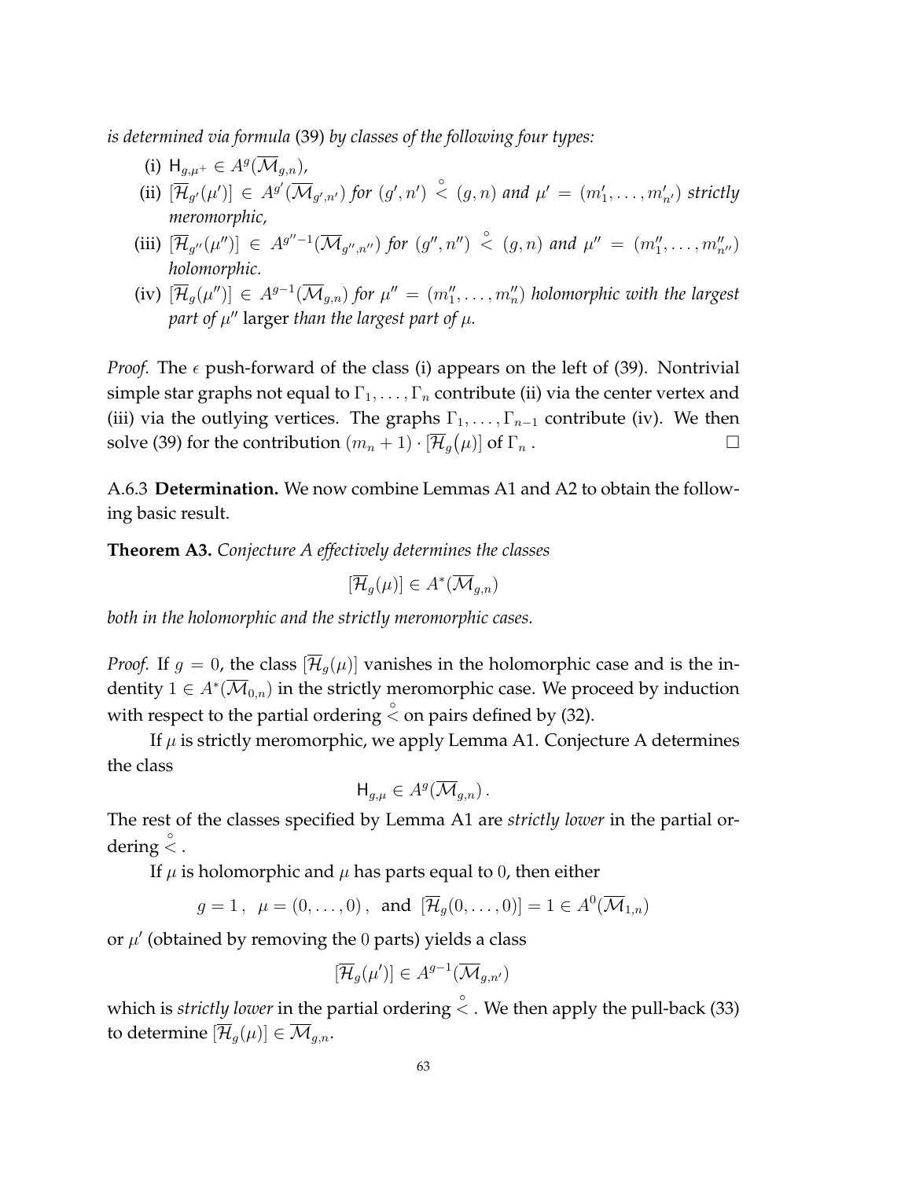*is determined via formula* (39) *by classes of the following four types:*

(i) $\mathsf{H}_{g,\mu^+} \in A^g(\overline{\mathcal{M}}_{g,n})$,

(ii) $[\overline{\mathcal{H}}_{g'}(\mu')] \in A^{g'}(\overline{\mathcal{M}}_{g',n'})$ *for* $(g',n') \overset{\circ}{<} (g,n)$ *and* $\mu' = (m'_1,\ldots,m'_{n'})$ *strictly meromorphic,*

(iii) $[\overline{\mathcal{H}}_{g''}(\mu'')] \in A^{g''-1}(\overline{\mathcal{M}}_{g'',n''})$ *for* $(g'',n'') \overset{\circ}{<} (g,n)$ *and* $\mu'' = (m''_1,\ldots,m''_{n''})$ *holomorphic.*

(iv) $[\overline{\mathcal{H}}_{g}(\mu'')] \in A^{g-1}(\overline{\mathcal{M}}_{g,n})$ *for* $\mu'' = (m''_1,\ldots,m''_{n})$ *holomorphic with the largest part of* $\mu''$ larger *than the largest part of* $\mu$.

*Proof.* The $\epsilon$ push-forward of the class (i) appears on the left of (39). Nontrivial simple star graphs not equal to $\Gamma_1,\ldots,\Gamma_n$ contribute (ii) via the center vertex and (iii) via the outlying vertices. The graphs $\Gamma_1,\ldots,\Gamma_{n-1}$ contribute (iv). We then solve (39) for the contribution $(m_n+1)\cdot[\overline{\mathcal{H}}_g(\mu)]$ of $\Gamma_n$ . $\square$

A.6.3 **Determination.** We now combine Lemmas A1 and A2 to obtain the following basic result.

**Theorem A3.** *Conjecture A effectively determines the classes*

$$[\overline{\mathcal{H}}_g(\mu)] \in A^*(\overline{\mathcal{M}}_{g,n})$$

*both in the holomorphic and the strictly meromorphic cases.*

*Proof.* If $g=0$, the class $[\overline{\mathcal{H}}_g(\mu)]$ vanishes in the holomorphic case and is the indentity $1 \in A^*(\overline{\mathcal{M}}_{0,n})$ in the strictly meromorphic case. We proceed by induction with respect to the partial ordering $\overset{\circ}{<}$ on pairs defined by (32).

If $\mu$ is strictly meromorphic, we apply Lemma A1. Conjecture A determines the class

$$\mathsf{H}_{g,\mu} \in A^g(\overline{\mathcal{M}}_{g,n})\,.$$

The rest of the classes specified by Lemma A1 are *strictly lower* in the partial ordering $\overset{\circ}{<}$ .

If $\mu$ is holomorphic and $\mu$ has parts equal to $0$, then either

$$g=1\,,\ \ \mu=(0,\ldots,0)\,,\ \ \text{and}\ \ [\overline{\mathcal{H}}_g(0,\ldots,0)] = 1 \in A^0(\overline{\mathcal{M}}_{1,n})$$

or $\mu'$ (obtained by removing the $0$ parts) yields a class

$$[\overline{\mathcal{H}}_g(\mu')] \in A^{g-1}(\overline{\mathcal{M}}_{g,n'})$$

which is *strictly lower* in the partial ordering $\overset{\circ}{<}$ . We then apply the pull-back (33) to determine $[\overline{\mathcal{H}}_g(\mu)] \in \overline{\mathcal{M}}_{g,n}$.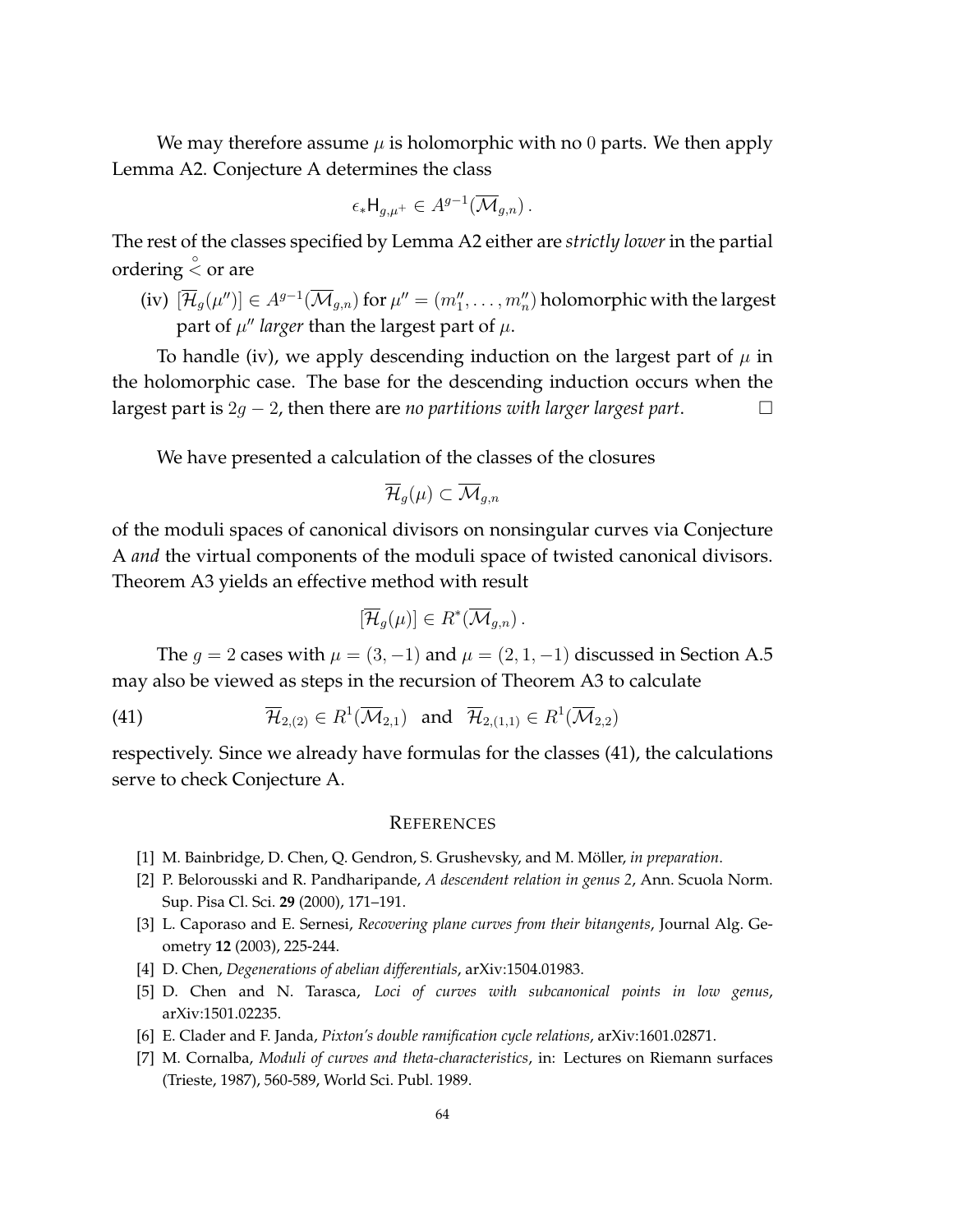We may therefore assume $\mu$ is holomorphic with no $0$ parts. We then apply Lemma A2. Conjecture A determines the class

$$\epsilon_* \mathsf{H}_{g,\mu^+} \in A^{g-1}(\overline{\mathcal{M}}_{g,n}) .$$

The rest of the classes specified by Lemma A2 either are *strictly lower* in the partial ordering $\overset{\circ}{<}$ or are

(iv) $[\overline{\mathcal{H}}_g(\mu'')] \in A^{g-1}(\overline{\mathcal{M}}_{g,n})$ for $\mu'' = (m''_1, \ldots, m''_n)$ holomorphic with the largest part of $\mu''$ *larger* than the largest part of $\mu$.

To handle (iv), we apply descending induction on the largest part of $\mu$ in the holomorphic case. The base for the descending induction occurs when the largest part is $2g-2$, then there are *no partitions with larger largest part*. □

We have presented a calculation of the classes of the closures

$$\overline{\mathcal{H}}_g(\mu) \subset \overline{\mathcal{M}}_{g,n}$$

of the moduli spaces of canonical divisors on nonsingular curves via Conjecture A *and* the virtual components of the moduli space of twisted canonical divisors. Theorem A3 yields an effective method with result

$$[\overline{\mathcal{H}}_g(\mu)] \in R^*(\overline{\mathcal{M}}_{g,n}) .$$

The $g = 2$ cases with $\mu = (3, -1)$ and $\mu = (2, 1, -1)$ discussed in Section A.5 may also be viewed as steps in the recursion of Theorem A3 to calculate

$$\overline{\mathcal{H}}_{2,(2)} \in R^1(\overline{\mathcal{M}}_{2,1}) \quad \text{and} \quad \overline{\mathcal{H}}_{2,(1,1)} \in R^1(\overline{\mathcal{M}}_{2,2}) \tag{41}$$

respectively. Since we already have formulas for the classes (41), the calculations serve to check Conjecture A.

## REFERENCES

[1] M. Bainbridge, D. Chen, Q. Gendron, S. Grushevsky, and M. Möller, *in preparation*.

[2] P. Belorousski and R. Pandharipande, *A descendent relation in genus 2*, Ann. Scuola Norm. Sup. Pisa Cl. Sci. **29** (2000), 171–191.

[3] L. Caporaso and E. Sernesi, *Recovering plane curves from their bitangents*, Journal Alg. Geometry **12** (2003), 225-244.

[4] D. Chen, *Degenerations of abelian differentials*, arXiv:1504.01983.

[5] D. Chen and N. Tarasca, *Loci of curves with subcanonical points in low genus*, arXiv:1501.02235.

[6] E. Clader and F. Janda, *Pixton's double ramification cycle relations*, arXiv:1601.02871.

[7] M. Cornalba, *Moduli of curves and theta-characteristics*, in: Lectures on Riemann surfaces (Trieste, 1987), 560-589, World Sci. Publ. 1989.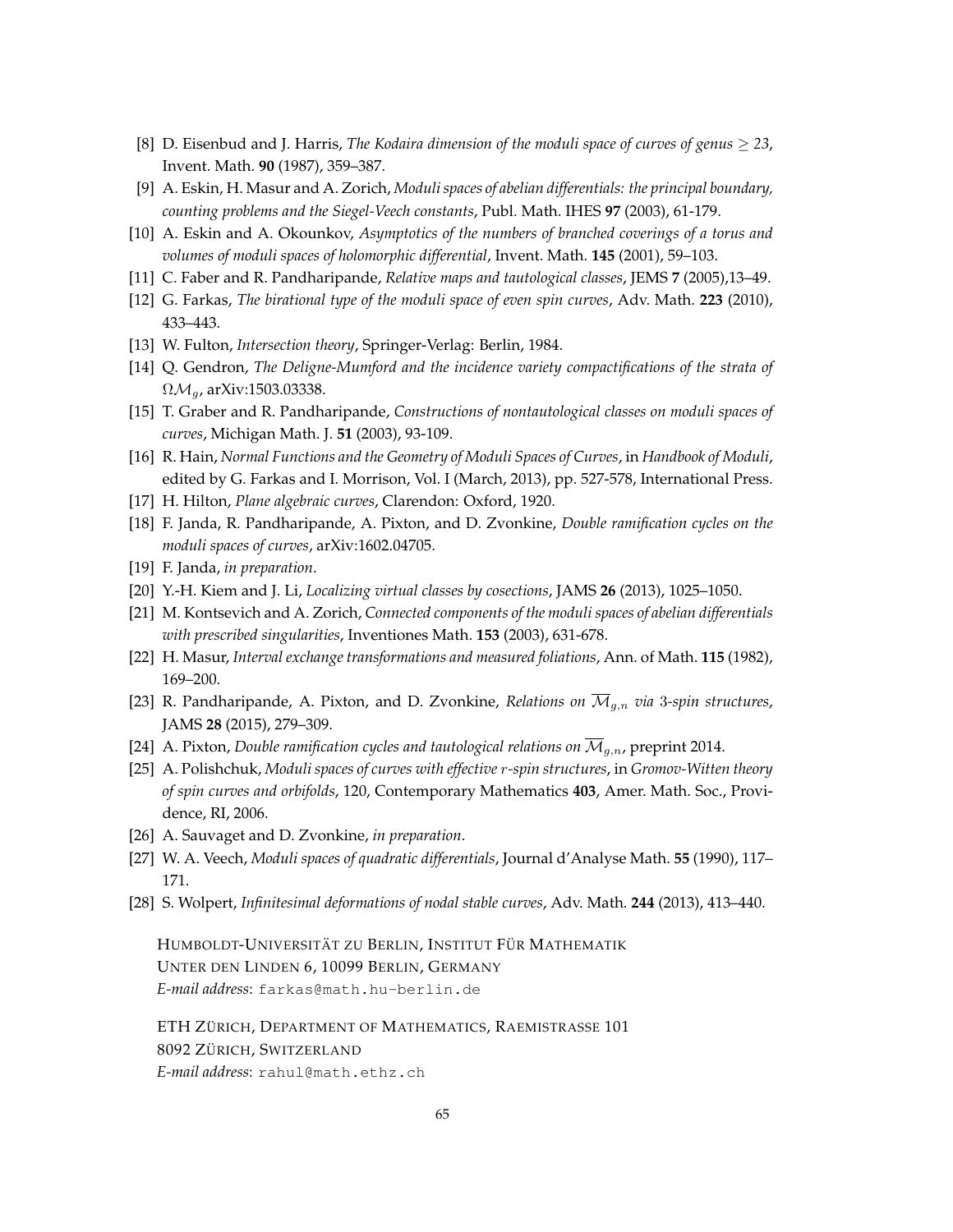[8] D. Eisenbud and J. Harris, *The Kodaira dimension of the moduli space of curves of genus $\geq 23$*, Invent. Math. **90** (1987), 359–387.

[9] A. Eskin, H. Masur and A. Zorich, *Moduli spaces of abelian differentials: the principal boundary, counting problems and the Siegel-Veech constants*, Publ. Math. IHES **97** (2003), 61-179.

[10] A. Eskin and A. Okounkov, *Asymptotics of the numbers of branched coverings of a torus and volumes of moduli spaces of holomorphic differential*, Invent. Math. **145** (2001), 59–103.

[11] C. Faber and R. Pandharipande, *Relative maps and tautological classes*, JEMS **7** (2005),13–49.

[12] G. Farkas, *The birational type of the moduli space of even spin curves*, Adv. Math. **223** (2010), 433–443.

[13] W. Fulton, *Intersection theory*, Springer-Verlag: Berlin, 1984.

[14] Q. Gendron, *The Deligne-Mumford and the incidence variety compactifications of the strata of $\Omega\mathcal{M}_g$*, arXiv:1503.03338.

[15] T. Graber and R. Pandharipande, *Constructions of nontautological classes on moduli spaces of curves*, Michigan Math. J. **51** (2003), 93-109.

[16] R. Hain, *Normal Functions and the Geometry of Moduli Spaces of Curves*, in *Handbook of Moduli*, edited by G. Farkas and I. Morrison, Vol. I (March, 2013), pp. 527-578, International Press.

[17] H. Hilton, *Plane algebraic curves*, Clarendon: Oxford, 1920.

[18] F. Janda, R. Pandharipande, A. Pixton, and D. Zvonkine, *Double ramification cycles on the moduli spaces of curves*, arXiv:1602.04705.

[19] F. Janda, *in preparation*.

[20] Y.-H. Kiem and J. Li, *Localizing virtual classes by cosections*, JAMS **26** (2013), 1025–1050.

[21] M. Kontsevich and A. Zorich, *Connected components of the moduli spaces of abelian differentials with prescribed singularities*, Inventiones Math. **153** (2003), 631-678.

[22] H. Masur, *Interval exchange transformations and measured foliations*, Ann. of Math. **115** (1982), 169–200.

[23] R. Pandharipande, A. Pixton, and D. Zvonkine, *Relations on $\overline{\mathcal{M}}_{g,n}$ via 3-spin structures*, JAMS **28** (2015), 279–309.

[24] A. Pixton, *Double ramification cycles and tautological relations on $\overline{\mathcal{M}}_{g,n}$*, preprint 2014.

[25] A. Polishchuk, *Moduli spaces of curves with effective $r$-spin structures*, in *Gromov-Witten theory of spin curves and orbifolds*, 120, Contemporary Mathematics **403**, Amer. Math. Soc., Providence, RI, 2006.

[26] A. Sauvaget and D. Zvonkine, *in preparation*.

[27] W. A. Veech, *Moduli spaces of quadratic differentials*, Journal d'Analyse Math. **55** (1990), 117–171.

[28] S. Wolpert, *Infinitesimal deformations of nodal stable curves*, Adv. Math. **244** (2013), 413–440.

HUMBOLDT-UNIVERSITÄT ZU BERLIN, INSTITUT FÜR MATHEMATIK
UNTER DEN LINDEN 6, 10099 BERLIN, GERMANY
*E-mail address*: farkas@math.hu-berlin.de

ETH ZÜRICH, DEPARTMENT OF MATHEMATICS, RAEMISTRASSE 101
8092 ZÜRICH, SWITZERLAND
*E-mail address*: rahul@math.ethz.ch